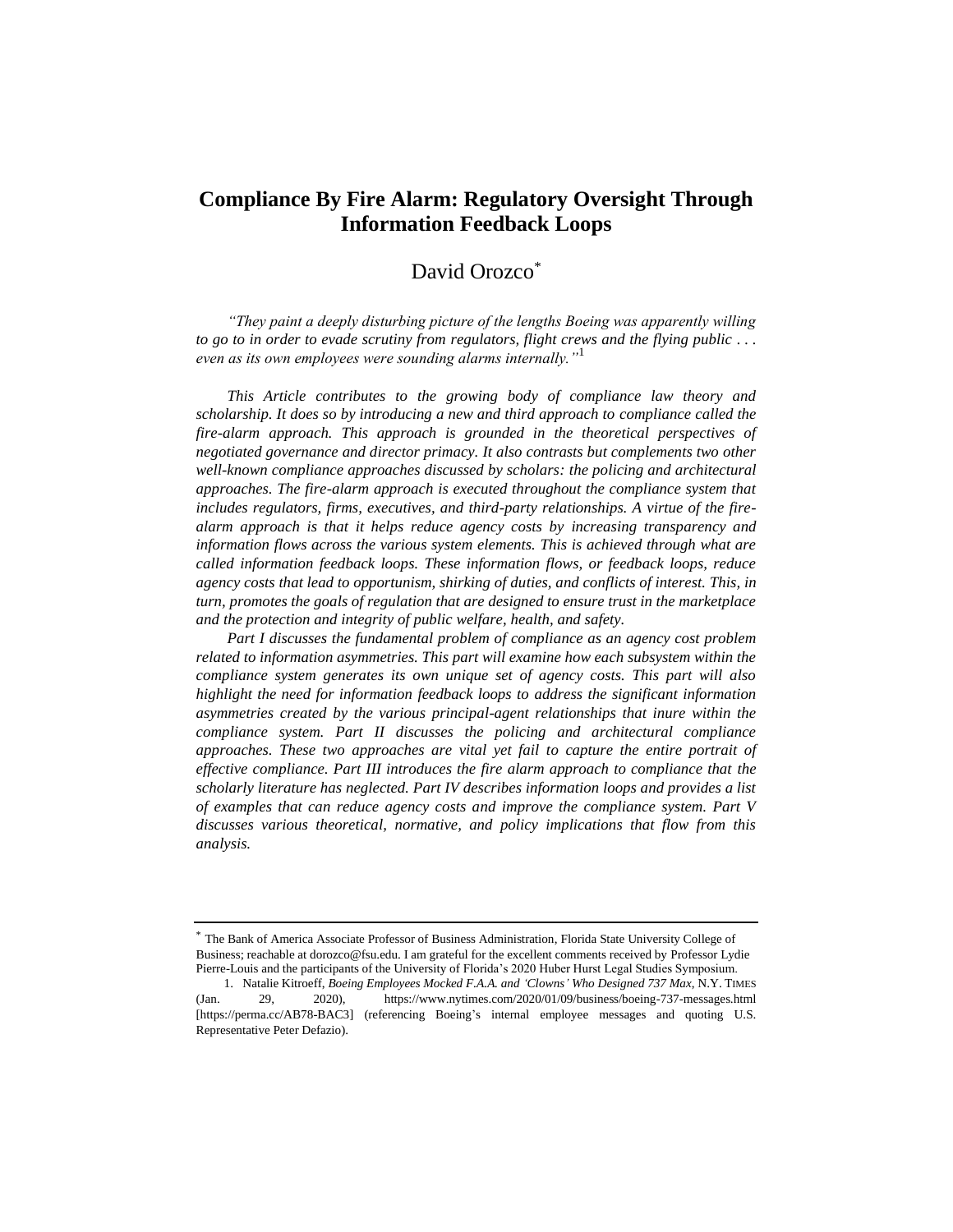# Compliance By Fire Alarm: Regulatory Oversight Through Information Feedback Loops

David Orozco[*]

*"They paint a deeply disturbing picture of the lengths Boeing was apparently willing to go to in order to evade scrutiny from regulators, flight crews and the flying public . . . even as its own employees were sounding alarms internally."*[1]

*This Article contributes to the growing body of compliance law theory and scholarship. It does so by introducing a new and third approach to compliance called the fire-alarm approach. This approach is grounded in the theoretical perspectives of negotiated governance and director primacy. It also contrasts but complements two other well-known compliance approaches discussed by scholars: the policing and architectural approaches. The fire-alarm approach is executed throughout the compliance system that includes regulators, firms, executives, and third-party relationships. A virtue of the fire-alarm approach is that it helps reduce agency costs by increasing transparency and information flows across the various system elements. This is achieved through what are called information feedback loops. These information flows, or feedback loops, reduce agency costs that lead to opportunism, shirking of duties, and conflicts of interest. This, in turn, promotes the goals of regulation that are designed to ensure trust in the marketplace and the protection and integrity of public welfare, health, and safety.*

*Part I discusses the fundamental problem of compliance as an agency cost problem related to information asymmetries. This part will examine how each subsystem within the compliance system generates its own unique set of agency costs. This part will also highlight the need for information feedback loops to address the significant information asymmetries created by the various principal-agent relationships that inure within the compliance system. Part II discusses the policing and architectural compliance approaches. These two approaches are vital yet fail to capture the entire portrait of effective compliance. Part III introduces the fire alarm approach to compliance that the scholarly literature has neglected. Part IV describes information loops and provides a list of examples that can reduce agency costs and improve the compliance system. Part V discusses various theoretical, normative, and policy implications that flow from this analysis.*

---

[*] The Bank of America Associate Professor of Business Administration, Florida State University College of Business; reachable at dorozco@fsu.edu. I am grateful for the excellent comments received by Professor Lydie Pierre-Louis and the participants of the University of Florida's 2020 Huber Hurst Legal Studies Symposium.

1. Natalie Kitroeff, *Boeing Employees Mocked F.A.A. and 'Clowns' Who Designed 737 Max*, N.Y. TIMES (Jan. 29, 2020), https://www.nytimes.com/2020/01/09/business/boeing-737-messages.html [https://perma.cc/AB78-BAC3] (referencing Boeing's internal employee messages and quoting U.S. Representative Peter Defazio).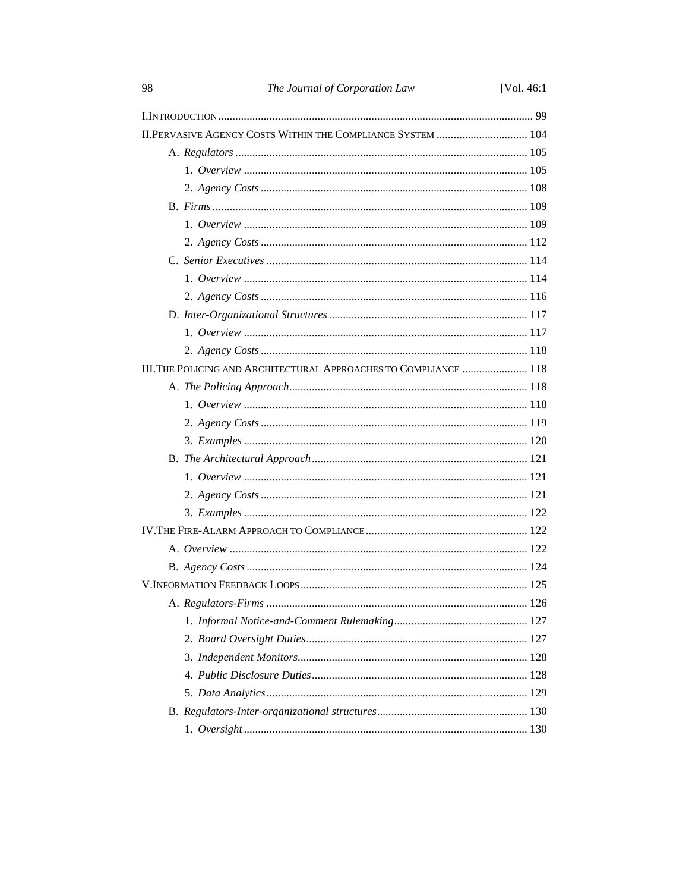I. INTRODUCTION ... 99

II. PERVASIVE AGENCY COSTS WITHIN THE COMPLIANCE SYSTEM ... 104

- A. *Regulators* ... 105
  - 1. *Overview* ... 105
  - 2. *Agency Costs* ... 108
- B. *Firms* ... 109
  - 1. *Overview* ... 109
  - 2. *Agency Costs* ... 112
- C. *Senior Executives* ... 114
  - 1. *Overview* ... 114
  - 2. *Agency Costs* ... 116
- D. *Inter-Organizational Structures* ... 117
  - 1. *Overview* ... 117
  - 2. *Agency Costs* ... 118

III. THE POLICING AND ARCHITECTURAL APPROACHES TO COMPLIANCE ... 118

- A. *The Policing Approach* ... 118
  - 1. *Overview* ... 118
  - 2. *Agency Costs* ... 119
  - 3. *Examples* ... 120
- B. *The Architectural Approach* ... 121
  - 1. *Overview* ... 121
  - 2. *Agency Costs* ... 121
  - 3. *Examples* ... 122

IV. THE FIRE-ALARM APPROACH TO COMPLIANCE ... 122

- A. *Overview* ... 122
- B. *Agency Costs* ... 124

V. INFORMATION FEEDBACK LOOPS ... 125

- A. *Regulators-Firms* ... 126
  - 1. *Informal Notice-and-Comment Rulemaking* ... 127
  - 2. *Board Oversight Duties* ... 127
  - 3. *Independent Monitors* ... 128
  - 4. *Public Disclosure Duties* ... 128
  - 5. *Data Analytics* ... 129
- B. *Regulators-Inter-organizational structures* ... 130
  - 1. *Oversight* ... 130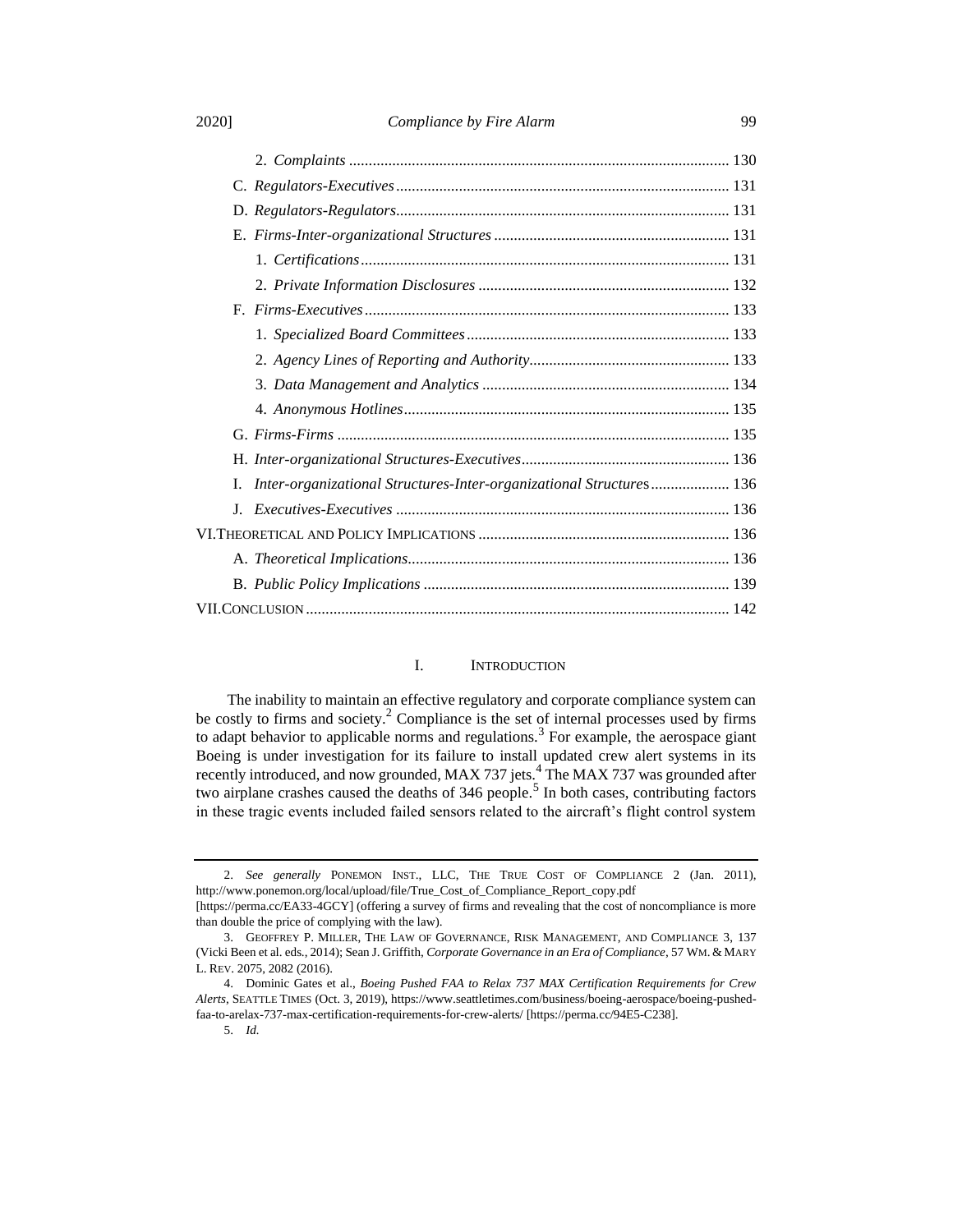2. *Complaints* ................................................................................................ 130

C. *Regulators-Executives* .................................................................................... 131

D. *Regulators-Regulators* .................................................................................... 131

E. *Firms-Inter-organizational Structures* ............................................................ 131

1. *Certifications* ............................................................................................. 131

2. *Private Information Disclosures* ................................................................ 132

F. *Firms-Executives* ............................................................................................ 133

1. *Specialized Board Committees* .................................................................. 133

2. *Agency Lines of Reporting and Authority* ................................................... 133

3. *Data Management and Analytics* ............................................................... 134

4. *Anonymous Hotlines* .................................................................................. 135

G. *Firms-Firms* ................................................................................................... 135

H. *Inter-organizational Structures-Executives* ..................................................... 136

I. *Inter-organizational Structures-Inter-organizational Structures* ..................... 136

J. *Executives-Executives* .................................................................................... 136

VI. THEORETICAL AND POLICY IMPLICATIONS ................................................................ 136

A. *Theoretical Implications* .................................................................................. 136

B. *Public Policy Implications* .............................................................................. 139

VII. CONCLUSION ........................................................................................................... 142

## I. INTRODUCTION

The inability to maintain an effective regulatory and corporate compliance system can be costly to firms and society.[2] Compliance is the set of internal processes used by firms to adapt behavior to applicable norms and regulations.[3] For example, the aerospace giant Boeing is under investigation for its failure to install updated crew alert systems in its recently introduced, and now grounded, MAX 737 jets.[4] The MAX 737 was grounded after two airplane crashes caused the deaths of 346 people.[5] In both cases, contributing factors in these tragic events included failed sensors related to the aircraft's flight control system

---

2. *See generally* PONEMON INST., LLC, THE TRUE COST OF COMPLIANCE 2 (Jan. 2011), http://www.ponemon.org/local/upload/file/True_Cost_of_Compliance_Report_copy.pdf [https://perma.cc/EA33-4GCY] (offering a survey of firms and revealing that the cost of noncompliance is more than double the price of complying with the law).

3. GEOFFREY P. MILLER, THE LAW OF GOVERNANCE, RISK MANAGEMENT, AND COMPLIANCE 3, 137 (Vicki Been et al. eds., 2014); Sean J. Griffith, *Corporate Governance in an Era of Compliance*, 57 WM. & MARY L. REV. 2075, 2082 (2016).

4. Dominic Gates et al., *Boeing Pushed FAA to Relax 737 MAX Certification Requirements for Crew Alerts*, SEATTLE TIMES (Oct. 3, 2019), https://www.seattletimes.com/business/boeing-aerospace/boeing-pushed-faa-to-arelax-737-max-certification-requirements-for-crew-alerts/ [https://perma.cc/94E5-C238].

5. *Id.*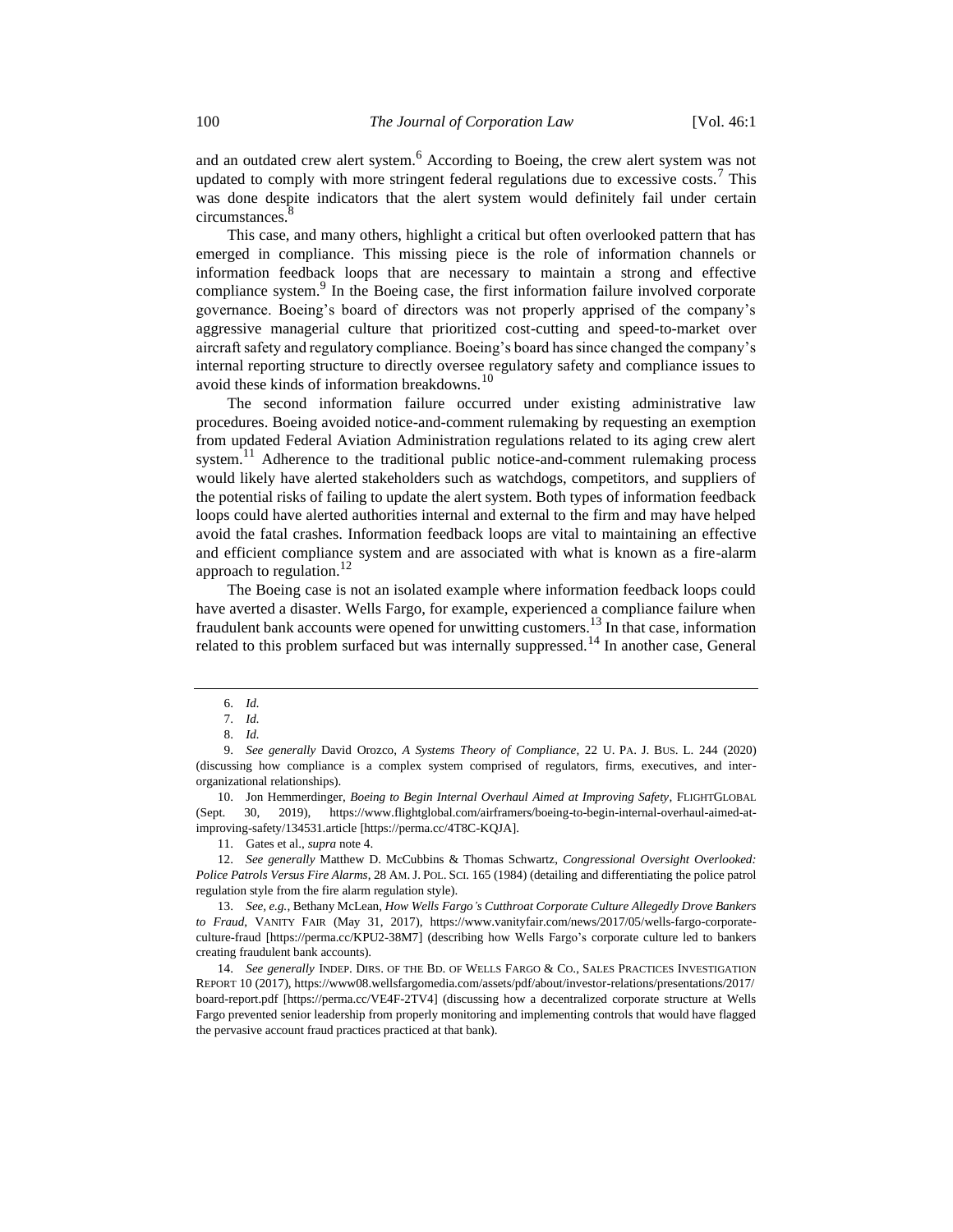and an outdated crew alert system.[6] According to Boeing, the crew alert system was not updated to comply with more stringent federal regulations due to excessive costs.[7] This was done despite indicators that the alert system would definitely fail under certain circumstances.[8]

This case, and many others, highlight a critical but often overlooked pattern that has emerged in compliance. This missing piece is the role of information channels or information feedback loops that are necessary to maintain a strong and effective compliance system.[9] In the Boeing case, the first information failure involved corporate governance. Boeing's board of directors was not properly apprised of the company's aggressive managerial culture that prioritized cost-cutting and speed-to-market over aircraft safety and regulatory compliance. Boeing's board has since changed the company's internal reporting structure to directly oversee regulatory safety and compliance issues to avoid these kinds of information breakdowns.[10]

The second information failure occurred under existing administrative law procedures. Boeing avoided notice-and-comment rulemaking by requesting an exemption from updated Federal Aviation Administration regulations related to its aging crew alert system.[11] Adherence to the traditional public notice-and-comment rulemaking process would likely have alerted stakeholders such as watchdogs, competitors, and suppliers of the potential risks of failing to update the alert system. Both types of information feedback loops could have alerted authorities internal and external to the firm and may have helped avoid the fatal crashes. Information feedback loops are vital to maintaining an effective and efficient compliance system and are associated with what is known as a fire-alarm approach to regulation.[12]

The Boeing case is not an isolated example where information feedback loops could have averted a disaster. Wells Fargo, for example, experienced a compliance failure when fraudulent bank accounts were opened for unwitting customers.[13] In that case, information related to this problem surfaced but was internally suppressed.[14] In another case, General

---

6. *Id.*

7. *Id.*

8. *Id.*

9. *See generally* David Orozco, *A Systems Theory of Compliance*, 22 U. PA. J. BUS. L. 244 (2020) (discussing how compliance is a complex system comprised of regulators, firms, executives, and inter-organizational relationships).

10. Jon Hemmerdinger, *Boeing to Begin Internal Overhaul Aimed at Improving Safety*, FLIGHTGLOBAL (Sept. 30, 2019), https://www.flightglobal.com/airframers/boeing-to-begin-internal-overhaul-aimed-at-improving-safety/134531.article [https://perma.cc/4T8C-KQJA].

11. Gates et al., *supra* note 4.

12. *See generally* Matthew D. McCubbins & Thomas Schwartz, *Congressional Oversight Overlooked: Police Patrols Versus Fire Alarms*, 28 AM. J. POL. SCI. 165 (1984) (detailing and differentiating the police patrol regulation style from the fire alarm regulation style).

13. *See, e.g.*, Bethany McLean, *How Wells Fargo's Cutthroat Corporate Culture Allegedly Drove Bankers to Fraud*, VANITY FAIR (May 31, 2017), https://www.vanityfair.com/news/2017/05/wells-fargo-corporate-culture-fraud [https://perma.cc/KPU2-38M7] (describing how Wells Fargo's corporate culture led to bankers creating fraudulent bank accounts).

14. *See generally* INDEP. DIRS. OF THE BD. OF WELLS FARGO & CO., SALES PRACTICES INVESTIGATION REPORT 10 (2017), https://www08.wellsfargomedia.com/assets/pdf/about/investor-relations/presentations/2017/board-report.pdf [https://perma.cc/VE4F-2TV4] (discussing how a decentralized corporate structure at Wells Fargo prevented senior leadership from properly monitoring and implementing controls that would have flagged the pervasive account fraud practices practiced at that bank).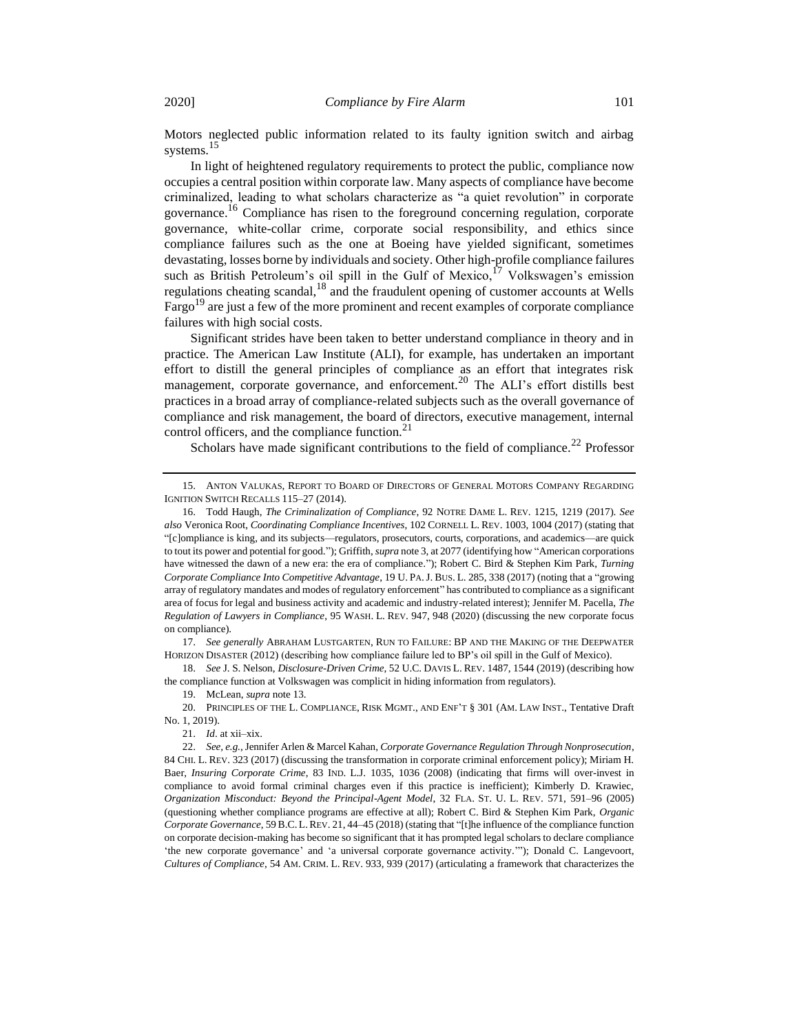Motors neglected public information related to its faulty ignition switch and airbag systems.[15]

In light of heightened regulatory requirements to protect the public, compliance now occupies a central position within corporate law. Many aspects of compliance have become criminalized, leading to what scholars characterize as "a quiet revolution" in corporate governance.[16] Compliance has risen to the foreground concerning regulation, corporate governance, white-collar crime, corporate social responsibility, and ethics since compliance failures such as the one at Boeing have yielded significant, sometimes devastating, losses borne by individuals and society. Other high-profile compliance failures such as British Petroleum's oil spill in the Gulf of Mexico,[17] Volkswagen's emission regulations cheating scandal,[18] and the fraudulent opening of customer accounts at Wells Fargo[19] are just a few of the more prominent and recent examples of corporate compliance failures with high social costs.

Significant strides have been taken to better understand compliance in theory and in practice. The American Law Institute (ALI), for example, has undertaken an important effort to distill the general principles of compliance as an effort that integrates risk management, corporate governance, and enforcement.[20] The ALI's effort distills best practices in a broad array of compliance-related subjects such as the overall governance of compliance and risk management, the board of directors, executive management, internal control officers, and the compliance function.[21]

Scholars have made significant contributions to the field of compliance.[22] Professor

---

15. ANTON VALUKAS, REPORT TO BOARD OF DIRECTORS OF GENERAL MOTORS COMPANY REGARDING IGNITION SWITCH RECALLS 115–27 (2014).

16. Todd Haugh, *The Criminalization of Compliance*, 92 NOTRE DAME L. REV. 1215, 1219 (2017). *See also* Veronica Root, *Coordinating Compliance Incentives*, 102 CORNELL L. REV. 1003, 1004 (2017) (stating that "[c]ompliance is king, and its subjects—regulators, prosecutors, courts, corporations, and academics—are quick to tout its power and potential for good."); Griffith, *supra* note 3, at 2077 (identifying how "American corporations have witnessed the dawn of a new era: the era of compliance."); Robert C. Bird & Stephen Kim Park, *Turning Corporate Compliance Into Competitive Advantage*, 19 U. PA. J. BUS. L. 285, 338 (2017) (noting that a "growing array of regulatory mandates and modes of regulatory enforcement" has contributed to compliance as a significant area of focus for legal and business activity and academic and industry-related interest); Jennifer M. Pacella, *The Regulation of Lawyers in Compliance*, 95 WASH. L. REV. 947, 948 (2020) (discussing the new corporate focus on compliance).

17. *See generally* ABRAHAM LUSTGARTEN, RUN TO FAILURE: BP AND THE MAKING OF THE DEEPWATER HORIZON DISASTER (2012) (describing how compliance failure led to BP's oil spill in the Gulf of Mexico).

18. *See* J. S. Nelson, *Disclosure-Driven Crime*, 52 U.C. DAVIS L. REV. 1487, 1544 (2019) (describing how the compliance function at Volkswagen was complicit in hiding information from regulators).

19. McLean, *supra* note 13.

20. PRINCIPLES OF THE L. COMPLIANCE, RISK MGMT., AND ENF'T § 301 (AM. LAW INST., Tentative Draft No. 1, 2019).

21. *Id*. at xii–xix.

22. *See, e.g.*, Jennifer Arlen & Marcel Kahan, *Corporate Governance Regulation Through Nonprosecution*, 84 CHI. L. REV. 323 (2017) (discussing the transformation in corporate criminal enforcement policy); Miriam H. Baer, *Insuring Corporate Crime*, 83 IND. L.J. 1035, 1036 (2008) (indicating that firms will over-invest in compliance to avoid formal criminal charges even if this practice is inefficient); Kimberly D. Krawiec, *Organization Misconduct: Beyond the Principal-Agent Model*, 32 FLA. ST. U. L. REV. 571, 591–96 (2005) (questioning whether compliance programs are effective at all); Robert C. Bird & Stephen Kim Park, *Organic Corporate Governance*, 59 B.C. L. REV. 21, 44–45 (2018) (stating that "[t]he influence of the compliance function on corporate decision-making has become so significant that it has prompted legal scholars to declare compliance 'the new corporate governance' and 'a universal corporate governance activity.'"); Donald C. Langevoort, *Cultures of Compliance*, 54 AM. CRIM. L. REV. 933, 939 (2017) (articulating a framework that characterizes the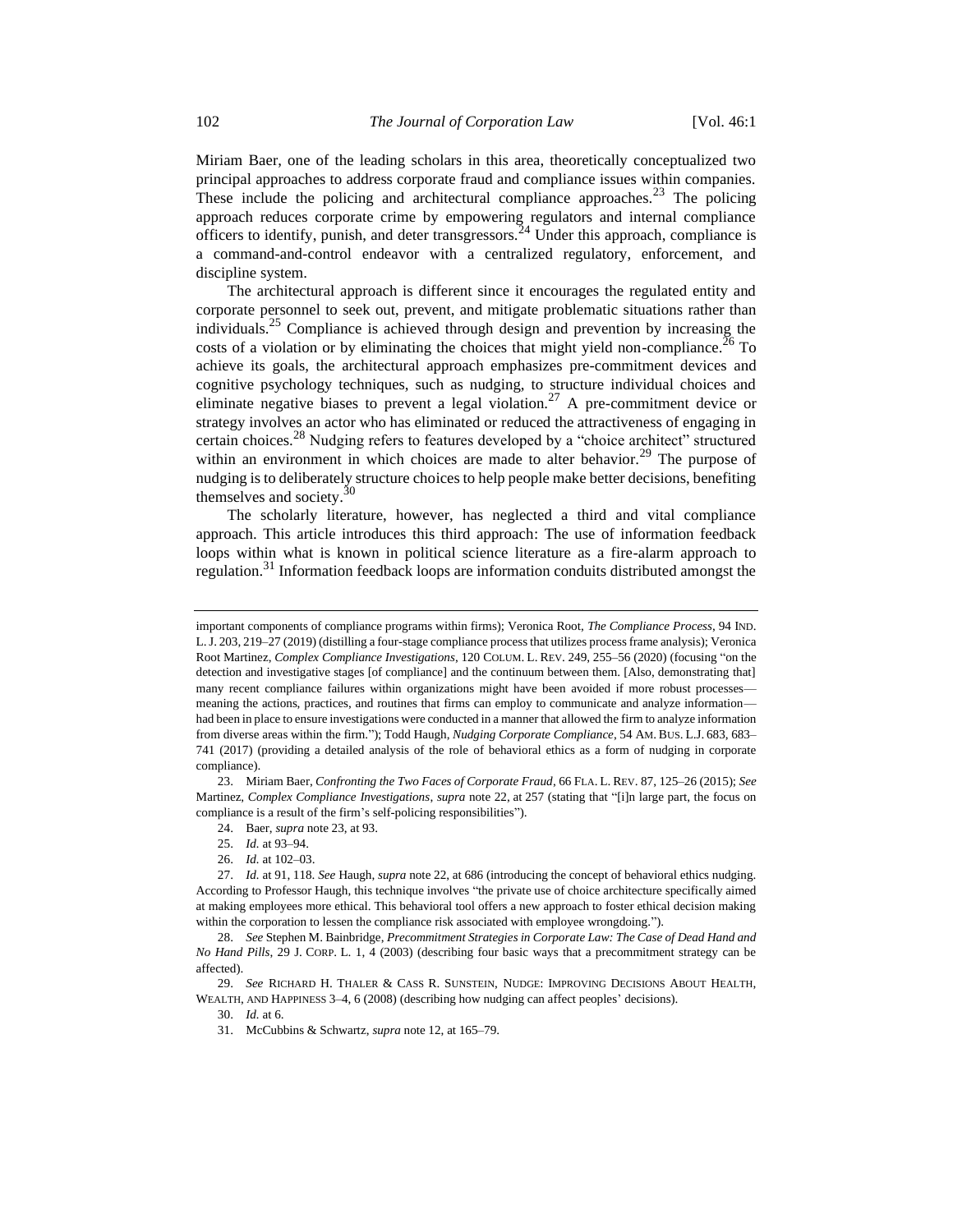Miriam Baer, one of the leading scholars in this area, theoretically conceptualized two principal approaches to address corporate fraud and compliance issues within companies. These include the policing and architectural compliance approaches.[23] The policing approach reduces corporate crime by empowering regulators and internal compliance officers to identify, punish, and deter transgressors.[24] Under this approach, compliance is a command-and-control endeavor with a centralized regulatory, enforcement, and discipline system.

The architectural approach is different since it encourages the regulated entity and corporate personnel to seek out, prevent, and mitigate problematic situations rather than individuals.[25] Compliance is achieved through design and prevention by increasing the costs of a violation or by eliminating the choices that might yield non-compliance.[26] To achieve its goals, the architectural approach emphasizes pre-commitment devices and cognitive psychology techniques, such as nudging, to structure individual choices and eliminate negative biases to prevent a legal violation.[27] A pre-commitment device or strategy involves an actor who has eliminated or reduced the attractiveness of engaging in certain choices.[28] Nudging refers to features developed by a "choice architect" structured within an environment in which choices are made to alter behavior.[29] The purpose of nudging is to deliberately structure choices to help people make better decisions, benefiting themselves and society.[30]

The scholarly literature, however, has neglected a third and vital compliance approach. This article introduces this third approach: The use of information feedback loops within what is known in political science literature as a fire-alarm approach to regulation.[31] Information feedback loops are information conduits distributed amongst the

---

important components of compliance programs within firms); Veronica Root, *The Compliance Process*, 94 IND. L. J. 203, 219–27 (2019) (distilling a four-stage compliance process that utilizes process frame analysis); Veronica Root Martinez, *Complex Compliance Investigations*, 120 COLUM. L. REV. 249, 255–56 (2020) (focusing "on the detection and investigative stages [of compliance] and the continuum between them. [Also, demonstrating that] many recent compliance failures within organizations might have been avoided if more robust processes—meaning the actions, practices, and routines that firms can employ to communicate and analyze information—had been in place to ensure investigations were conducted in a manner that allowed the firm to analyze information from diverse areas within the firm."); Todd Haugh, *Nudging Corporate Compliance*, 54 AM. BUS. L.J. 683, 683–741 (2017) (providing a detailed analysis of the role of behavioral ethics as a form of nudging in corporate compliance).

23. Miriam Baer, *Confronting the Two Faces of Corporate Fraud*, 66 FLA. L. REV. 87, 125–26 (2015); *See* Martinez, *Complex Compliance Investigations*, *supra* note 22, at 257 (stating that "[i]n large part, the focus on compliance is a result of the firm's self-policing responsibilities").

24. Baer, *supra* note 23, at 93.

25. *Id.* at 93–94.

26. *Id.* at 102–03.

27. *Id.* at 91, 118. *See* Haugh, *supra* note 22, at 686 (introducing the concept of behavioral ethics nudging. According to Professor Haugh, this technique involves "the private use of choice architecture specifically aimed at making employees more ethical. This behavioral tool offers a new approach to foster ethical decision making within the corporation to lessen the compliance risk associated with employee wrongdoing.").

28. *See* Stephen M. Bainbridge, *Precommitment Strategies in Corporate Law: The Case of Dead Hand and No Hand Pills*, 29 J. CORP. L. 1, 4 (2003) (describing four basic ways that a precommitment strategy can be affected).

29. *See* RICHARD H. THALER & CASS R. SUNSTEIN, NUDGE: IMPROVING DECISIONS ABOUT HEALTH, WEALTH, AND HAPPINESS 3–4, 6 (2008) (describing how nudging can affect peoples' decisions).

30. *Id.* at 6.

31. McCubbins & Schwartz, *supra* note 12, at 165–79.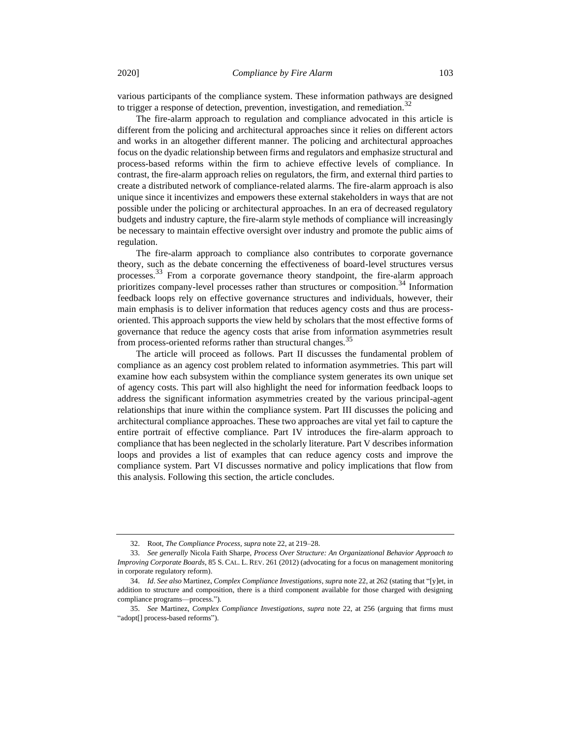various participants of the compliance system. These information pathways are designed to trigger a response of detection, prevention, investigation, and remediation.[32]

The fire-alarm approach to regulation and compliance advocated in this article is different from the policing and architectural approaches since it relies on different actors and works in an altogether different manner. The policing and architectural approaches focus on the dyadic relationship between firms and regulators and emphasize structural and process-based reforms within the firm to achieve effective levels of compliance. In contrast, the fire-alarm approach relies on regulators, the firm, and external third parties to create a distributed network of compliance-related alarms. The fire-alarm approach is also unique since it incentivizes and empowers these external stakeholders in ways that are not possible under the policing or architectural approaches. In an era of decreased regulatory budgets and industry capture, the fire-alarm style methods of compliance will increasingly be necessary to maintain effective oversight over industry and promote the public aims of regulation.

The fire-alarm approach to compliance also contributes to corporate governance theory, such as the debate concerning the effectiveness of board-level structures versus processes.[33] From a corporate governance theory standpoint, the fire-alarm approach prioritizes company-level processes rather than structures or composition.[34] Information feedback loops rely on effective governance structures and individuals, however, their main emphasis is to deliver information that reduces agency costs and thus are process-oriented. This approach supports the view held by scholars that the most effective forms of governance that reduce the agency costs that arise from information asymmetries result from process-oriented reforms rather than structural changes.[35]

The article will proceed as follows. Part II discusses the fundamental problem of compliance as an agency cost problem related to information asymmetries. This part will examine how each subsystem within the compliance system generates its own unique set of agency costs. This part will also highlight the need for information feedback loops to address the significant information asymmetries created by the various principal-agent relationships that inure within the compliance system. Part III discusses the policing and architectural compliance approaches. These two approaches are vital yet fail to capture the entire portrait of effective compliance. Part IV introduces the fire-alarm approach to compliance that has been neglected in the scholarly literature. Part V describes information loops and provides a list of examples that can reduce agency costs and improve the compliance system. Part VI discusses normative and policy implications that flow from this analysis. Following this section, the article concludes.

---

32. Root, *The Compliance Process*, *supra* note 22, at 219–28.

33. *See generally* Nicola Faith Sharpe, *Process Over Structure: An Organizational Behavior Approach to Improving Corporate Boards*, 85 S. CAL. L. REV. 261 (2012) (advocating for a focus on management monitoring in corporate regulatory reform).

34. *Id*. *See also* Martinez, *Complex Compliance Investigations*, *supra* note 22, at 262 (stating that "[y]et, in addition to structure and composition, there is a third component available for those charged with designing compliance programs—process.").

35. *See* Martinez, *Complex Compliance Investigations*, *supra* note 22, at 256 (arguing that firms must "adopt[] process-based reforms").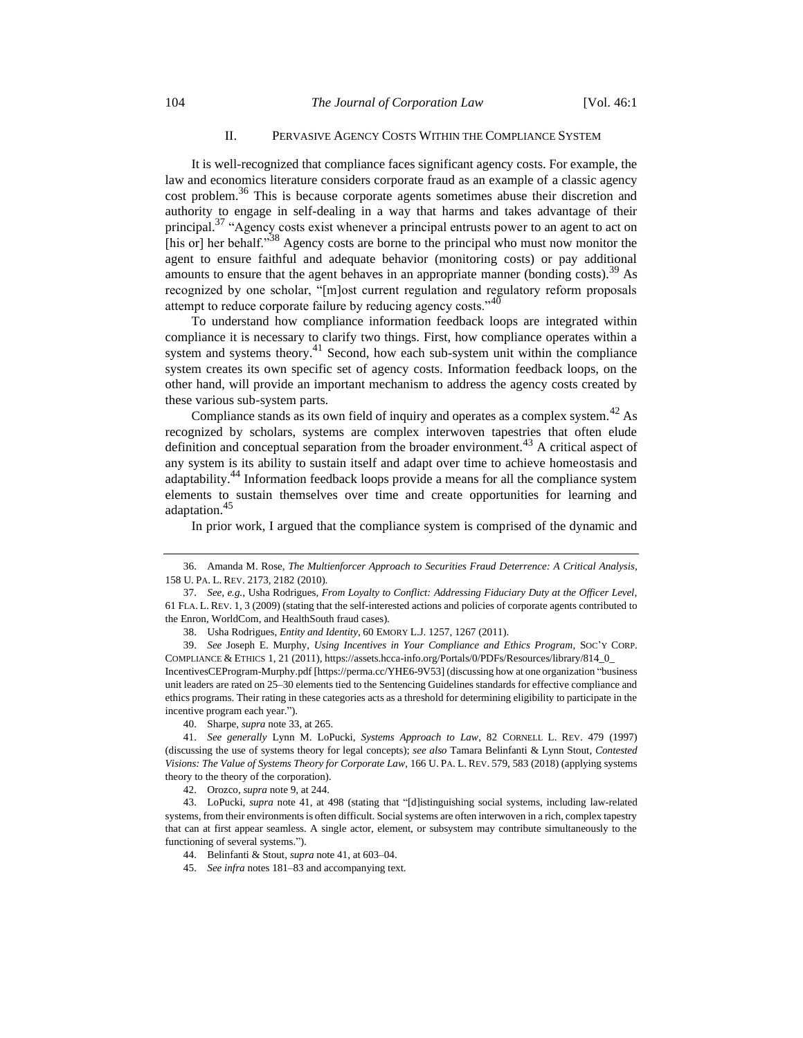## II. PERVASIVE AGENCY COSTS WITHIN THE COMPLIANCE SYSTEM

It is well-recognized that compliance faces significant agency costs. For example, the law and economics literature considers corporate fraud as an example of a classic agency cost problem.[36] This is because corporate agents sometimes abuse their discretion and authority to engage in self-dealing in a way that harms and takes advantage of their principal.[37] "Agency costs exist whenever a principal entrusts power to an agent to act on [his or] her behalf."[38] Agency costs are borne to the principal who must now monitor the agent to ensure faithful and adequate behavior (monitoring costs) or pay additional amounts to ensure that the agent behaves in an appropriate manner (bonding costs).[39] As recognized by one scholar, "[m]ost current regulation and regulatory reform proposals attempt to reduce corporate failure by reducing agency costs."[40]

To understand how compliance information feedback loops are integrated within compliance it is necessary to clarify two things. First, how compliance operates within a system and systems theory.[41] Second, how each sub-system unit within the compliance system creates its own specific set of agency costs. Information feedback loops, on the other hand, will provide an important mechanism to address the agency costs created by these various sub-system parts.

Compliance stands as its own field of inquiry and operates as a complex system.[42] As recognized by scholars, systems are complex interwoven tapestries that often elude definition and conceptual separation from the broader environment.[43] A critical aspect of any system is its ability to sustain itself and adapt over time to achieve homeostasis and adaptability.[44] Information feedback loops provide a means for all the compliance system elements to sustain themselves over time and create opportunities for learning and adaptation.[45]

In prior work, I argued that the compliance system is comprised of the dynamic and

---

36. Amanda M. Rose, *The Multienforcer Approach to Securities Fraud Deterrence: A Critical Analysis*, 158 U. PA. L. REV. 2173, 2182 (2010).

37. *See, e.g.*, Usha Rodrigues, *From Loyalty to Conflict: Addressing Fiduciary Duty at the Officer Level*, 61 FLA. L. REV. 1, 3 (2009) (stating that the self-interested actions and policies of corporate agents contributed to the Enron, WorldCom, and HealthSouth fraud cases).

38. Usha Rodrigues, *Entity and Identity*, 60 EMORY L.J. 1257, 1267 (2011).

39. *See* Joseph E. Murphy, *Using Incentives in Your Compliance and Ethics Program*, SOC'Y CORP. COMPLIANCE & ETHICS 1, 21 (2011), https://assets.hcca-info.org/Portals/0/PDFs/Resources/library/814_0_IncentivesCEProgram-Murphy.pdf [https://perma.cc/YHE6-9V53] (discussing how at one organization "business unit leaders are rated on 25–30 elements tied to the Sentencing Guidelines standards for effective compliance and ethics programs. Their rating in these categories acts as a threshold for determining eligibility to participate in the incentive program each year.").

40. Sharpe, *supra* note 33, at 265.

41. *See generally* Lynn M. LoPucki, *Systems Approach to Law*, 82 CORNELL L. REV. 479 (1997) (discussing the use of systems theory for legal concepts); *see also* Tamara Belinfanti & Lynn Stout, *Contested Visions: The Value of Systems Theory for Corporate Law*, 166 U. PA. L. REV. 579, 583 (2018) (applying systems theory to the theory of the corporation).

42. Orozco, *supra* note 9, at 244.

43. LoPucki, *supra* note 41, at 498 (stating that "[d]istinguishing social systems, including law-related systems, from their environments is often difficult. Social systems are often interwoven in a rich, complex tapestry that can at first appear seamless. A single actor, element, or subsystem may contribute simultaneously to the functioning of several systems.").

44. Belinfanti & Stout, *supra* note 41, at 603–04.

45. *See infra* notes 181–83 and accompanying text.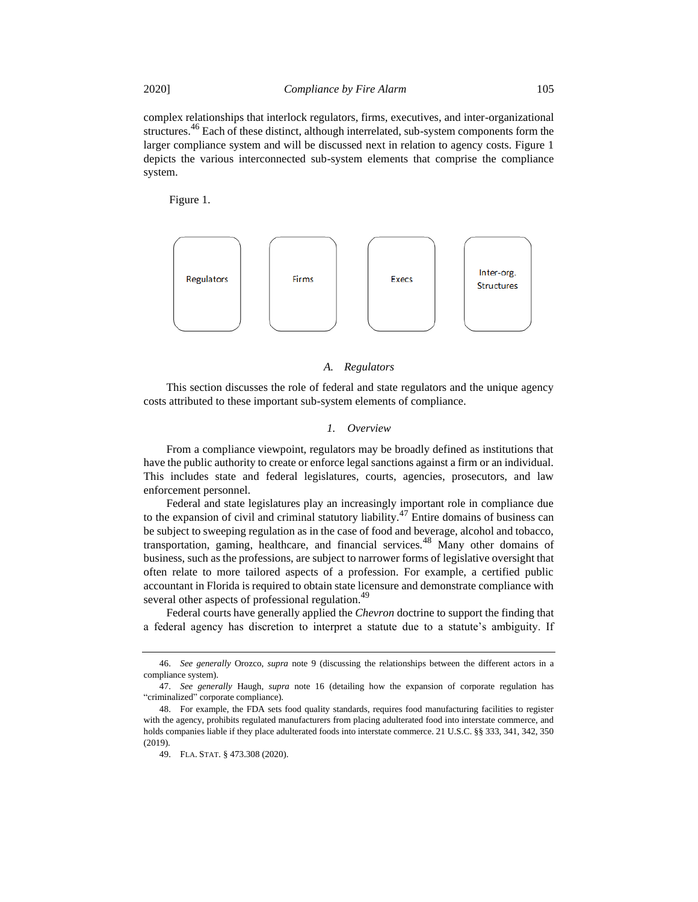complex relationships that interlock regulators, firms, executives, and inter-organizational structures.[46] Each of these distinct, although interrelated, sub-system components form the larger compliance system and will be discussed next in relation to agency costs. Figure 1 depicts the various interconnected sub-system elements that comprise the compliance system.

Figure 1.

| Regulators | Firms | Execs | Inter-org. Structures |
|---|---|---|---|

### *A. Regulators*

This section discusses the role of federal and state regulators and the unique agency costs attributed to these important sub-system elements of compliance.

#### *1. Overview*

From a compliance viewpoint, regulators may be broadly defined as institutions that have the public authority to create or enforce legal sanctions against a firm or an individual. This includes state and federal legislatures, courts, agencies, prosecutors, and law enforcement personnel.

Federal and state legislatures play an increasingly important role in compliance due to the expansion of civil and criminal statutory liability.[47] Entire domains of business can be subject to sweeping regulation as in the case of food and beverage, alcohol and tobacco, transportation, gaming, healthcare, and financial services.[48] Many other domains of business, such as the professions, are subject to narrower forms of legislative oversight that often relate to more tailored aspects of a profession. For example, a certified public accountant in Florida is required to obtain state licensure and demonstrate compliance with several other aspects of professional regulation.[49]

Federal courts have generally applied the *Chevron* doctrine to support the finding that a federal agency has discretion to interpret a statute due to a statute's ambiguity. If

---

46. *See generally* Orozco, *supra* note 9 (discussing the relationships between the different actors in a compliance system).

47. *See generally* Haugh, *supra* note 16 (detailing how the expansion of corporate regulation has "criminalized" corporate compliance).

48. For example, the FDA sets food quality standards, requires food manufacturing facilities to register with the agency, prohibits regulated manufacturers from placing adulterated food into interstate commerce, and holds companies liable if they place adulterated foods into interstate commerce. 21 U.S.C. §§ 333, 341, 342, 350 (2019).

49. FLA. STAT. § 473.308 (2020).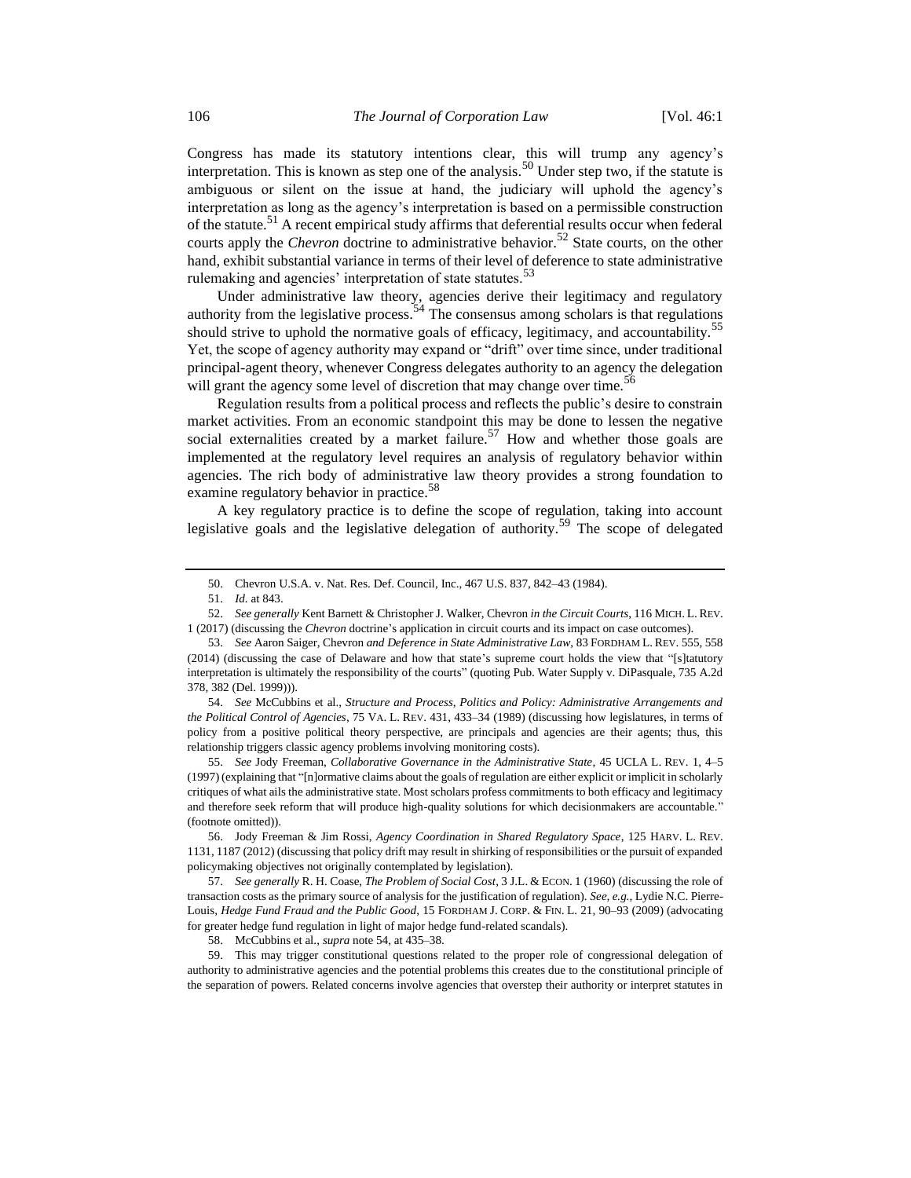Congress has made its statutory intentions clear, this will trump any agency's interpretation. This is known as step one of the analysis.[50] Under step two, if the statute is ambiguous or silent on the issue at hand, the judiciary will uphold the agency's interpretation as long as the agency's interpretation is based on a permissible construction of the statute.[51] A recent empirical study affirms that deferential results occur when federal courts apply the *Chevron* doctrine to administrative behavior.[52] State courts, on the other hand, exhibit substantial variance in terms of their level of deference to state administrative rulemaking and agencies' interpretation of state statutes.[53]

Under administrative law theory, agencies derive their legitimacy and regulatory authority from the legislative process.[54] The consensus among scholars is that regulations should strive to uphold the normative goals of efficacy, legitimacy, and accountability.[55] Yet, the scope of agency authority may expand or "drift" over time since, under traditional principal-agent theory, whenever Congress delegates authority to an agency the delegation will grant the agency some level of discretion that may change over time.[56]

Regulation results from a political process and reflects the public's desire to constrain market activities. From an economic standpoint this may be done to lessen the negative social externalities created by a market failure.[57] How and whether those goals are implemented at the regulatory level requires an analysis of regulatory behavior within agencies. The rich body of administrative law theory provides a strong foundation to examine regulatory behavior in practice.[58]

A key regulatory practice is to define the scope of regulation, taking into account legislative goals and the legislative delegation of authority.[59] The scope of delegated

---

50. Chevron U.S.A. v. Nat. Res. Def. Council, Inc., 467 U.S. 837, 842–43 (1984).

51. *Id.* at 843.

52. *See generally* Kent Barnett & Christopher J. Walker, Chevron *in the Circuit Courts*, 116 MICH. L. REV. 1 (2017) (discussing the *Chevron* doctrine's application in circuit courts and its impact on case outcomes).

53. *See* Aaron Saiger, Chevron *and Deference in State Administrative Law*, 83 FORDHAM L. REV. 555, 558 (2014) (discussing the case of Delaware and how that state's supreme court holds the view that "[s]tatutory interpretation is ultimately the responsibility of the courts" (quoting Pub. Water Supply v. DiPasquale, 735 A.2d 378, 382 (Del. 1999))).

54. *See* McCubbins et al., *Structure and Process, Politics and Policy: Administrative Arrangements and the Political Control of Agencies*, 75 VA. L. REV. 431, 433–34 (1989) (discussing how legislatures, in terms of policy from a positive political theory perspective, are principals and agencies are their agents; thus, this relationship triggers classic agency problems involving monitoring costs).

55. *See* Jody Freeman, *Collaborative Governance in the Administrative State*, 45 UCLA L. REV. 1, 4–5 (1997) (explaining that "[n]ormative claims about the goals of regulation are either explicit or implicit in scholarly critiques of what ails the administrative state. Most scholars profess commitments to both efficacy and legitimacy and therefore seek reform that will produce high-quality solutions for which decisionmakers are accountable." (footnote omitted)).

56. Jody Freeman & Jim Rossi, *Agency Coordination in Shared Regulatory Space*, 125 HARV. L. REV. 1131, 1187 (2012) (discussing that policy drift may result in shirking of responsibilities or the pursuit of expanded policymaking objectives not originally contemplated by legislation).

57. *See generally* R. H. Coase, *The Problem of Social Cost*, 3 J.L. & ECON. 1 (1960) (discussing the role of transaction costs as the primary source of analysis for the justification of regulation). *See, e.g.*, Lydie N.C. Pierre-Louis, *Hedge Fund Fraud and the Public Good*, 15 FORDHAM J. CORP. & FIN. L. 21, 90–93 (2009) (advocating for greater hedge fund regulation in light of major hedge fund-related scandals).

58. McCubbins et al., *supra* note 54, at 435–38.

59. This may trigger constitutional questions related to the proper role of congressional delegation of authority to administrative agencies and the potential problems this creates due to the constitutional principle of the separation of powers. Related concerns involve agencies that overstep their authority or interpret statutes in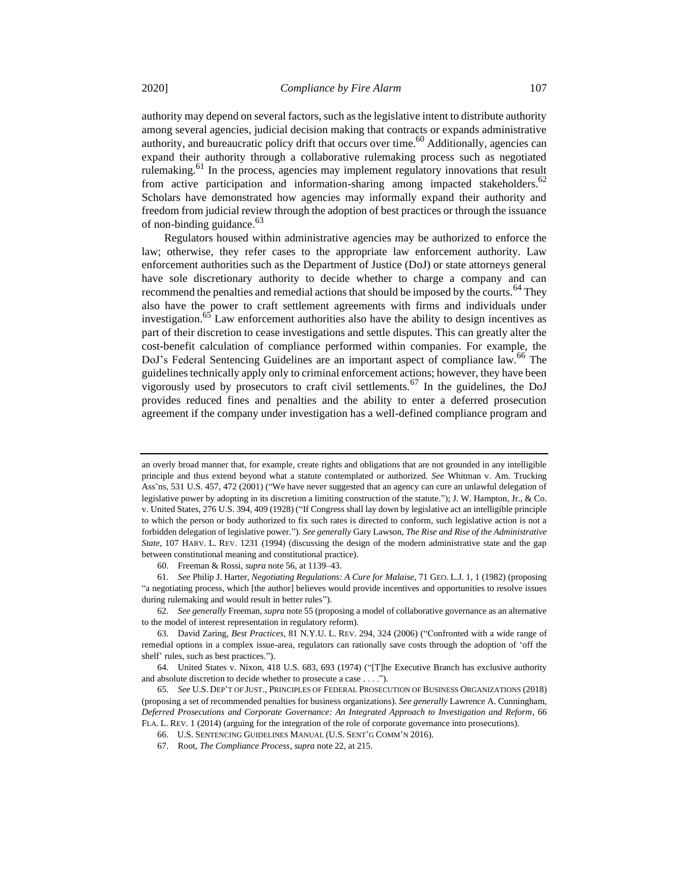authority may depend on several factors, such as the legislative intent to distribute authority among several agencies, judicial decision making that contracts or expands administrative authority, and bureaucratic policy drift that occurs over time.[60] Additionally, agencies can expand their authority through a collaborative rulemaking process such as negotiated rulemaking.[61] In the process, agencies may implement regulatory innovations that result from active participation and information-sharing among impacted stakeholders.[62] Scholars have demonstrated how agencies may informally expand their authority and freedom from judicial review through the adoption of best practices or through the issuance of non-binding guidance.[63]

Regulators housed within administrative agencies may be authorized to enforce the law; otherwise, they refer cases to the appropriate law enforcement authority. Law enforcement authorities such as the Department of Justice (DoJ) or state attorneys general have sole discretionary authority to decide whether to charge a company and can recommend the penalties and remedial actions that should be imposed by the courts.[64] They also have the power to craft settlement agreements with firms and individuals under investigation.[65] Law enforcement authorities also have the ability to design incentives as part of their discretion to cease investigations and settle disputes. This can greatly alter the cost-benefit calculation of compliance performed within companies. For example, the DoJ's Federal Sentencing Guidelines are an important aspect of compliance law.[66] The guidelines technically apply only to criminal enforcement actions; however, they have been vigorously used by prosecutors to craft civil settlements.[67] In the guidelines, the DoJ provides reduced fines and penalties and the ability to enter a deferred prosecution agreement if the company under investigation has a well-defined compliance program and

---

an overly broad manner that, for example, create rights and obligations that are not grounded in any intelligible principle and thus extend beyond what a statute contemplated or authorized. *See* Whitman v. Am. Trucking Ass'ns, 531 U.S. 457, 472 (2001) ("We have never suggested that an agency can cure an unlawful delegation of legislative power by adopting in its discretion a limiting construction of the statute."); J. W. Hampton, Jr., & Co. v. United States, 276 U.S. 394, 409 (1928) ("If Congress shall lay down by legislative act an intelligible principle to which the person or body authorized to fix such rates is directed to conform, such legislative action is not a forbidden delegation of legislative power."). *See generally* Gary Lawson, *The Rise and Rise of the Administrative State*, 107 HARV. L. REV. 1231 (1994) (discussing the design of the modern administrative state and the gap between constitutional meaning and constitutional practice).

60. Freeman & Rossi, *supra* note 56, at 1139–43.

61. *See* Philip J. Harter, *Negotiating Regulations: A Cure for Malaise*, 71 GEO. L.J. 1, 1 (1982) (proposing "a negotiating process, which [the author] believes would provide incentives and opportunities to resolve issues during rulemaking and would result in better rules").

62. *See generally* Freeman, *supra* note 55 (proposing a model of collaborative governance as an alternative to the model of interest representation in regulatory reform).

63. David Zaring, *Best Practices*, 81 N.Y.U. L. REV. 294, 324 (2006) ("Confronted with a wide range of remedial options in a complex issue-area, regulators can rationally save costs through the adoption of 'off the shelf' rules, such as best practices.").

64. United States v. Nixon, 418 U.S. 683, 693 (1974) ("[T]he Executive Branch has exclusive authority and absolute discretion to decide whether to prosecute a case . . . .").

65. *See* U.S. DEP'T OF JUST., PRINCIPLES OF FEDERAL PROSECUTION OF BUSINESS ORGANIZATIONS (2018) (proposing a set of recommended penalties for business organizations). *See generally* Lawrence A. Cunningham, *Deferred Prosecutions and Corporate Governance: An Integrated Approach to Investigation and Reform*, 66 FLA. L. REV. 1 (2014) (arguing for the integration of the role of corporate governance into prosecutions).

66. U.S. SENTENCING GUIDELINES MANUAL (U.S. SENT'G COMM'N 2016).

67. Root, *The Compliance Process*, *supra* note 22, at 215.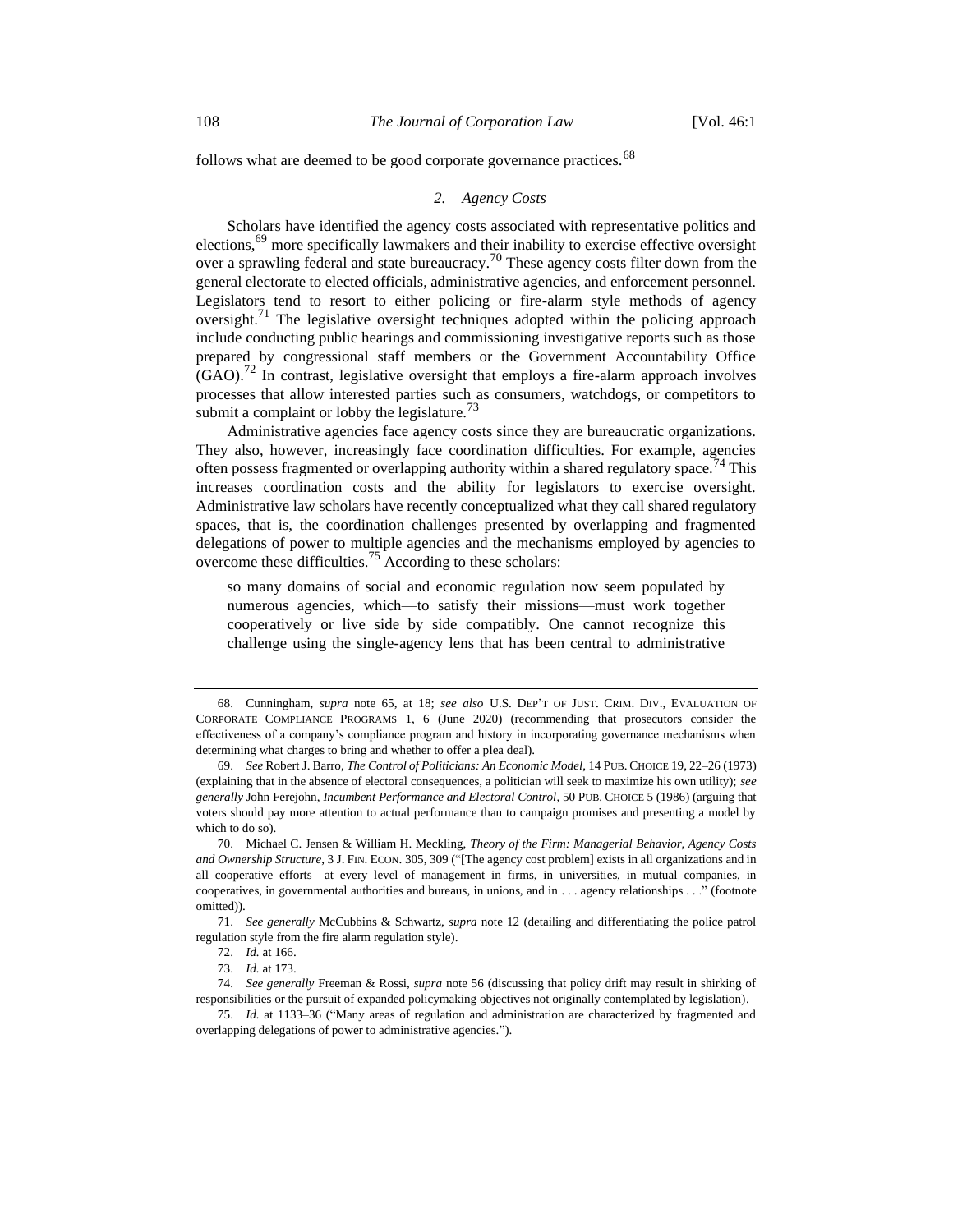follows what are deemed to be good corporate governance practices.[68]

### *2. Agency Costs*

Scholars have identified the agency costs associated with representative politics and elections,[69] more specifically lawmakers and their inability to exercise effective oversight over a sprawling federal and state bureaucracy.[70] These agency costs filter down from the general electorate to elected officials, administrative agencies, and enforcement personnel. Legislators tend to resort to either policing or fire-alarm style methods of agency oversight.[71] The legislative oversight techniques adopted within the policing approach include conducting public hearings and commissioning investigative reports such as those prepared by congressional staff members or the Government Accountability Office (GAO).[72] In contrast, legislative oversight that employs a fire-alarm approach involves processes that allow interested parties such as consumers, watchdogs, or competitors to submit a complaint or lobby the legislature.[73]

Administrative agencies face agency costs since they are bureaucratic organizations. They also, however, increasingly face coordination difficulties. For example, agencies often possess fragmented or overlapping authority within a shared regulatory space.[74] This increases coordination costs and the ability for legislators to exercise oversight. Administrative law scholars have recently conceptualized what they call shared regulatory spaces, that is, the coordination challenges presented by overlapping and fragmented delegations of power to multiple agencies and the mechanisms employed by agencies to overcome these difficulties.[75] According to these scholars:

> so many domains of social and economic regulation now seem populated by numerous agencies, which—to satisfy their missions—must work together cooperatively or live side by side compatibly. One cannot recognize this challenge using the single-agency lens that has been central to administrative

---

68. Cunningham, *supra* note 65, at 18; *see also* U.S. DEP'T OF JUST. CRIM. DIV., EVALUATION OF CORPORATE COMPLIANCE PROGRAMS 1, 6 (June 2020) (recommending that prosecutors consider the effectiveness of a company's compliance program and history in incorporating governance mechanisms when determining what charges to bring and whether to offer a plea deal).

69. *See* Robert J. Barro, *The Control of Politicians: An Economic Model*, 14 PUB. CHOICE 19, 22–26 (1973) (explaining that in the absence of electoral consequences, a politician will seek to maximize his own utility); *see generally* John Ferejohn, *Incumbent Performance and Electoral Control*, 50 PUB. CHOICE 5 (1986) (arguing that voters should pay more attention to actual performance than to campaign promises and presenting a model by which to do so).

70. Michael C. Jensen & William H. Meckling, *Theory of the Firm: Managerial Behavior, Agency Costs and Ownership Structure*, 3 J. FIN. ECON. 305, 309 ("[The agency cost problem] exists in all organizations and in all cooperative efforts—at every level of management in firms, in universities, in mutual companies, in cooperatives, in governmental authorities and bureaus, in unions, and in . . . agency relationships . . ." (footnote omitted)).

71. *See generally* McCubbins & Schwartz, *supra* note 12 (detailing and differentiating the police patrol regulation style from the fire alarm regulation style).

72. *Id.* at 166.

73. *Id.* at 173.

74. *See generally* Freeman & Rossi, *supra* note 56 (discussing that policy drift may result in shirking of responsibilities or the pursuit of expanded policymaking objectives not originally contemplated by legislation).

75. *Id.* at 1133–36 ("Many areas of regulation and administration are characterized by fragmented and overlapping delegations of power to administrative agencies.").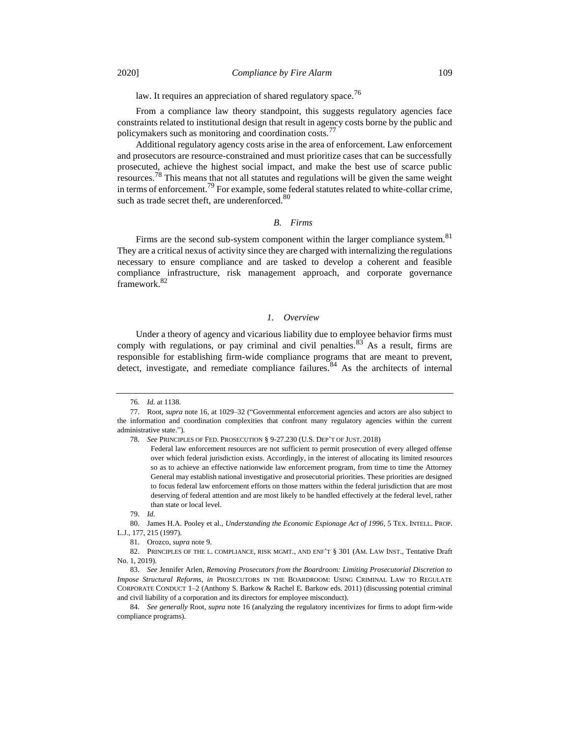law. It requires an appreciation of shared regulatory space.[76]

From a compliance law theory standpoint, this suggests regulatory agencies face constraints related to institutional design that result in agency costs borne by the public and policymakers such as monitoring and coordination costs.[77]

Additional regulatory agency costs arise in the area of enforcement. Law enforcement and prosecutors are resource-constrained and must prioritize cases that can be successfully prosecuted, achieve the highest social impact, and make the best use of scarce public resources.[78] This means that not all statutes and regulations will be given the same weight in terms of enforcement.[79] For example, some federal statutes related to white-collar crime, such as trade secret theft, are underenforced.[80]

### *B. Firms*

Firms are the second sub-system component within the larger compliance system.[81] They are a critical nexus of activity since they are charged with internalizing the regulations necessary to ensure compliance and are tasked to develop a coherent and feasible compliance infrastructure, risk management approach, and corporate governance framework.[82]

#### *1. Overview*

Under a theory of agency and vicarious liability due to employee behavior firms must comply with regulations, or pay criminal and civil penalties.[83] As a result, firms are responsible for establishing firm-wide compliance programs that are meant to prevent, detect, investigate, and remediate compliance failures.[84] As the architects of internal

---

76. *Id.* at 1138.

77. Root, *supra* note 16, at 1029–32 ("Governmental enforcement agencies and actors are also subject to the information and coordination complexities that confront many regulatory agencies within the current administrative state.").

78. *See* PRINCIPLES OF FED. PROSECUTION § 9-27.230 (U.S. DEP'T OF JUST. 2018)

> Federal law enforcement resources are not sufficient to permit prosecution of every alleged offense over which federal jurisdiction exists. Accordingly, in the interest of allocating its limited resources so as to achieve an effective nationwide law enforcement program, from time to time the Attorney General may establish national investigative and prosecutorial priorities. These priorities are designed to focus federal law enforcement efforts on those matters within the federal jurisdiction that are most deserving of federal attention and are most likely to be handled effectively at the federal level, rather than state or local level.

79. *Id.*

80. James H.A. Pooley et al., *Understanding the Economic Espionage Act of 1996*, 5 TEX. INTELL. PROP. L.J., 177, 215 (1997).

81. Orozco, *supra* note 9.

82. PRINCIPLES OF THE L. COMPLIANCE, RISK MGMT., AND ENF'T § 301 (AM. LAW INST., Tentative Draft No. 1, 2019).

83. *See* Jennifer Arlen, *Removing Prosecutors from the Boardroom: Limiting Prosecutorial Discretion to Impose Structural Reforms*, *in* PROSECUTORS IN THE BOARDROOM: USING CRIMINAL LAW TO REGULATE CORPORATE CONDUCT 1–2 (Anthony S. Barkow & Rachel E. Barkow eds. 2011) (discussing potential criminal and civil liability of a corporation and its directors for employee misconduct).

84. *See generally* Root, *supra* note 16 (analyzing the regulatory incentivizes for firms to adopt firm-wide compliance programs).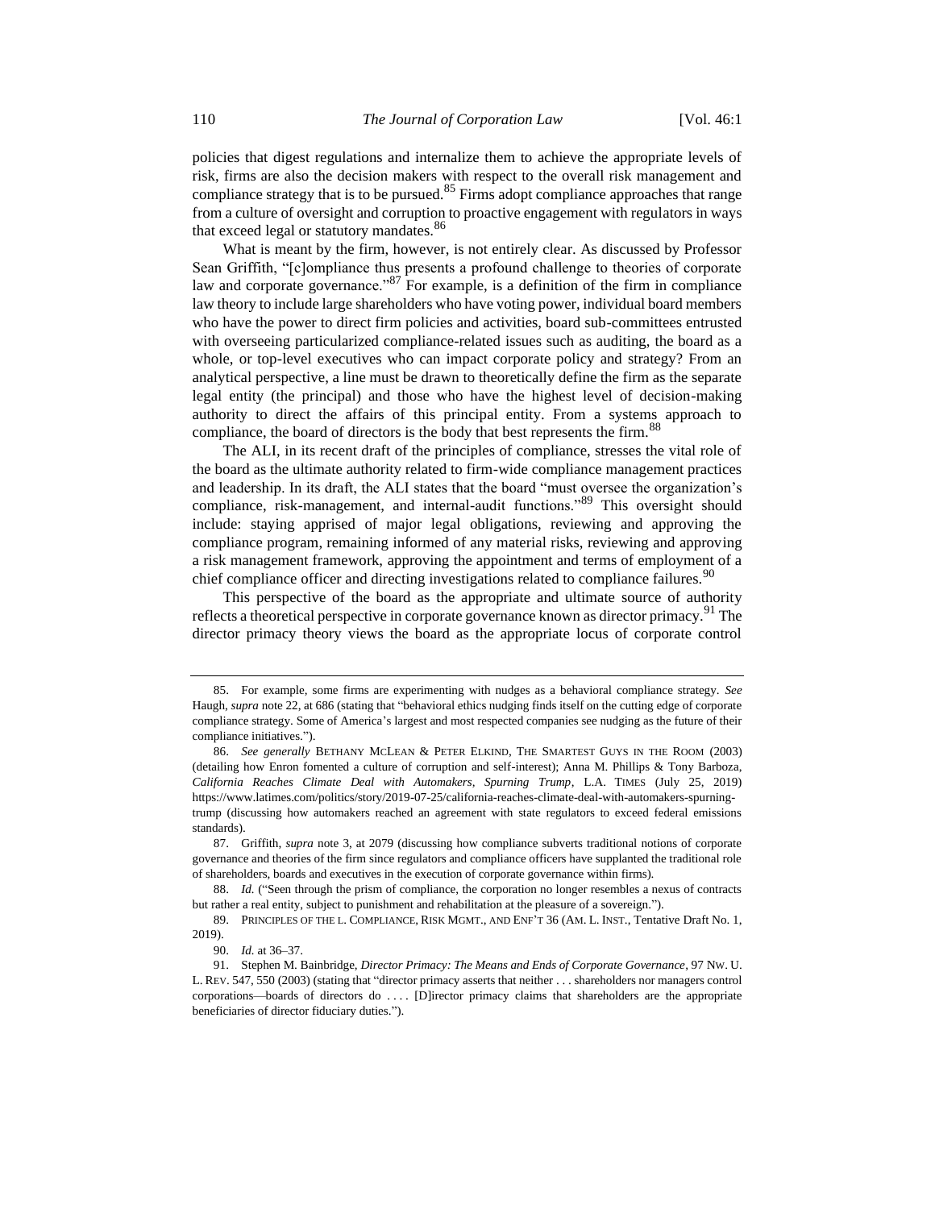policies that digest regulations and internalize them to achieve the appropriate levels of risk, firms are also the decision makers with respect to the overall risk management and compliance strategy that is to be pursued.[85] Firms adopt compliance approaches that range from a culture of oversight and corruption to proactive engagement with regulators in ways that exceed legal or statutory mandates.[86]

What is meant by the firm, however, is not entirely clear. As discussed by Professor Sean Griffith, "[c]ompliance thus presents a profound challenge to theories of corporate law and corporate governance."[87] For example, is a definition of the firm in compliance law theory to include large shareholders who have voting power, individual board members who have the power to direct firm policies and activities, board sub-committees entrusted with overseeing particularized compliance-related issues such as auditing, the board as a whole, or top-level executives who can impact corporate policy and strategy? From an analytical perspective, a line must be drawn to theoretically define the firm as the separate legal entity (the principal) and those who have the highest level of decision-making authority to direct the affairs of this principal entity. From a systems approach to compliance, the board of directors is the body that best represents the firm.[88]

The ALI, in its recent draft of the principles of compliance, stresses the vital role of the board as the ultimate authority related to firm-wide compliance management practices and leadership. In its draft, the ALI states that the board "must oversee the organization's compliance, risk-management, and internal-audit functions."[89] This oversight should include: staying apprised of major legal obligations, reviewing and approving the compliance program, remaining informed of any material risks, reviewing and approving a risk management framework, approving the appointment and terms of employment of a chief compliance officer and directing investigations related to compliance failures.[90]

This perspective of the board as the appropriate and ultimate source of authority reflects a theoretical perspective in corporate governance known as director primacy.[91] The director primacy theory views the board as the appropriate locus of corporate control

---

85. For example, some firms are experimenting with nudges as a behavioral compliance strategy. *See* Haugh, *supra* note 22, at 686 (stating that "behavioral ethics nudging finds itself on the cutting edge of corporate compliance strategy. Some of America's largest and most respected companies see nudging as the future of their compliance initiatives.").

86. *See generally* BETHANY MCLEAN & PETER ELKIND, THE SMARTEST GUYS IN THE ROOM (2003) (detailing how Enron fomented a culture of corruption and self-interest); Anna M. Phillips & Tony Barboza, *California Reaches Climate Deal with Automakers, Spurning Trump*, L.A. TIMES (July 25, 2019) https://www.latimes.com/politics/story/2019-07-25/california-reaches-climate-deal-with-automakers-spurning-trump (discussing how automakers reached an agreement with state regulators to exceed federal emissions standards).

87. Griffith, *supra* note 3, at 2079 (discussing how compliance subverts traditional notions of corporate governance and theories of the firm since regulators and compliance officers have supplanted the traditional role of shareholders, boards and executives in the execution of corporate governance within firms).

88. *Id.* ("Seen through the prism of compliance, the corporation no longer resembles a nexus of contracts but rather a real entity, subject to punishment and rehabilitation at the pleasure of a sovereign.").

89. PRINCIPLES OF THE L. COMPLIANCE, RISK MGMT., AND ENF'T 36 (AM. L. INST., Tentative Draft No. 1, 2019).

90. *Id.* at 36–37.

91. Stephen M. Bainbridge, *Director Primacy: The Means and Ends of Corporate Governance*, 97 NW. U. L. REV. 547, 550 (2003) (stating that "director primacy asserts that neither . . . shareholders nor managers control corporations—boards of directors do . . . . [D]irector primacy claims that shareholders are the appropriate beneficiaries of director fiduciary duties.").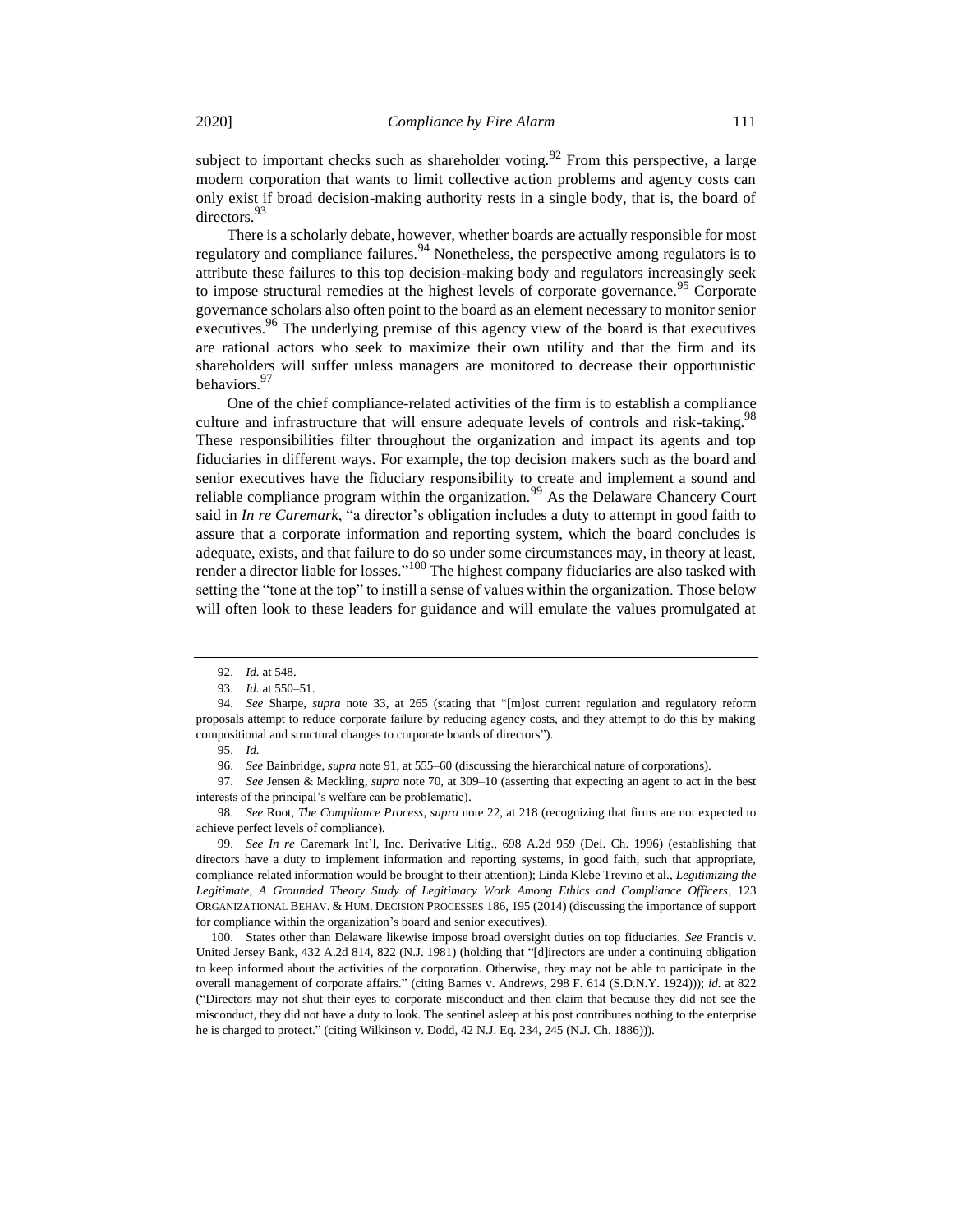subject to important checks such as shareholder voting.[92] From this perspective, a large modern corporation that wants to limit collective action problems and agency costs can only exist if broad decision-making authority rests in a single body, that is, the board of directors.[93]

There is a scholarly debate, however, whether boards are actually responsible for most regulatory and compliance failures.[94] Nonetheless, the perspective among regulators is to attribute these failures to this top decision-making body and regulators increasingly seek to impose structural remedies at the highest levels of corporate governance.[95] Corporate governance scholars also often point to the board as an element necessary to monitor senior executives.[96] The underlying premise of this agency view of the board is that executives are rational actors who seek to maximize their own utility and that the firm and its shareholders will suffer unless managers are monitored to decrease their opportunistic behaviors.[97]

One of the chief compliance-related activities of the firm is to establish a compliance culture and infrastructure that will ensure adequate levels of controls and risk-taking.[98] These responsibilities filter throughout the organization and impact its agents and top fiduciaries in different ways. For example, the top decision makers such as the board and senior executives have the fiduciary responsibility to create and implement a sound and reliable compliance program within the organization.[99] As the Delaware Chancery Court said in *In re Caremark*, "a director's obligation includes a duty to attempt in good faith to assure that a corporate information and reporting system, which the board concludes is adequate, exists, and that failure to do so under some circumstances may, in theory at least, render a director liable for losses."[100] The highest company fiduciaries are also tasked with setting the "tone at the top" to instill a sense of values within the organization. Those below will often look to these leaders for guidance and will emulate the values promulgated at

---

92. *Id.* at 548.

93. *Id.* at 550–51.

94. *See* Sharpe, *supra* note 33, at 265 (stating that "[m]ost current regulation and regulatory reform proposals attempt to reduce corporate failure by reducing agency costs, and they attempt to do this by making compositional and structural changes to corporate boards of directors").

95. *Id.*

96. *See* Bainbridge, *supra* note 91, at 555–60 (discussing the hierarchical nature of corporations).

97. *See* Jensen & Meckling, *supra* note 70, at 309–10 (asserting that expecting an agent to act in the best interests of the principal's welfare can be problematic).

98. *See* Root, *The Compliance Process*, *supra* note 22, at 218 (recognizing that firms are not expected to achieve perfect levels of compliance).

99. *See In re* Caremark Int'l, Inc. Derivative Litig., 698 A.2d 959 (Del. Ch. 1996) (establishing that directors have a duty to implement information and reporting systems, in good faith, such that appropriate, compliance-related information would be brought to their attention); Linda Klebe Trevino et al., *Legitimizing the Legitimate, A Grounded Theory Study of Legitimacy Work Among Ethics and Compliance Officers*, 123 ORGANIZATIONAL BEHAV. & HUM. DECISION PROCESSES 186, 195 (2014) (discussing the importance of support for compliance within the organization's board and senior executives).

100. States other than Delaware likewise impose broad oversight duties on top fiduciaries. *See* Francis v. United Jersey Bank, 432 A.2d 814, 822 (N.J. 1981) (holding that "[d]irectors are under a continuing obligation to keep informed about the activities of the corporation. Otherwise, they may not be able to participate in the overall management of corporate affairs." (citing Barnes v. Andrews, 298 F. 614 (S.D.N.Y. 1924))); *id.* at 822 ("Directors may not shut their eyes to corporate misconduct and then claim that because they did not see the misconduct, they did not have a duty to look. The sentinel asleep at his post contributes nothing to the enterprise he is charged to protect." (citing Wilkinson v. Dodd, 42 N.J. Eq. 234, 245 (N.J. Ch. 1886))).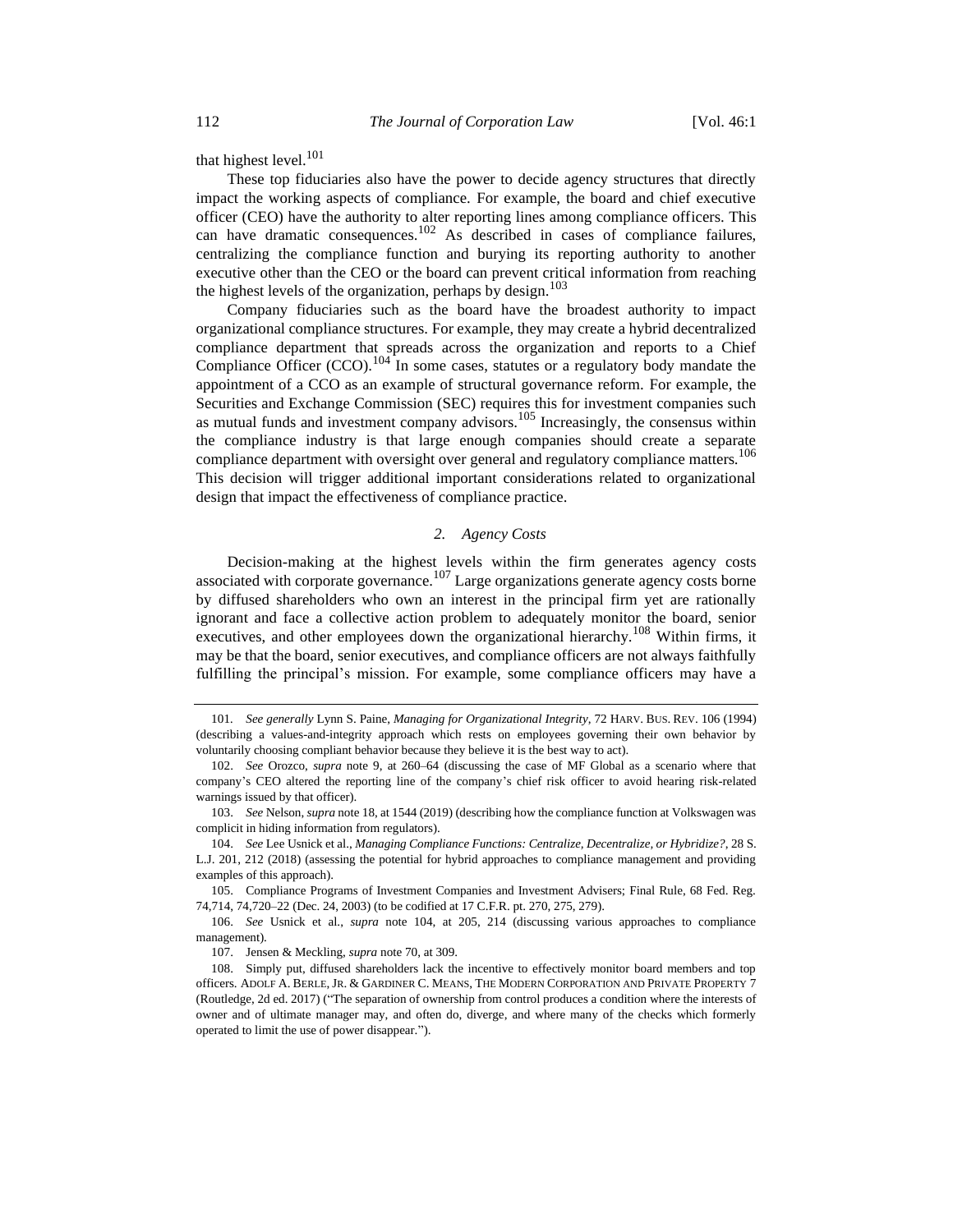that highest level.[101]

These top fiduciaries also have the power to decide agency structures that directly impact the working aspects of compliance. For example, the board and chief executive officer (CEO) have the authority to alter reporting lines among compliance officers. This can have dramatic consequences.[102] As described in cases of compliance failures, centralizing the compliance function and burying its reporting authority to another executive other than the CEO or the board can prevent critical information from reaching the highest levels of the organization, perhaps by design.[103]

Company fiduciaries such as the board have the broadest authority to impact organizational compliance structures. For example, they may create a hybrid decentralized compliance department that spreads across the organization and reports to a Chief Compliance Officer (CCO).[104] In some cases, statutes or a regulatory body mandate the appointment of a CCO as an example of structural governance reform. For example, the Securities and Exchange Commission (SEC) requires this for investment companies such as mutual funds and investment company advisors.[105] Increasingly, the consensus within the compliance industry is that large enough companies should create a separate compliance department with oversight over general and regulatory compliance matters.[106] This decision will trigger additional important considerations related to organizational design that impact the effectiveness of compliance practice.

### *2. Agency Costs*

Decision-making at the highest levels within the firm generates agency costs associated with corporate governance.[107] Large organizations generate agency costs borne by diffused shareholders who own an interest in the principal firm yet are rationally ignorant and face a collective action problem to adequately monitor the board, senior executives, and other employees down the organizational hierarchy.[108] Within firms, it may be that the board, senior executives, and compliance officers are not always faithfully fulfilling the principal's mission. For example, some compliance officers may have a

---

101. *See generally* Lynn S. Paine, *Managing for Organizational Integrity*, 72 HARV. BUS. REV. 106 (1994) (describing a values-and-integrity approach which rests on employees governing their own behavior by voluntarily choosing compliant behavior because they believe it is the best way to act).

102. *See* Orozco, *supra* note 9, at 260–64 (discussing the case of MF Global as a scenario where that company's CEO altered the reporting line of the company's chief risk officer to avoid hearing risk-related warnings issued by that officer).

103. *See* Nelson, *supra* note 18, at 1544 (2019) (describing how the compliance function at Volkswagen was complicit in hiding information from regulators).

104. *See* Lee Usnick et al., *Managing Compliance Functions: Centralize, Decentralize, or Hybridize?*, 28 S. L.J. 201, 212 (2018) (assessing the potential for hybrid approaches to compliance management and providing examples of this approach).

105. Compliance Programs of Investment Companies and Investment Advisers; Final Rule, 68 Fed. Reg. 74,714, 74,720–22 (Dec. 24, 2003) (to be codified at 17 C.F.R. pt. 270, 275, 279).

106. *See* Usnick et al., *supra* note 104, at 205, 214 (discussing various approaches to compliance management).

107. Jensen & Meckling, *supra* note 70, at 309.

108. Simply put, diffused shareholders lack the incentive to effectively monitor board members and top officers. ADOLF A. BERLE, JR. & GARDINER C. MEANS, THE MODERN CORPORATION AND PRIVATE PROPERTY 7 (Routledge, 2d ed. 2017) ("The separation of ownership from control produces a condition where the interests of owner and of ultimate manager may, and often do, diverge, and where many of the checks which formerly operated to limit the use of power disappear.").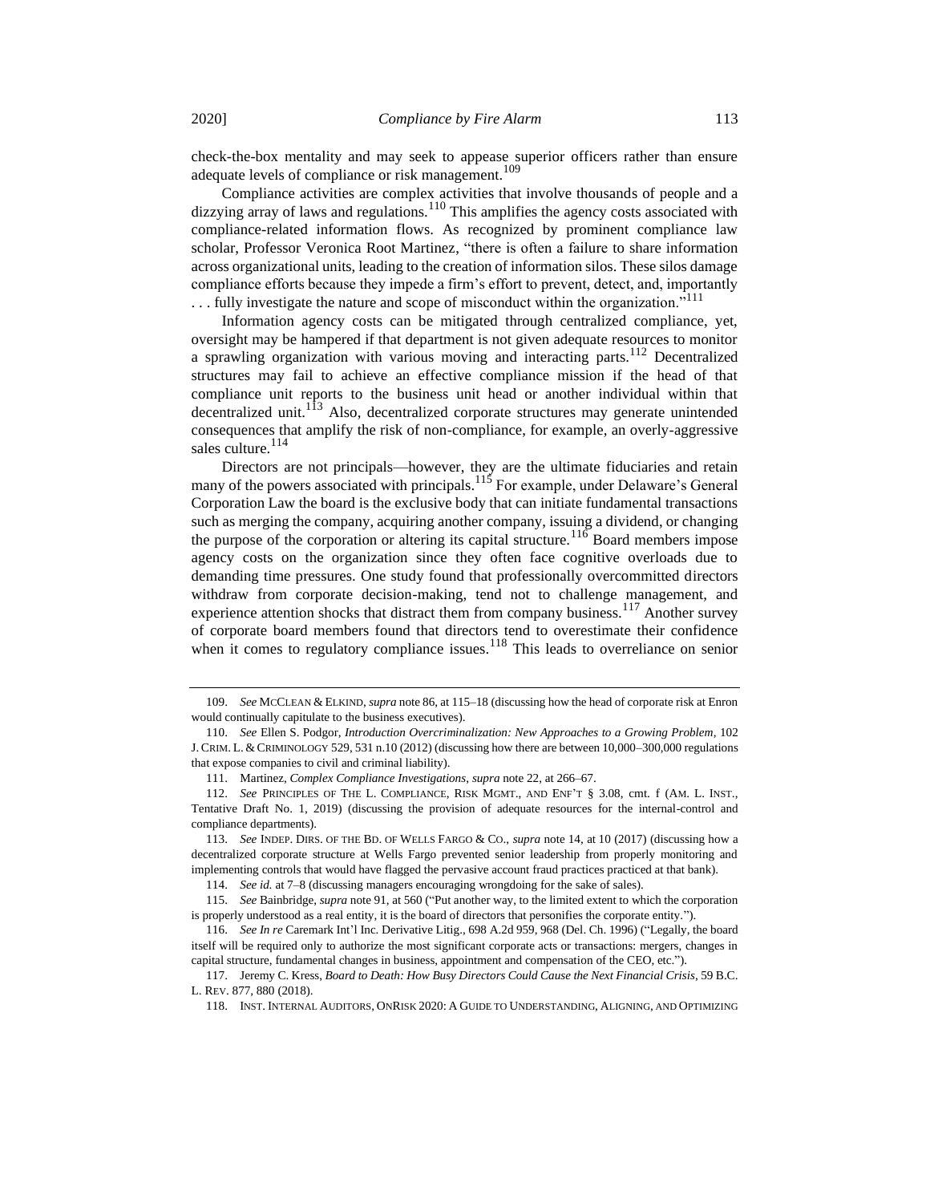check-the-box mentality and may seek to appease superior officers rather than ensure adequate levels of compliance or risk management.[109]

Compliance activities are complex activities that involve thousands of people and a dizzying array of laws and regulations.[110] This amplifies the agency costs associated with compliance-related information flows. As recognized by prominent compliance law scholar, Professor Veronica Root Martinez, "there is often a failure to share information across organizational units, leading to the creation of information silos. These silos damage compliance efforts because they impede a firm's effort to prevent, detect, and, importantly . . . fully investigate the nature and scope of misconduct within the organization."[111]

Information agency costs can be mitigated through centralized compliance, yet, oversight may be hampered if that department is not given adequate resources to monitor a sprawling organization with various moving and interacting parts.[112] Decentralized structures may fail to achieve an effective compliance mission if the head of that compliance unit reports to the business unit head or another individual within that decentralized unit.[113] Also, decentralized corporate structures may generate unintended consequences that amplify the risk of non-compliance, for example, an overly-aggressive sales culture.[114]

Directors are not principals—however, they are the ultimate fiduciaries and retain many of the powers associated with principals.[115] For example, under Delaware's General Corporation Law the board is the exclusive body that can initiate fundamental transactions such as merging the company, acquiring another company, issuing a dividend, or changing the purpose of the corporation or altering its capital structure.[116] Board members impose agency costs on the organization since they often face cognitive overloads due to demanding time pressures. One study found that professionally overcommitted directors withdraw from corporate decision-making, tend not to challenge management, and experience attention shocks that distract them from company business.[117] Another survey of corporate board members found that directors tend to overestimate their confidence when it comes to regulatory compliance issues.[118] This leads to overreliance on senior

---

109. *See* MCCLEAN & ELKIND, *supra* note 86, at 115–18 (discussing how the head of corporate risk at Enron would continually capitulate to the business executives).

110. *See* Ellen S. Podgor, *Introduction Overcriminalization: New Approaches to a Growing Problem*, 102 J. CRIM. L. & CRIMINOLOGY 529, 531 n.10 (2012) (discussing how there are between 10,000–300,000 regulations that expose companies to civil and criminal liability).

111. Martinez, *Complex Compliance Investigations*, *supra* note 22, at 266–67.

112. *See* PRINCIPLES OF THE L. COMPLIANCE, RISK MGMT., AND ENF'T § 3.08, cmt. f (AM. L. INST., Tentative Draft No. 1, 2019) (discussing the provision of adequate resources for the internal-control and compliance departments).

113. *See* INDEP. DIRS. OF THE BD. OF WELLS FARGO & CO., *supra* note 14, at 10 (2017) (discussing how a decentralized corporate structure at Wells Fargo prevented senior leadership from properly monitoring and implementing controls that would have flagged the pervasive account fraud practices practiced at that bank).

114. *See id.* at 7–8 (discussing managers encouraging wrongdoing for the sake of sales).

115. *See* Bainbridge, *supra* note 91, at 560 ("Put another way, to the limited extent to which the corporation is properly understood as a real entity, it is the board of directors that personifies the corporate entity.").

116. *See In re* Caremark Int'l Inc. Derivative Litig., 698 A.2d 959, 968 (Del. Ch. 1996) ("Legally, the board itself will be required only to authorize the most significant corporate acts or transactions: mergers, changes in capital structure, fundamental changes in business, appointment and compensation of the CEO, etc.").

117. Jeremy C. Kress, *Board to Death: How Busy Directors Could Cause the Next Financial Crisis*, 59 B.C. L. REV. 877, 880 (2018).

118. INST. INTERNAL AUDITORS, ONRISK 2020: A GUIDE TO UNDERSTANDING, ALIGNING, AND OPTIMIZING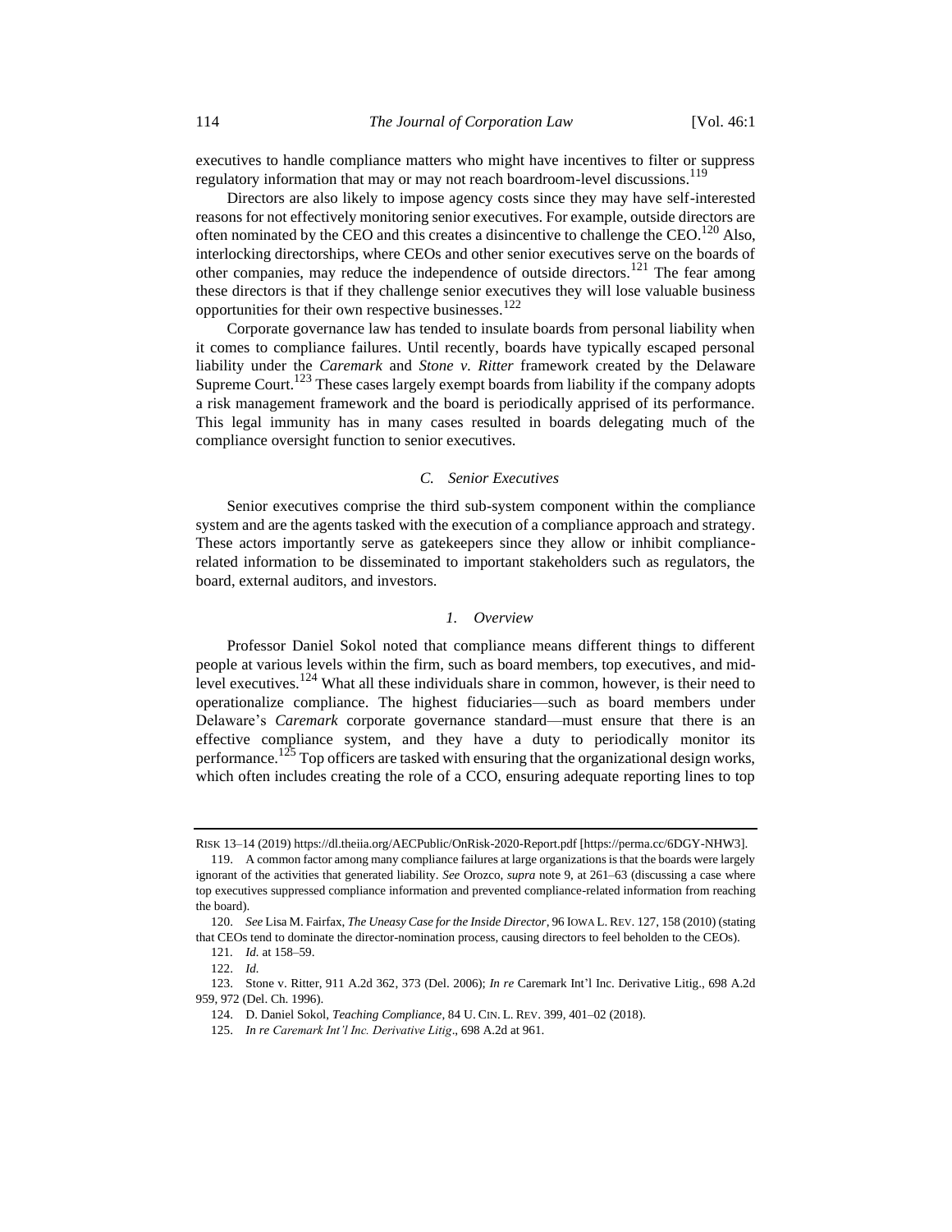executives to handle compliance matters who might have incentives to filter or suppress regulatory information that may or may not reach boardroom-level discussions.[119]

Directors are also likely to impose agency costs since they may have self-interested reasons for not effectively monitoring senior executives. For example, outside directors are often nominated by the CEO and this creates a disincentive to challenge the CEO.[120] Also, interlocking directorships, where CEOs and other senior executives serve on the boards of other companies, may reduce the independence of outside directors.[121] The fear among these directors is that if they challenge senior executives they will lose valuable business opportunities for their own respective businesses.[122]

Corporate governance law has tended to insulate boards from personal liability when it comes to compliance failures. Until recently, boards have typically escaped personal liability under the *Caremark* and *Stone v. Ritter* framework created by the Delaware Supreme Court.[123] These cases largely exempt boards from liability if the company adopts a risk management framework and the board is periodically apprised of its performance. This legal immunity has in many cases resulted in boards delegating much of the compliance oversight function to senior executives.

### *C. Senior Executives*

Senior executives comprise the third sub-system component within the compliance system and are the agents tasked with the execution of a compliance approach and strategy. These actors importantly serve as gatekeepers since they allow or inhibit compliance-related information to be disseminated to important stakeholders such as regulators, the board, external auditors, and investors.

#### *1. Overview*

Professor Daniel Sokol noted that compliance means different things to different people at various levels within the firm, such as board members, top executives, and mid-level executives.[124] What all these individuals share in common, however, is their need to operationalize compliance. The highest fiduciaries—such as board members under Delaware's *Caremark* corporate governance standard—must ensure that there is an effective compliance system, and they have a duty to periodically monitor its performance.[125] Top officers are tasked with ensuring that the organizational design works, which often includes creating the role of a CCO, ensuring adequate reporting lines to top

---

RISK 13–14 (2019) https://dl.theiia.org/AECPublic/OnRisk-2020-Report.pdf [https://perma.cc/6DGY-NHW3].

119. A common factor among many compliance failures at large organizations is that the boards were largely ignorant of the activities that generated liability. *See* Orozco, *supra* note 9, at 261–63 (discussing a case where top executives suppressed compliance information and prevented compliance-related information from reaching the board).

120. *See* Lisa M. Fairfax, *The Uneasy Case for the Inside Director*, 96 IOWA L. REV. 127, 158 (2010) (stating that CEOs tend to dominate the director-nomination process, causing directors to feel beholden to the CEOs).

121. *Id.* at 158–59.

122. *Id.*

123. Stone v. Ritter, 911 A.2d 362, 373 (Del. 2006); *In re* Caremark Int'l Inc. Derivative Litig., 698 A.2d 959, 972 (Del. Ch. 1996).

124. D. Daniel Sokol, *Teaching Compliance*, 84 U. CIN. L. REV. 399, 401–02 (2018).

125. *In re Caremark Int'l Inc. Derivative Litig*., 698 A.2d at 961.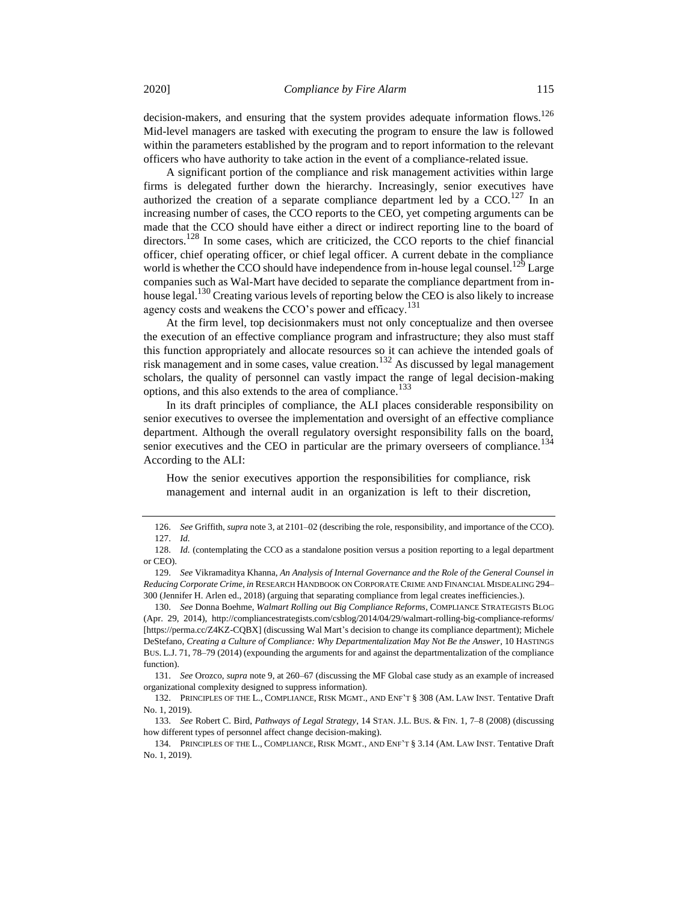decision-makers, and ensuring that the system provides adequate information flows.[126] Mid-level managers are tasked with executing the program to ensure the law is followed within the parameters established by the program and to report information to the relevant officers who have authority to take action in the event of a compliance-related issue.

A significant portion of the compliance and risk management activities within large firms is delegated further down the hierarchy. Increasingly, senior executives have authorized the creation of a separate compliance department led by a CCO.[127] In an increasing number of cases, the CCO reports to the CEO, yet competing arguments can be made that the CCO should have either a direct or indirect reporting line to the board of directors.[128] In some cases, which are criticized, the CCO reports to the chief financial officer, chief operating officer, or chief legal officer. A current debate in the compliance world is whether the CCO should have independence from in-house legal counsel.[129] Large companies such as Wal-Mart have decided to separate the compliance department from in-house legal.[130] Creating various levels of reporting below the CEO is also likely to increase agency costs and weakens the CCO's power and efficacy.[131]

At the firm level, top decisionmakers must not only conceptualize and then oversee the execution of an effective compliance program and infrastructure; they also must staff this function appropriately and allocate resources so it can achieve the intended goals of risk management and in some cases, value creation.[132] As discussed by legal management scholars, the quality of personnel can vastly impact the range of legal decision-making options, and this also extends to the area of compliance.[133]

In its draft principles of compliance, the ALI places considerable responsibility on senior executives to oversee the implementation and oversight of an effective compliance department. Although the overall regulatory oversight responsibility falls on the board, senior executives and the CEO in particular are the primary overseers of compliance.[134] According to the ALI:

> How the senior executives apportion the responsibilities for compliance, risk management and internal audit in an organization is left to their discretion,

---

126. *See* Griffith, *supra* note 3, at 2101–02 (describing the role, responsibility, and importance of the CCO).

127. *Id.*

128. *Id.* (contemplating the CCO as a standalone position versus a position reporting to a legal department or CEO).

129. *See* Vikramaditya Khanna, *An Analysis of Internal Governance and the Role of the General Counsel in Reducing Corporate Crime*, *in* RESEARCH HANDBOOK ON CORPORATE CRIME AND FINANCIAL MISDEALING 294–300 (Jennifer H. Arlen ed., 2018) (arguing that separating compliance from legal creates inefficiencies.).

130. *See* Donna Boehme, *Walmart Rolling out Big Compliance Reforms*, COMPLIANCE STRATEGISTS BLOG (Apr. 29, 2014), http://compliancestrategists.com/csblog/2014/04/29/walmart-rolling-big-compliance-reforms/ [https://perma.cc/Z4KZ-CQBX] (discussing Wal Mart's decision to change its compliance department); Michele DeStefano, *Creating a Culture of Compliance: Why Departmentalization May Not Be the Answer*, 10 HASTINGS BUS. L.J. 71, 78–79 (2014) (expounding the arguments for and against the departmentalization of the compliance function).

131. *See* Orozco, *supra* note 9, at 260–67 (discussing the MF Global case study as an example of increased organizational complexity designed to suppress information).

132. PRINCIPLES OF THE L., COMPLIANCE, RISK MGMT., AND ENF'T § 308 (AM. LAW INST. Tentative Draft No. 1, 2019).

133. *See* Robert C. Bird, *Pathways of Legal Strategy*, 14 STAN. J.L. BUS. & FIN. 1, 7–8 (2008) (discussing how different types of personnel affect change decision-making).

134. PRINCIPLES OF THE L., COMPLIANCE, RISK MGMT., AND ENF'T § 3.14 (AM. LAW INST. Tentative Draft No. 1, 2019).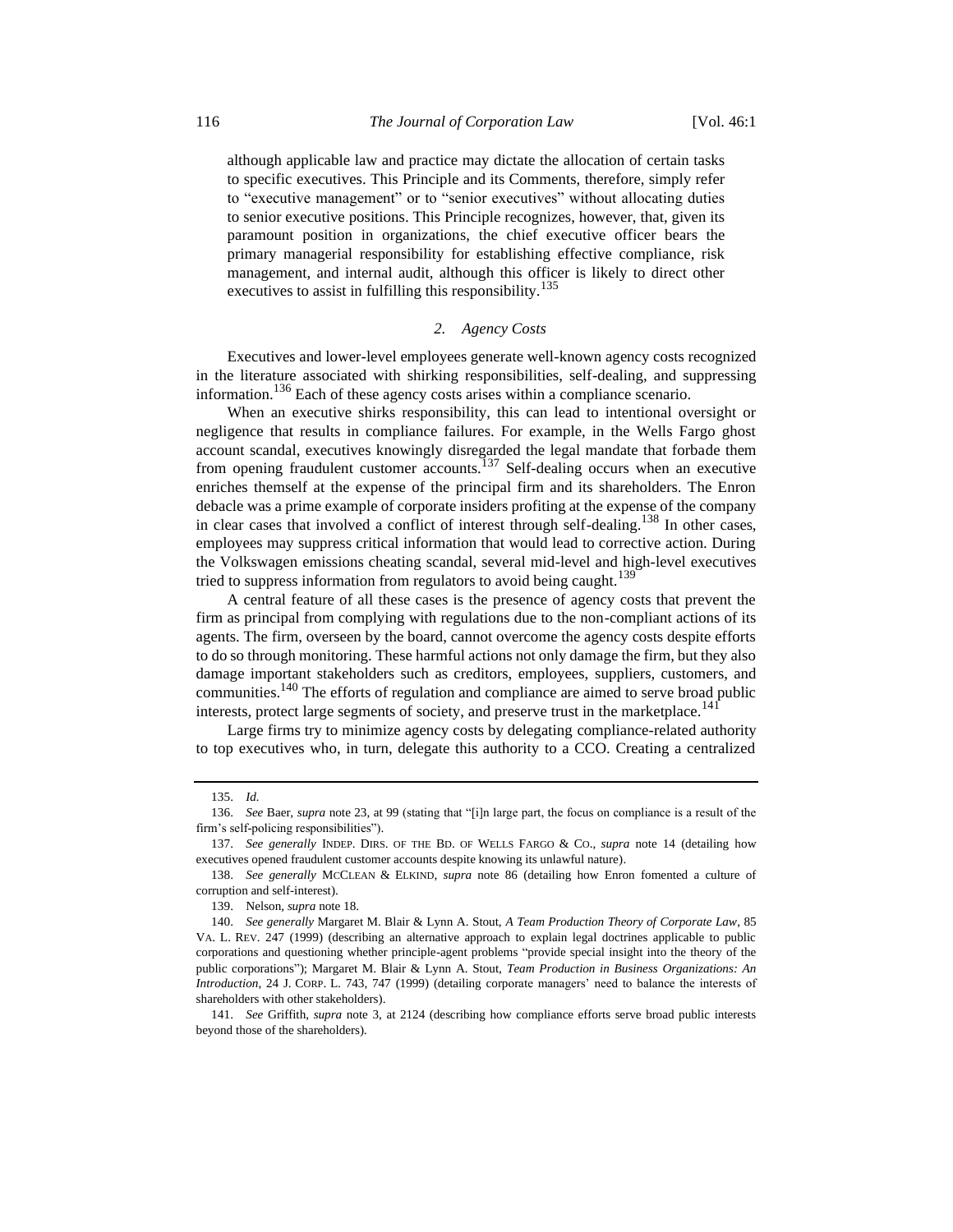> although applicable law and practice may dictate the allocation of certain tasks to specific executives. This Principle and its Comments, therefore, simply refer to "executive management" or to "senior executives" without allocating duties to senior executive positions. This Principle recognizes, however, that, given its paramount position in organizations, the chief executive officer bears the primary managerial responsibility for establishing effective compliance, risk management, and internal audit, although this officer is likely to direct other executives to assist in fulfilling this responsibility.[135]

### *2. Agency Costs*

Executives and lower-level employees generate well-known agency costs recognized in the literature associated with shirking responsibilities, self-dealing, and suppressing information.[136] Each of these agency costs arises within a compliance scenario.

When an executive shirks responsibility, this can lead to intentional oversight or negligence that results in compliance failures. For example, in the Wells Fargo ghost account scandal, executives knowingly disregarded the legal mandate that forbade them from opening fraudulent customer accounts.[137] Self-dealing occurs when an executive enriches themself at the expense of the principal firm and its shareholders. The Enron debacle was a prime example of corporate insiders profiting at the expense of the company in clear cases that involved a conflict of interest through self-dealing.[138] In other cases, employees may suppress critical information that would lead to corrective action. During the Volkswagen emissions cheating scandal, several mid-level and high-level executives tried to suppress information from regulators to avoid being caught.[139]

A central feature of all these cases is the presence of agency costs that prevent the firm as principal from complying with regulations due to the non-compliant actions of its agents. The firm, overseen by the board, cannot overcome the agency costs despite efforts to do so through monitoring. These harmful actions not only damage the firm, but they also damage important stakeholders such as creditors, employees, suppliers, customers, and communities.[140] The efforts of regulation and compliance are aimed to serve broad public interests, protect large segments of society, and preserve trust in the marketplace.[141]

Large firms try to minimize agency costs by delegating compliance-related authority to top executives who, in turn, delegate this authority to a CCO. Creating a centralized

---

135. *Id.*

136. *See* Baer, *supra* note 23, at 99 (stating that "[i]n large part, the focus on compliance is a result of the firm's self-policing responsibilities").

137. *See generally* INDEP. DIRS. OF THE BD. OF WELLS FARGO & CO., *supra* note 14 (detailing how executives opened fraudulent customer accounts despite knowing its unlawful nature).

138. *See generally* MCCLEAN & ELKIND, *supra* note 86 (detailing how Enron fomented a culture of corruption and self-interest).

139. Nelson, *supra* note 18.

140. *See generally* Margaret M. Blair & Lynn A. Stout, *A Team Production Theory of Corporate Law*, 85 VA. L. REV. 247 (1999) (describing an alternative approach to explain legal doctrines applicable to public corporations and questioning whether principle-agent problems "provide special insight into the theory of the public corporations"); Margaret M. Blair & Lynn A. Stout, *Team Production in Business Organizations: An Introduction*, 24 J. CORP. L. 743, 747 (1999) (detailing corporate managers' need to balance the interests of shareholders with other stakeholders).

141. *See* Griffith, *supra* note 3, at 2124 (describing how compliance efforts serve broad public interests beyond those of the shareholders).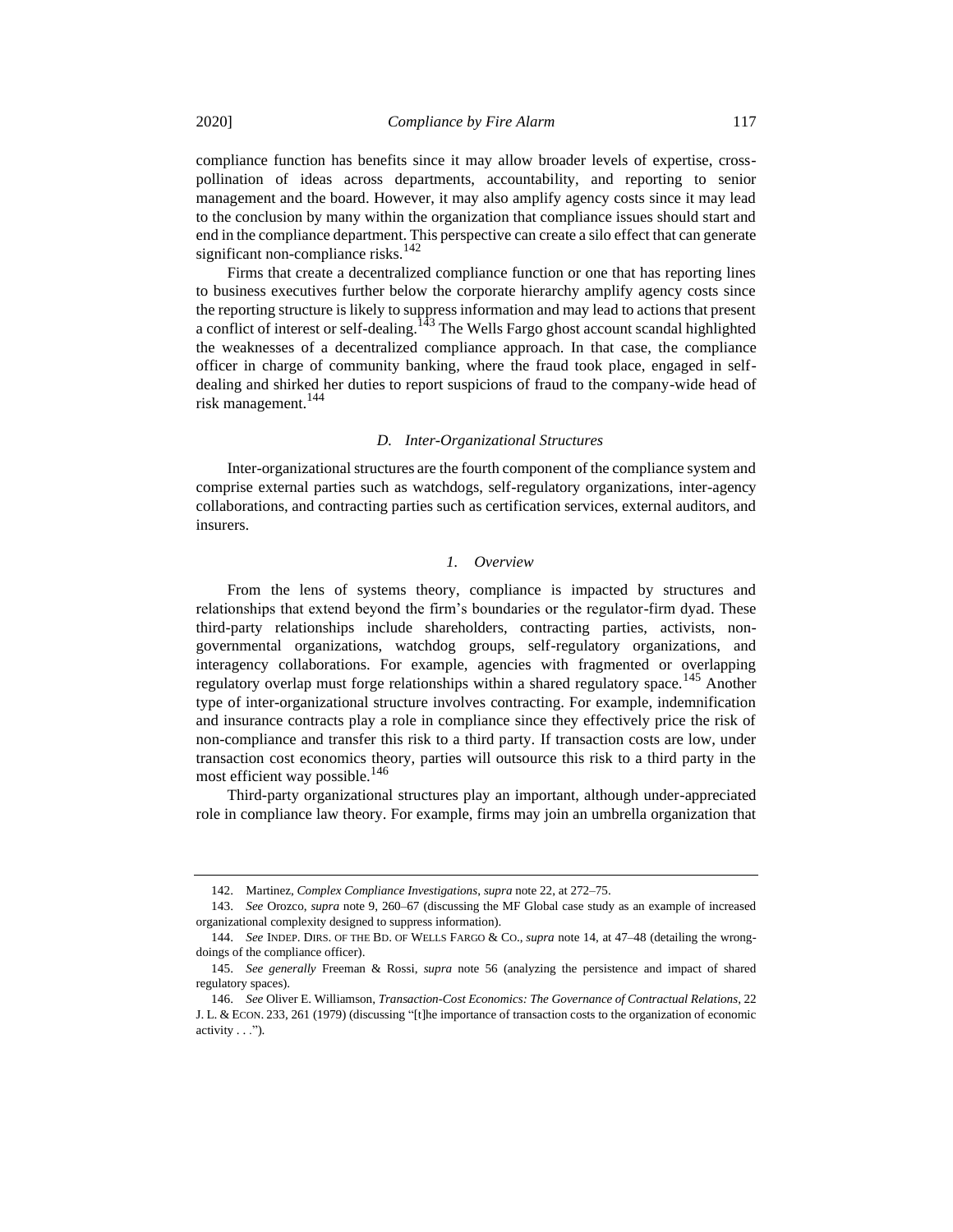compliance function has benefits since it may allow broader levels of expertise, cross-pollination of ideas across departments, accountability, and reporting to senior management and the board. However, it may also amplify agency costs since it may lead to the conclusion by many within the organization that compliance issues should start and end in the compliance department. This perspective can create a silo effect that can generate significant non-compliance risks.[142]

Firms that create a decentralized compliance function or one that has reporting lines to business executives further below the corporate hierarchy amplify agency costs since the reporting structure is likely to suppress information and may lead to actions that present a conflict of interest or self-dealing.[143] The Wells Fargo ghost account scandal highlighted the weaknesses of a decentralized compliance approach. In that case, the compliance officer in charge of community banking, where the fraud took place, engaged in self-dealing and shirked her duties to report suspicions of fraud to the company-wide head of risk management.[144]

### *D. Inter-Organizational Structures*

Inter-organizational structures are the fourth component of the compliance system and comprise external parties such as watchdogs, self-regulatory organizations, inter-agency collaborations, and contracting parties such as certification services, external auditors, and insurers.

#### *1. Overview*

From the lens of systems theory, compliance is impacted by structures and relationships that extend beyond the firm's boundaries or the regulator-firm dyad. These third-party relationships include shareholders, contracting parties, activists, non-governmental organizations, watchdog groups, self-regulatory organizations, and interagency collaborations. For example, agencies with fragmented or overlapping regulatory overlap must forge relationships within a shared regulatory space.[145] Another type of inter-organizational structure involves contracting. For example, indemnification and insurance contracts play a role in compliance since they effectively price the risk of non-compliance and transfer this risk to a third party. If transaction costs are low, under transaction cost economics theory, parties will outsource this risk to a third party in the most efficient way possible.[146]

Third-party organizational structures play an important, although under-appreciated role in compliance law theory. For example, firms may join an umbrella organization that

---

142. Martinez, *Complex Compliance Investigations*, *supra* note 22, at 272–75.

143. *See* Orozco, *supra* note 9, 260–67 (discussing the MF Global case study as an example of increased organizational complexity designed to suppress information).

144. *See* INDEP. DIRS. OF THE BD. OF WELLS FARGO & CO., *supra* note 14, at 47–48 (detailing the wrong-doings of the compliance officer).

145. *See generally* Freeman & Rossi, *supra* note 56 (analyzing the persistence and impact of shared regulatory spaces).

146. *See* Oliver E. Williamson, *Transaction-Cost Economics: The Governance of Contractual Relations*, 22 J. L. & ECON. 233, 261 (1979) (discussing "[t]he importance of transaction costs to the organization of economic activity . . .").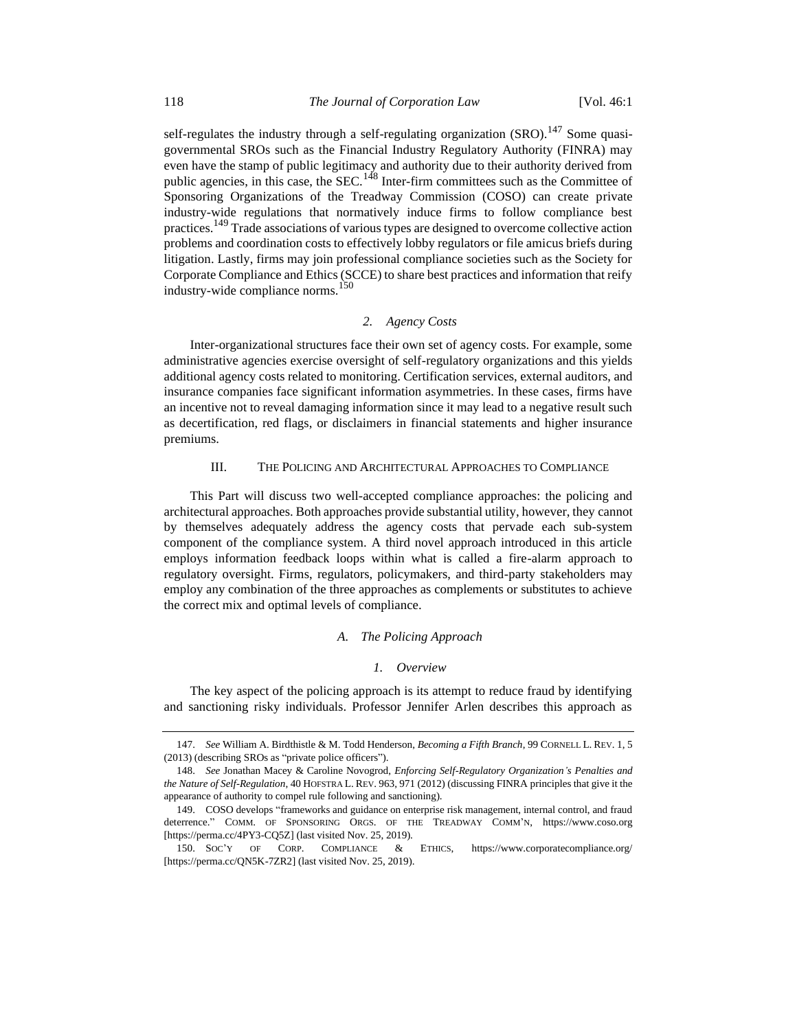self-regulates the industry through a self-regulating organization (SRO).[147] Some quasi-governmental SROs such as the Financial Industry Regulatory Authority (FINRA) may even have the stamp of public legitimacy and authority due to their authority derived from public agencies, in this case, the SEC.[148] Inter-firm committees such as the Committee of Sponsoring Organizations of the Treadway Commission (COSO) can create private industry-wide regulations that normatively induce firms to follow compliance best practices.[149] Trade associations of various types are designed to overcome collective action problems and coordination costs to effectively lobby regulators or file amicus briefs during litigation. Lastly, firms may join professional compliance societies such as the Society for Corporate Compliance and Ethics (SCCE) to share best practices and information that reify industry-wide compliance norms.[150]

#### *2. Agency Costs*

Inter-organizational structures face their own set of agency costs. For example, some administrative agencies exercise oversight of self-regulatory organizations and this yields additional agency costs related to monitoring. Certification services, external auditors, and insurance companies face significant information asymmetries. In these cases, firms have an incentive not to reveal damaging information since it may lead to a negative result such as decertification, red flags, or disclaimers in financial statements and higher insurance premiums.

## III. The Policing and Architectural Approaches to Compliance

This Part will discuss two well-accepted compliance approaches: the policing and architectural approaches. Both approaches provide substantial utility, however, they cannot by themselves adequately address the agency costs that pervade each sub-system component of the compliance system. A third novel approach introduced in this article employs information feedback loops within what is called a fire-alarm approach to regulatory oversight. Firms, regulators, policymakers, and third-party stakeholders may employ any combination of the three approaches as complements or substitutes to achieve the correct mix and optimal levels of compliance.

### *A. The Policing Approach*

#### *1. Overview*

The key aspect of the policing approach is its attempt to reduce fraud by identifying and sanctioning risky individuals. Professor Jennifer Arlen describes this approach as

---

147. *See* William A. Birdthistle & M. Todd Henderson, *Becoming a Fifth Branch*, 99 CORNELL L. REV. 1, 5 (2013) (describing SROs as "private police officers").

148. *See* Jonathan Macey & Caroline Novogrod, *Enforcing Self-Regulatory Organization's Penalties and the Nature of Self-Regulation*, 40 HOFSTRA L. REV. 963, 971 (2012) (discussing FINRA principles that give it the appearance of authority to compel rule following and sanctioning).

149. COSO develops "frameworks and guidance on enterprise risk management, internal control, and fraud deterrence." COMM. OF SPONSORING ORGS. OF THE TREADWAY COMM'N, https://www.coso.org [https://perma.cc/4PY3-CQ5Z] (last visited Nov. 25, 2019).

150. SOC'Y OF CORP. COMPLIANCE & ETHICS, https://www.corporatecompliance.org/ [https://perma.cc/QN5K-7ZR2] (last visited Nov. 25, 2019).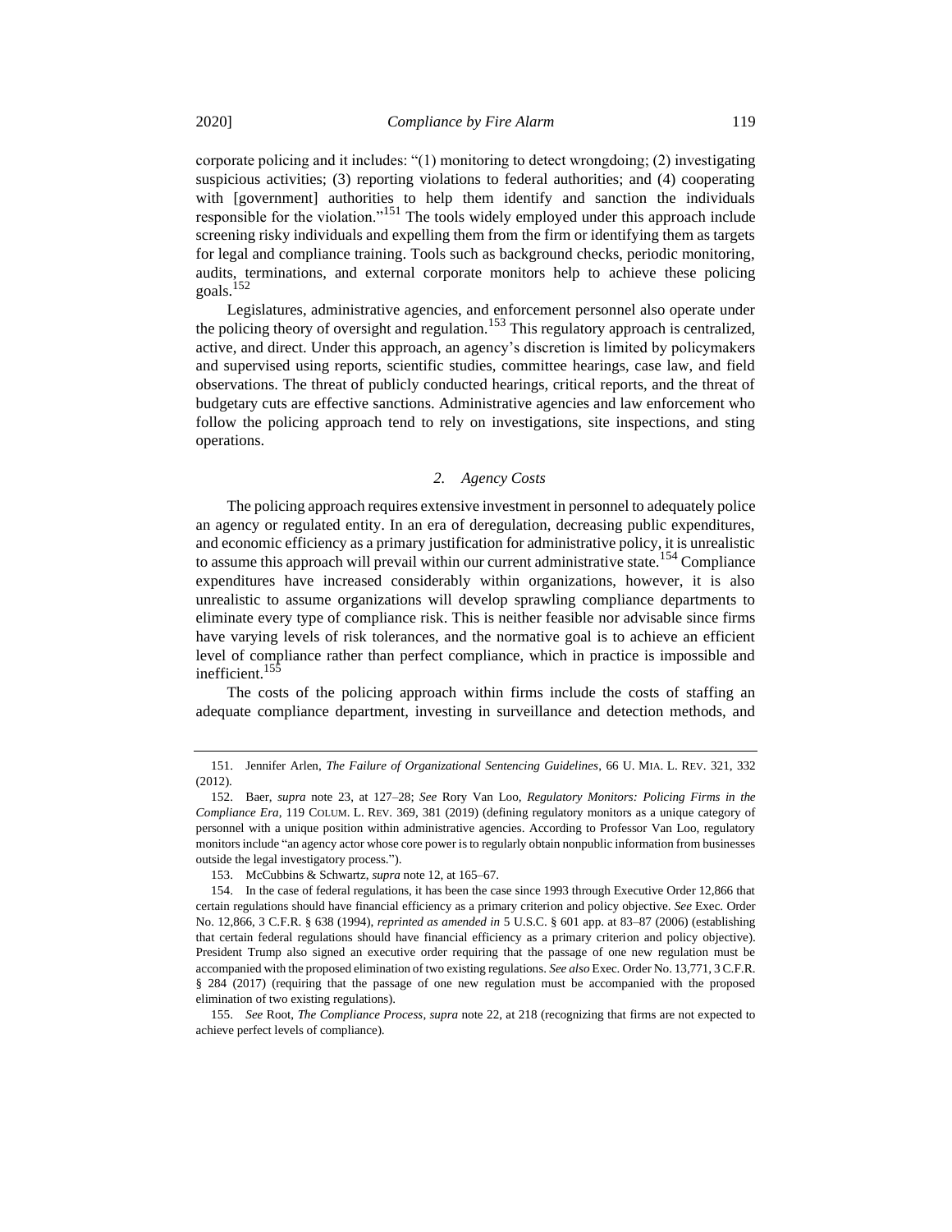corporate policing and it includes: "(1) monitoring to detect wrongdoing; (2) investigating suspicious activities; (3) reporting violations to federal authorities; and (4) cooperating with [government] authorities to help them identify and sanction the individuals responsible for the violation."[151] The tools widely employed under this approach include screening risky individuals and expelling them from the firm or identifying them as targets for legal and compliance training. Tools such as background checks, periodic monitoring, audits, terminations, and external corporate monitors help to achieve these policing goals.[152]

Legislatures, administrative agencies, and enforcement personnel also operate under the policing theory of oversight and regulation.[153] This regulatory approach is centralized, active, and direct. Under this approach, an agency's discretion is limited by policymakers and supervised using reports, scientific studies, committee hearings, case law, and field observations. The threat of publicly conducted hearings, critical reports, and the threat of budgetary cuts are effective sanctions. Administrative agencies and law enforcement who follow the policing approach tend to rely on investigations, site inspections, and sting operations.

### *2. Agency Costs*

The policing approach requires extensive investment in personnel to adequately police an agency or regulated entity. In an era of deregulation, decreasing public expenditures, and economic efficiency as a primary justification for administrative policy, it is unrealistic to assume this approach will prevail within our current administrative state.[154] Compliance expenditures have increased considerably within organizations, however, it is also unrealistic to assume organizations will develop sprawling compliance departments to eliminate every type of compliance risk. This is neither feasible nor advisable since firms have varying levels of risk tolerances, and the normative goal is to achieve an efficient level of compliance rather than perfect compliance, which in practice is impossible and inefficient.[155]

The costs of the policing approach within firms include the costs of staffing an adequate compliance department, investing in surveillance and detection methods, and

---

151. Jennifer Arlen, *The Failure of Organizational Sentencing Guidelines*, 66 U. MIA. L. REV. 321, 332 (2012).

152. Baer, *supra* note 23, at 127–28; *See* Rory Van Loo, *Regulatory Monitors: Policing Firms in the Compliance Era*, 119 COLUM. L. REV. 369, 381 (2019) (defining regulatory monitors as a unique category of personnel with a unique position within administrative agencies. According to Professor Van Loo, regulatory monitors include "an agency actor whose core power is to regularly obtain nonpublic information from businesses outside the legal investigatory process.").

153. McCubbins & Schwartz, *supra* note 12, at 165–67.

154. In the case of federal regulations, it has been the case since 1993 through Executive Order 12,866 that certain regulations should have financial efficiency as a primary criterion and policy objective. *See* Exec. Order No. 12,866, 3 C.F.R. § 638 (1994), *reprinted as amended in* 5 U.S.C. § 601 app. at 83–87 (2006) (establishing that certain federal regulations should have financial efficiency as a primary criterion and policy objective). President Trump also signed an executive order requiring that the passage of one new regulation must be accompanied with the proposed elimination of two existing regulations. *See also* Exec. Order No. 13,771, 3 C.F.R. § 284 (2017) (requiring that the passage of one new regulation must be accompanied with the proposed elimination of two existing regulations).

155. *See* Root, *The Compliance Process*, *supra* note 22, at 218 (recognizing that firms are not expected to achieve perfect levels of compliance).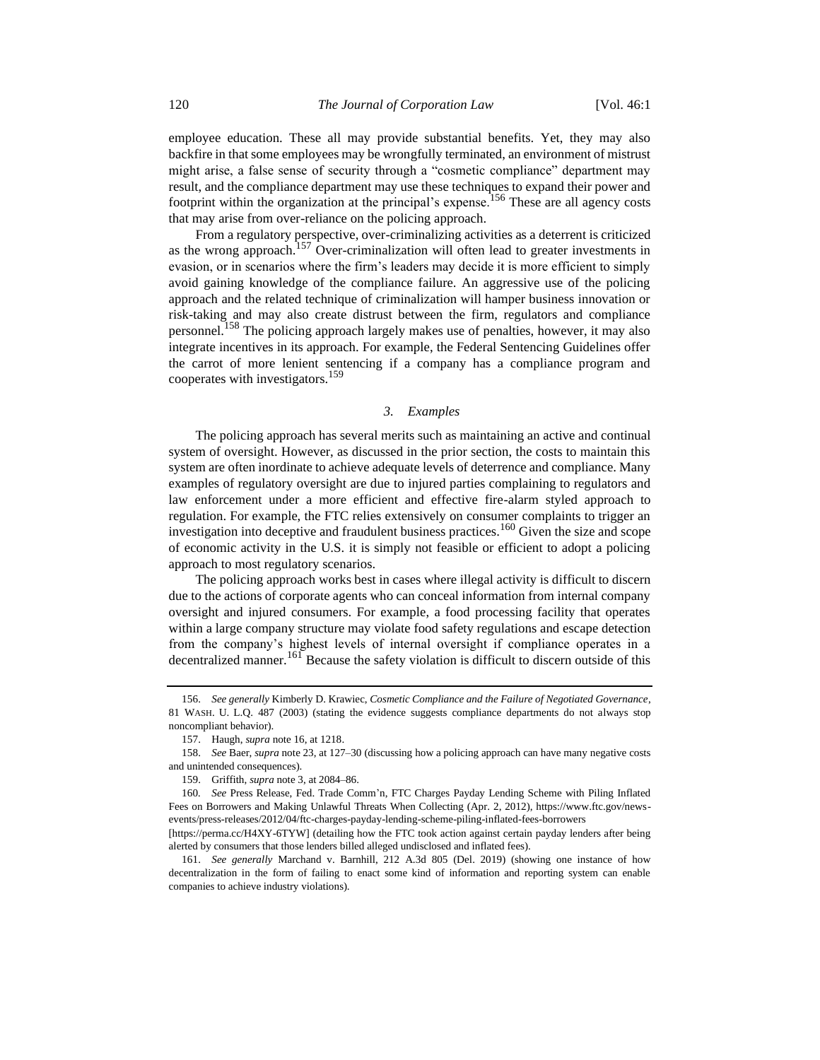employee education. These all may provide substantial benefits. Yet, they may also backfire in that some employees may be wrongfully terminated, an environment of mistrust might arise, a false sense of security through a "cosmetic compliance" department may result, and the compliance department may use these techniques to expand their power and footprint within the organization at the principal's expense.[156] These are all agency costs that may arise from over-reliance on the policing approach.

From a regulatory perspective, over-criminalizing activities as a deterrent is criticized as the wrong approach.[157] Over-criminalization will often lead to greater investments in evasion, or in scenarios where the firm's leaders may decide it is more efficient to simply avoid gaining knowledge of the compliance failure. An aggressive use of the policing approach and the related technique of criminalization will hamper business innovation or risk-taking and may also create distrust between the firm, regulators and compliance personnel.[158] The policing approach largely makes use of penalties, however, it may also integrate incentives in its approach. For example, the Federal Sentencing Guidelines offer the carrot of more lenient sentencing if a company has a compliance program and cooperates with investigators.[159]

### *3. Examples*

The policing approach has several merits such as maintaining an active and continual system of oversight. However, as discussed in the prior section, the costs to maintain this system are often inordinate to achieve adequate levels of deterrence and compliance. Many examples of regulatory oversight are due to injured parties complaining to regulators and law enforcement under a more efficient and effective fire-alarm styled approach to regulation. For example, the FTC relies extensively on consumer complaints to trigger an investigation into deceptive and fraudulent business practices.[160] Given the size and scope of economic activity in the U.S. it is simply not feasible or efficient to adopt a policing approach to most regulatory scenarios.

The policing approach works best in cases where illegal activity is difficult to discern due to the actions of corporate agents who can conceal information from internal company oversight and injured consumers. For example, a food processing facility that operates within a large company structure may violate food safety regulations and escape detection from the company's highest levels of internal oversight if compliance operates in a decentralized manner.[161] Because the safety violation is difficult to discern outside of this

---

156. *See generally* Kimberly D. Krawiec, *Cosmetic Compliance and the Failure of Negotiated Governance*, 81 WASH. U. L.Q. 487 (2003) (stating the evidence suggests compliance departments do not always stop noncompliant behavior).

157. Haugh, *supra* note 16, at 1218.

158. *See* Baer, *supra* note 23, at 127–30 (discussing how a policing approach can have many negative costs and unintended consequences).

159. Griffith, *supra* note 3, at 2084–86.

160. *See* Press Release, Fed. Trade Comm'n, FTC Charges Payday Lending Scheme with Piling Inflated Fees on Borrowers and Making Unlawful Threats When Collecting (Apr. 2, 2012), https://www.ftc.gov/news-events/press-releases/2012/04/ftc-charges-payday-lending-scheme-piling-inflated-fees-borrowers [https://perma.cc/H4XY-6TYW] (detailing how the FTC took action against certain payday lenders after being alerted by consumers that those lenders billed alleged undisclosed and inflated fees).

161. *See generally* Marchand v. Barnhill, 212 A.3d 805 (Del. 2019) (showing one instance of how decentralization in the form of failing to enact some kind of information and reporting system can enable companies to achieve industry violations).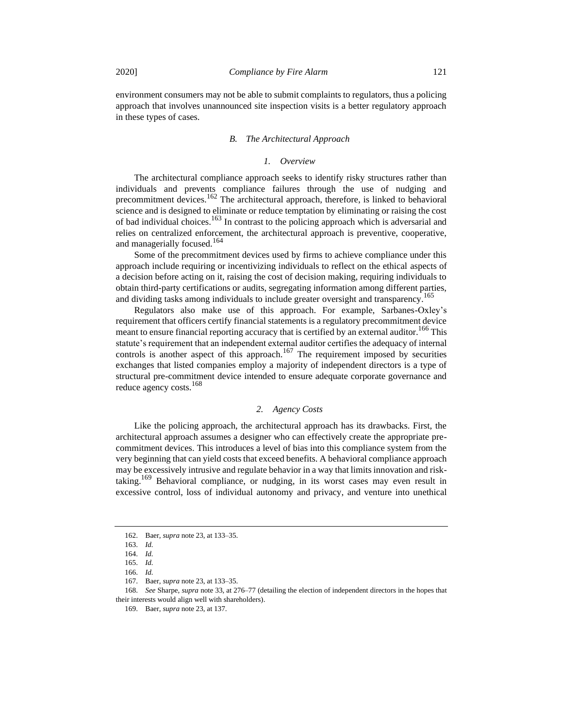environment consumers may not be able to submit complaints to regulators, thus a policing approach that involves unannounced site inspection visits is a better regulatory approach in these types of cases.

### *B. The Architectural Approach*

#### *1. Overview*

The architectural compliance approach seeks to identify risky structures rather than individuals and prevents compliance failures through the use of nudging and precommitment devices.[162] The architectural approach, therefore, is linked to behavioral science and is designed to eliminate or reduce temptation by eliminating or raising the cost of bad individual choices.[163] In contrast to the policing approach which is adversarial and relies on centralized enforcement, the architectural approach is preventive, cooperative, and managerially focused.[164]

Some of the precommitment devices used by firms to achieve compliance under this approach include requiring or incentivizing individuals to reflect on the ethical aspects of a decision before acting on it, raising the cost of decision making, requiring individuals to obtain third-party certifications or audits, segregating information among different parties, and dividing tasks among individuals to include greater oversight and transparency.[165]

Regulators also make use of this approach. For example, Sarbanes-Oxley's requirement that officers certify financial statements is a regulatory precommitment device meant to ensure financial reporting accuracy that is certified by an external auditor.[166] This statute's requirement that an independent external auditor certifies the adequacy of internal controls is another aspect of this approach.[167] The requirement imposed by securities exchanges that listed companies employ a majority of independent directors is a type of structural pre-commitment device intended to ensure adequate corporate governance and reduce agency costs.[168]

#### *2. Agency Costs*

Like the policing approach, the architectural approach has its drawbacks. First, the architectural approach assumes a designer who can effectively create the appropriate pre-commitment devices. This introduces a level of bias into this compliance system from the very beginning that can yield costs that exceed benefits. A behavioral compliance approach may be excessively intrusive and regulate behavior in a way that limits innovation and risk-taking.[169] Behavioral compliance, or nudging, in its worst cases may even result in excessive control, loss of individual autonomy and privacy, and venture into unethical

---

162. Baer, *supra* note 23, at 133–35.

163. *Id.*

164. *Id.*

165. *Id.*

166. *Id.*

167. Baer, *supra* note 23, at 133–35.

168. *See* Sharpe, *supra* note 33, at 276–77 (detailing the election of independent directors in the hopes that their interests would align well with shareholders).

169. Baer, *supra* note 23, at 137.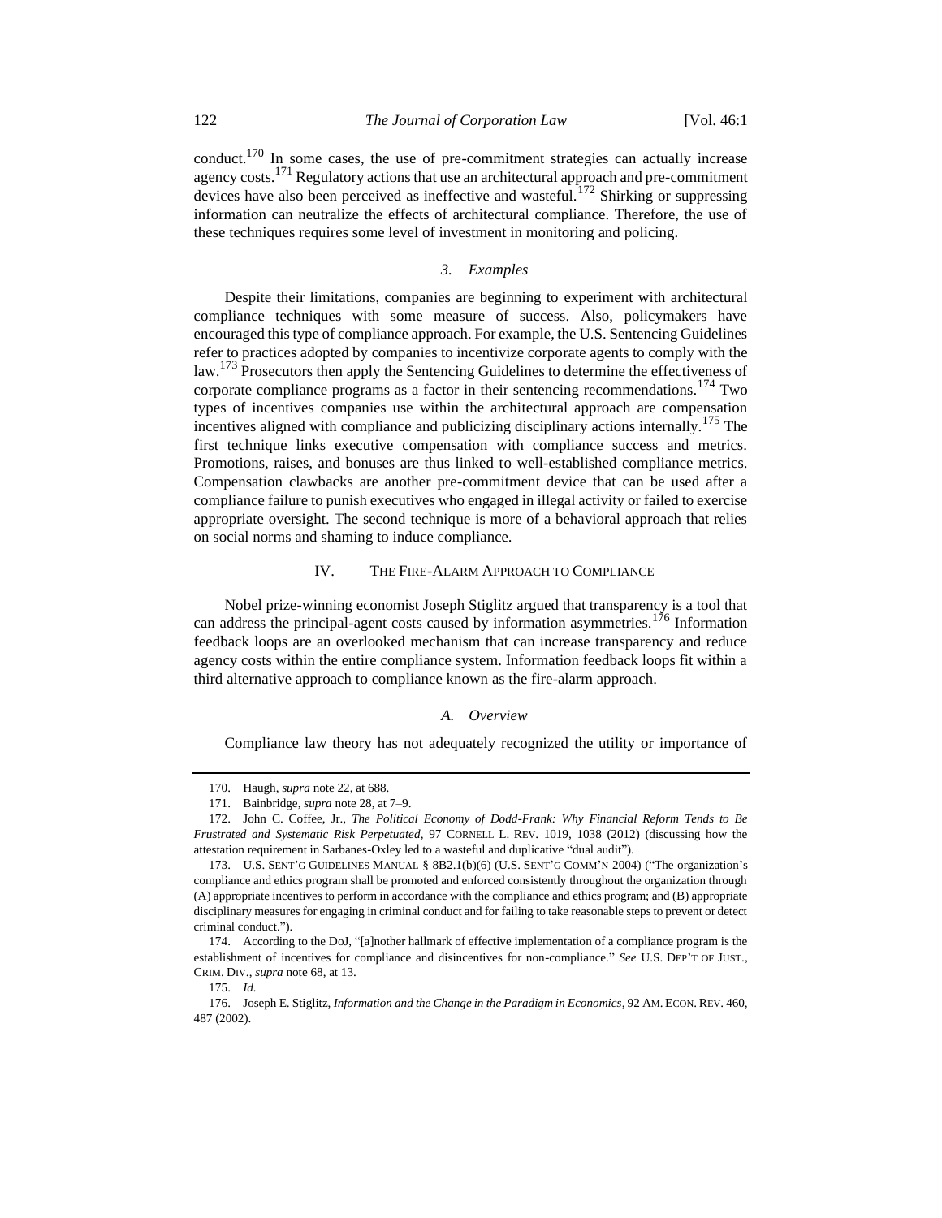conduct.[170] In some cases, the use of pre-commitment strategies can actually increase agency costs.[171] Regulatory actions that use an architectural approach and pre-commitment devices have also been perceived as ineffective and wasteful.[172] Shirking or suppressing information can neutralize the effects of architectural compliance. Therefore, the use of these techniques requires some level of investment in monitoring and policing.

#### *3. Examples*

Despite their limitations, companies are beginning to experiment with architectural compliance techniques with some measure of success. Also, policymakers have encouraged this type of compliance approach. For example, the U.S. Sentencing Guidelines refer to practices adopted by companies to incentivize corporate agents to comply with the law.[173] Prosecutors then apply the Sentencing Guidelines to determine the effectiveness of corporate compliance programs as a factor in their sentencing recommendations.[174] Two types of incentives companies use within the architectural approach are compensation incentives aligned with compliance and publicizing disciplinary actions internally.[175] The first technique links executive compensation with compliance success and metrics. Promotions, raises, and bonuses are thus linked to well-established compliance metrics. Compensation clawbacks are another pre-commitment device that can be used after a compliance failure to punish executives who engaged in illegal activity or failed to exercise appropriate oversight. The second technique is more of a behavioral approach that relies on social norms and shaming to induce compliance.

## IV. The Fire-Alarm Approach to Compliance

Nobel prize-winning economist Joseph Stiglitz argued that transparency is a tool that can address the principal-agent costs caused by information asymmetries.[176] Information feedback loops are an overlooked mechanism that can increase transparency and reduce agency costs within the entire compliance system. Information feedback loops fit within a third alternative approach to compliance known as the fire-alarm approach.

### *A. Overview*

Compliance law theory has not adequately recognized the utility or importance of

---

170. Haugh, *supra* note 22, at 688.

171. Bainbridge, *supra* note 28, at 7–9.

172. John C. Coffee, Jr., *The Political Economy of Dodd-Frank: Why Financial Reform Tends to Be Frustrated and Systematic Risk Perpetuated*, 97 CORNELL L. REV. 1019, 1038 (2012) (discussing how the attestation requirement in Sarbanes-Oxley led to a wasteful and duplicative "dual audit").

173. U.S. SENT'G GUIDELINES MANUAL § 8B2.1(b)(6) (U.S. SENT'G COMM'N 2004) ("The organization's compliance and ethics program shall be promoted and enforced consistently throughout the organization through (A) appropriate incentives to perform in accordance with the compliance and ethics program; and (B) appropriate disciplinary measures for engaging in criminal conduct and for failing to take reasonable steps to prevent or detect criminal conduct.").

174. According to the DoJ, "[a]nother hallmark of effective implementation of a compliance program is the establishment of incentives for compliance and disincentives for non-compliance." *See* U.S. DEP'T OF JUST., CRIM. DIV., *supra* note 68, at 13.

175. *Id.*

176. Joseph E. Stiglitz, *Information and the Change in the Paradigm in Economics*, 92 AM. ECON. REV. 460, 487 (2002).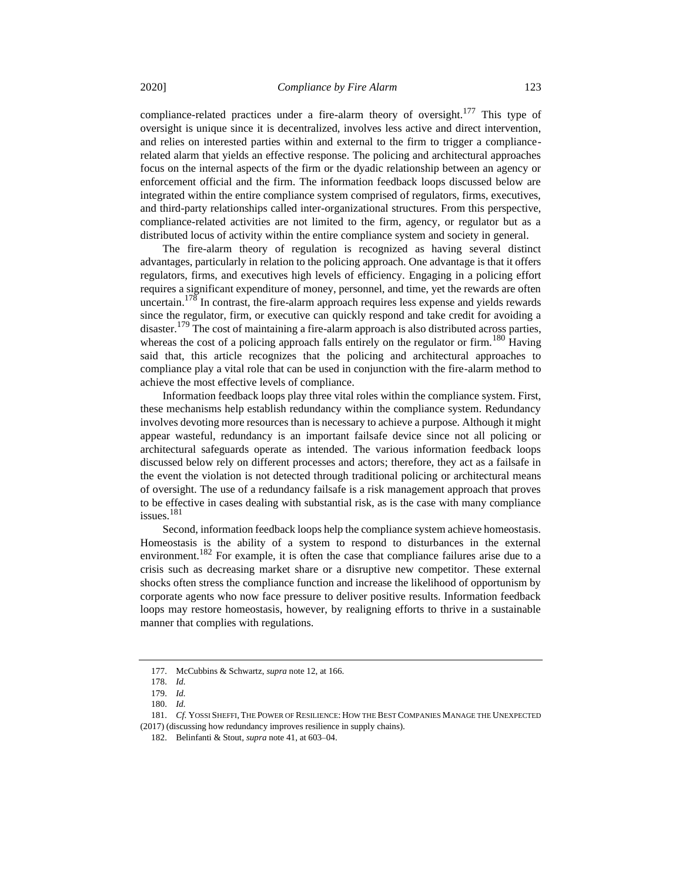compliance-related practices under a fire-alarm theory of oversight.[177] This type of oversight is unique since it is decentralized, involves less active and direct intervention, and relies on interested parties within and external to the firm to trigger a compliance-related alarm that yields an effective response. The policing and architectural approaches focus on the internal aspects of the firm or the dyadic relationship between an agency or enforcement official and the firm. The information feedback loops discussed below are integrated within the entire compliance system comprised of regulators, firms, executives, and third-party relationships called inter-organizational structures. From this perspective, compliance-related activities are not limited to the firm, agency, or regulator but as a distributed locus of activity within the entire compliance system and society in general.

The fire-alarm theory of regulation is recognized as having several distinct advantages, particularly in relation to the policing approach. One advantage is that it offers regulators, firms, and executives high levels of efficiency. Engaging in a policing effort requires a significant expenditure of money, personnel, and time, yet the rewards are often uncertain.[178] In contrast, the fire-alarm approach requires less expense and yields rewards since the regulator, firm, or executive can quickly respond and take credit for avoiding a disaster.[179] The cost of maintaining a fire-alarm approach is also distributed across parties, whereas the cost of a policing approach falls entirely on the regulator or firm.[180] Having said that, this article recognizes that the policing and architectural approaches to compliance play a vital role that can be used in conjunction with the fire-alarm method to achieve the most effective levels of compliance.

Information feedback loops play three vital roles within the compliance system. First, these mechanisms help establish redundancy within the compliance system. Redundancy involves devoting more resources than is necessary to achieve a purpose. Although it might appear wasteful, redundancy is an important failsafe device since not all policing or architectural safeguards operate as intended. The various information feedback loops discussed below rely on different processes and actors; therefore, they act as a failsafe in the event the violation is not detected through traditional policing or architectural means of oversight. The use of a redundancy failsafe is a risk management approach that proves to be effective in cases dealing with substantial risk, as is the case with many compliance issues.[181]

Second, information feedback loops help the compliance system achieve homeostasis. Homeostasis is the ability of a system to respond to disturbances in the external environment.[182] For example, it is often the case that compliance failures arise due to a crisis such as decreasing market share or a disruptive new competitor. These external shocks often stress the compliance function and increase the likelihood of opportunism by corporate agents who now face pressure to deliver positive results. Information feedback loops may restore homeostasis, however, by realigning efforts to thrive in a sustainable manner that complies with regulations.

---

177. McCubbins & Schwartz, *supra* note 12, at 166.

178. *Id.*

179. *Id.*

180. *Id.*

181. *Cf.* YOSSI SHEFFI, THE POWER OF RESILIENCE: HOW THE BEST COMPANIES MANAGE THE UNEXPECTED (2017) (discussing how redundancy improves resilience in supply chains).

182. Belinfanti & Stout, *supra* note 41, at 603–04.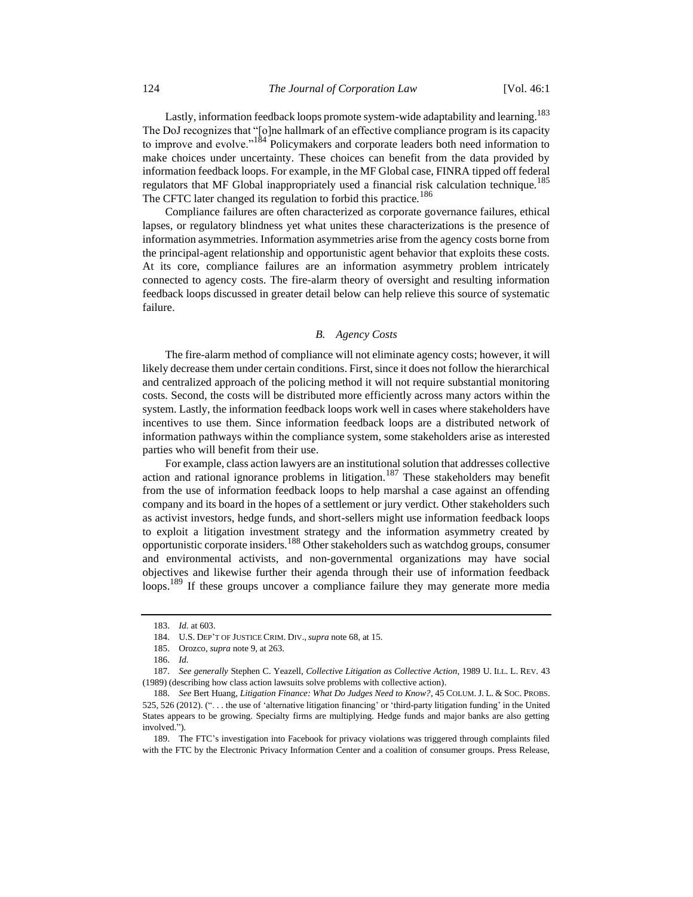Lastly, information feedback loops promote system-wide adaptability and learning.[183] The DoJ recognizes that "[o]ne hallmark of an effective compliance program is its capacity to improve and evolve."[184] Policymakers and corporate leaders both need information to make choices under uncertainty. These choices can benefit from the data provided by information feedback loops. For example, in the MF Global case, FINRA tipped off federal regulators that MF Global inappropriately used a financial risk calculation technique.[185] The CFTC later changed its regulation to forbid this practice.[186]

Compliance failures are often characterized as corporate governance failures, ethical lapses, or regulatory blindness yet what unites these characterizations is the presence of information asymmetries. Information asymmetries arise from the agency costs borne from the principal-agent relationship and opportunistic agent behavior that exploits these costs. At its core, compliance failures are an information asymmetry problem intricately connected to agency costs. The fire-alarm theory of oversight and resulting information feedback loops discussed in greater detail below can help relieve this source of systematic failure.

### *B. Agency Costs*

The fire-alarm method of compliance will not eliminate agency costs; however, it will likely decrease them under certain conditions. First, since it does not follow the hierarchical and centralized approach of the policing method it will not require substantial monitoring costs. Second, the costs will be distributed more efficiently across many actors within the system. Lastly, the information feedback loops work well in cases where stakeholders have incentives to use them. Since information feedback loops are a distributed network of information pathways within the compliance system, some stakeholders arise as interested parties who will benefit from their use.

For example, class action lawyers are an institutional solution that addresses collective action and rational ignorance problems in litigation.[187] These stakeholders may benefit from the use of information feedback loops to help marshal a case against an offending company and its board in the hopes of a settlement or jury verdict. Other stakeholders such as activist investors, hedge funds, and short-sellers might use information feedback loops to exploit a litigation investment strategy and the information asymmetry created by opportunistic corporate insiders.[188] Other stakeholders such as watchdog groups, consumer and environmental activists, and non-governmental organizations may have social objectives and likewise further their agenda through their use of information feedback loops.[189] If these groups uncover a compliance failure they may generate more media

---

183. *Id.* at 603.

184. U.S. DEP'T OF JUSTICE CRIM. DIV., *supra* note 68, at 15.

185. Orozco, *supra* note 9, at 263.

186. *Id.*

187. *See generally* Stephen C. Yeazell, *Collective Litigation as Collective Action*, 1989 U. ILL. L. REV. 43 (1989) (describing how class action lawsuits solve problems with collective action).

188. *See* Bert Huang, *Litigation Finance: What Do Judges Need to Know?*, 45 COLUM. J. L. & SOC. PROBS. 525, 526 (2012). (". . . the use of 'alternative litigation financing' or 'third-party litigation funding' in the United States appears to be growing. Specialty firms are multiplying. Hedge funds and major banks are also getting involved.").

189. The FTC's investigation into Facebook for privacy violations was triggered through complaints filed with the FTC by the Electronic Privacy Information Center and a coalition of consumer groups. Press Release,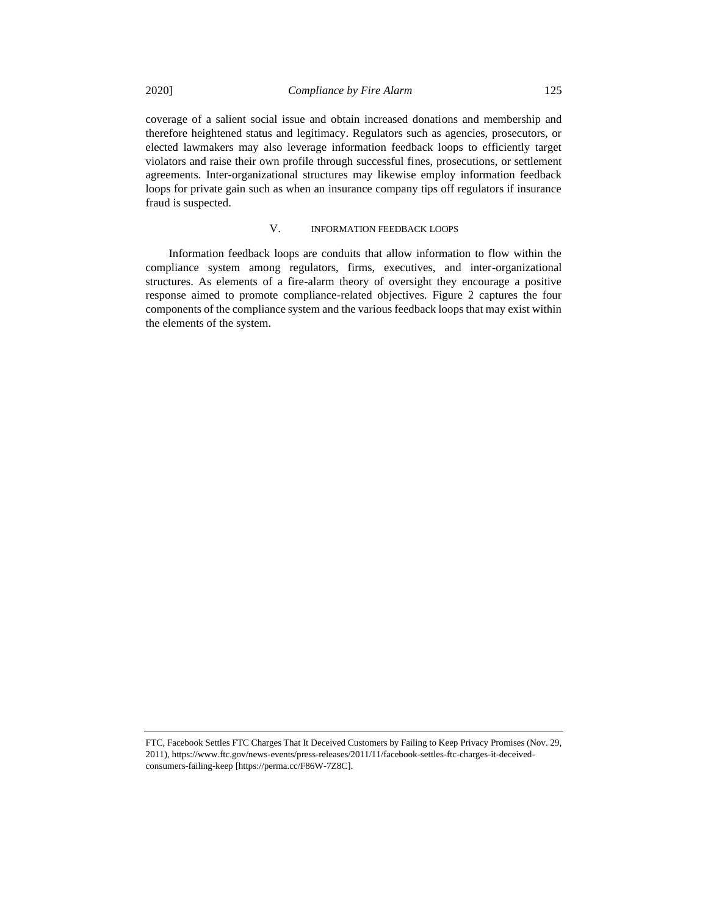coverage of a salient social issue and obtain increased donations and membership and therefore heightened status and legitimacy. Regulators such as agencies, prosecutors, or elected lawmakers may also leverage information feedback loops to efficiently target violators and raise their own profile through successful fines, prosecutions, or settlement agreements. Inter-organizational structures may likewise employ information feedback loops for private gain such as when an insurance company tips off regulators if insurance fraud is suspected.

## V. INFORMATION FEEDBACK LOOPS

Information feedback loops are conduits that allow information to flow within the compliance system among regulators, firms, executives, and inter-organizational structures. As elements of a fire-alarm theory of oversight they encourage a positive response aimed to promote compliance-related objectives. Figure 2 captures the four components of the compliance system and the various feedback loops that may exist within the elements of the system.

---

FTC, Facebook Settles FTC Charges That It Deceived Customers by Failing to Keep Privacy Promises (Nov. 29, 2011), https://www.ftc.gov/news-events/press-releases/2011/11/facebook-settles-ftc-charges-it-deceived-consumers-failing-keep [https://perma.cc/F86W-7Z8C].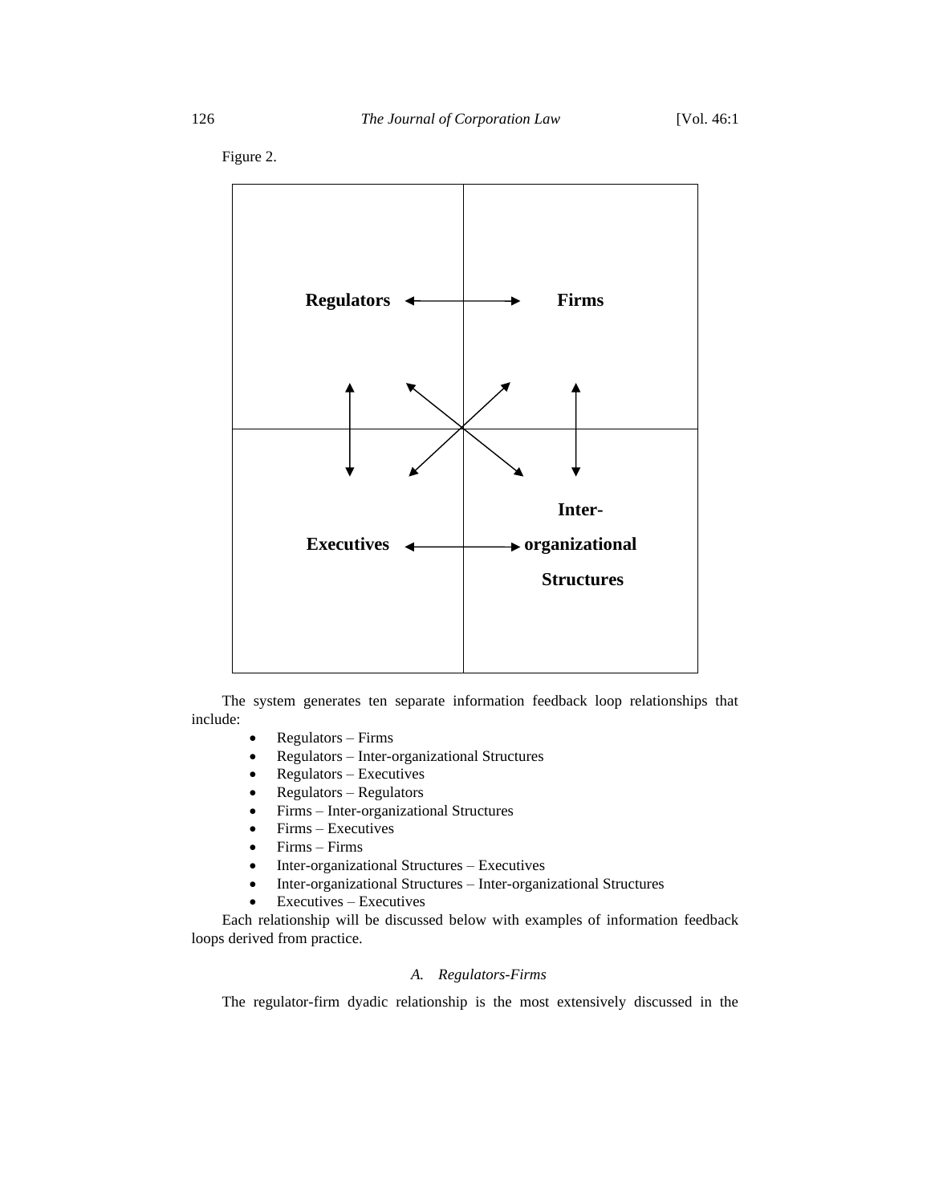Figure 2.

| Regulators ↔ Firms | |
|---|---|
| Executives ↔ Inter-organizational Structures | |

The system generates ten separate information feedback loop relationships that include:

- Regulators – Firms
- Regulators – Inter-organizational Structures
- Regulators – Executives
- Regulators – Regulators
- Firms – Inter-organizational Structures
- Firms – Executives
- Firms – Firms
- Inter-organizational Structures – Executives
- Inter-organizational Structures – Inter-organizational Structures
- Executives – Executives

Each relationship will be discussed below with examples of information feedback loops derived from practice.

### *A. Regulators-Firms*

The regulator-firm dyadic relationship is the most extensively discussed in the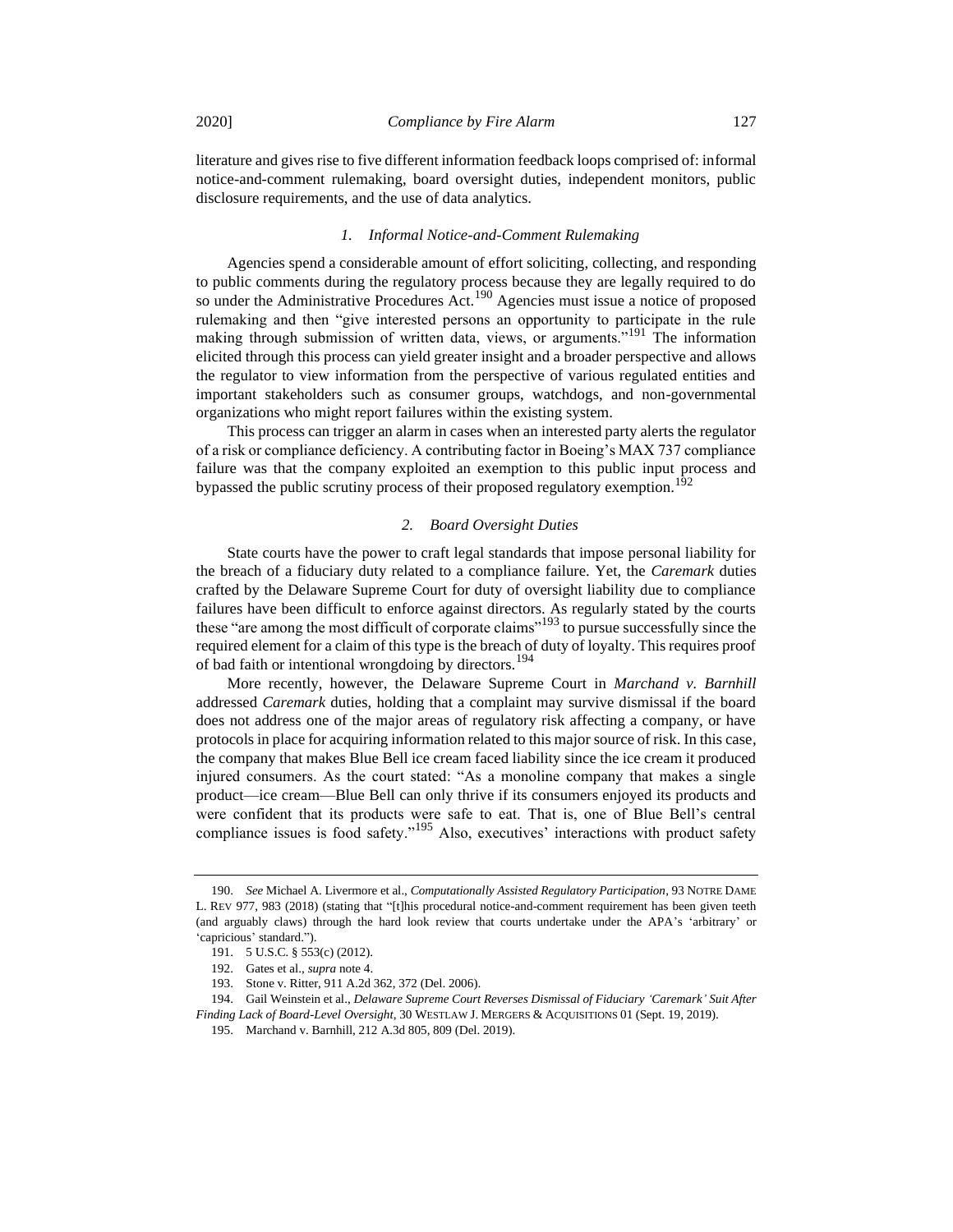literature and gives rise to five different information feedback loops comprised of: informal notice-and-comment rulemaking, board oversight duties, independent monitors, public disclosure requirements, and the use of data analytics.

### *1. Informal Notice-and-Comment Rulemaking*

Agencies spend a considerable amount of effort soliciting, collecting, and responding to public comments during the regulatory process because they are legally required to do so under the Administrative Procedures Act.[190] Agencies must issue a notice of proposed rulemaking and then "give interested persons an opportunity to participate in the rule making through submission of written data, views, or arguments."[191] The information elicited through this process can yield greater insight and a broader perspective and allows the regulator to view information from the perspective of various regulated entities and important stakeholders such as consumer groups, watchdogs, and non-governmental organizations who might report failures within the existing system.

This process can trigger an alarm in cases when an interested party alerts the regulator of a risk or compliance deficiency. A contributing factor in Boeing's MAX 737 compliance failure was that the company exploited an exemption to this public input process and bypassed the public scrutiny process of their proposed regulatory exemption.[192]

### *2. Board Oversight Duties*

State courts have the power to craft legal standards that impose personal liability for the breach of a fiduciary duty related to a compliance failure. Yet, the *Caremark* duties crafted by the Delaware Supreme Court for duty of oversight liability due to compliance failures have been difficult to enforce against directors. As regularly stated by the courts these "are among the most difficult of corporate claims"[193] to pursue successfully since the required element for a claim of this type is the breach of duty of loyalty. This requires proof of bad faith or intentional wrongdoing by directors.[194]

More recently, however, the Delaware Supreme Court in *Marchand v. Barnhill* addressed *Caremark* duties, holding that a complaint may survive dismissal if the board does not address one of the major areas of regulatory risk affecting a company, or have protocols in place for acquiring information related to this major source of risk. In this case, the company that makes Blue Bell ice cream faced liability since the ice cream it produced injured consumers. As the court stated: "As a monoline company that makes a single product—ice cream—Blue Bell can only thrive if its consumers enjoyed its products and were confident that its products were safe to eat. That is, one of Blue Bell's central compliance issues is food safety."[195] Also, executives' interactions with product safety

---

190. *See* Michael A. Livermore et al., *Computationally Assisted Regulatory Participation*, 93 NOTRE DAME L. REV 977, 983 (2018) (stating that "[t]his procedural notice-and-comment requirement has been given teeth (and arguably claws) through the hard look review that courts undertake under the APA's 'arbitrary' or 'capricious' standard.").

191. 5 U.S.C. § 553(c) (2012).

192. Gates et al., *supra* note 4.

193. Stone v. Ritter, 911 A.2d 362, 372 (Del. 2006).

194. Gail Weinstein et al., *Delaware Supreme Court Reverses Dismissal of Fiduciary 'Caremark' Suit After Finding Lack of Board-Level Oversight*, 30 WESTLAW J. MERGERS & ACQUISITIONS 01 (Sept. 19, 2019).

195. Marchand v. Barnhill, 212 A.3d 805, 809 (Del. 2019).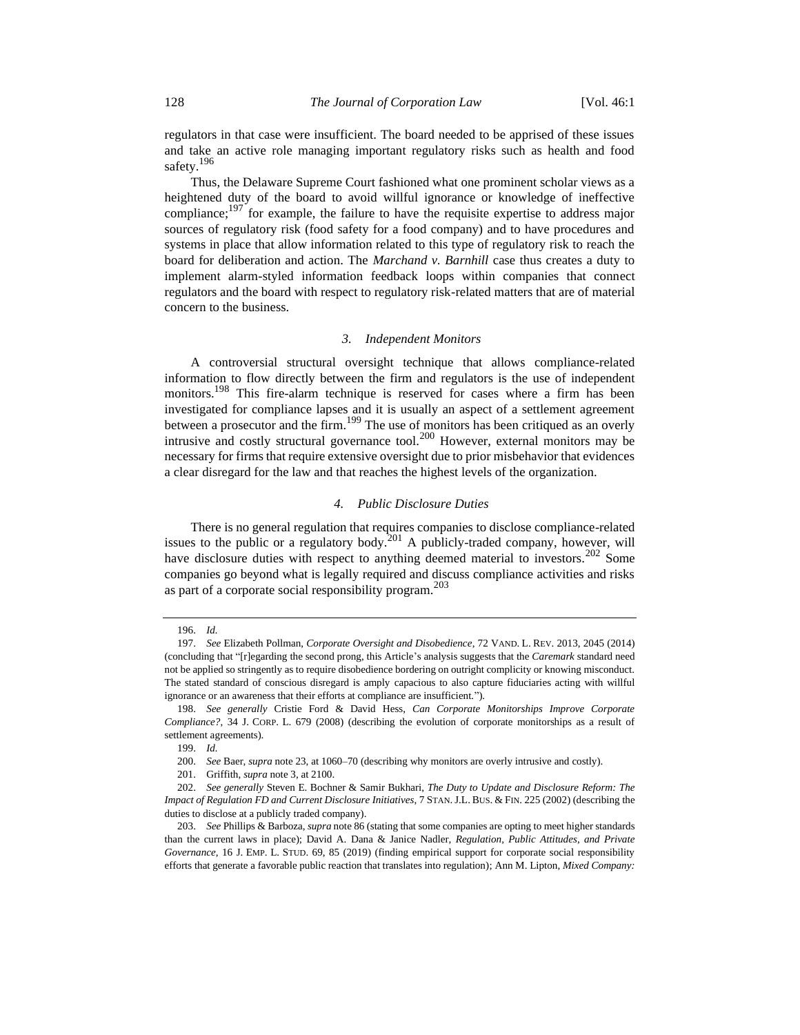regulators in that case were insufficient. The board needed to be apprised of these issues and take an active role managing important regulatory risks such as health and food safety.[196]

Thus, the Delaware Supreme Court fashioned what one prominent scholar views as a heightened duty of the board to avoid willful ignorance or knowledge of ineffective compliance;[197] for example, the failure to have the requisite expertise to address major sources of regulatory risk (food safety for a food company) and to have procedures and systems in place that allow information related to this type of regulatory risk to reach the board for deliberation and action. The *Marchand v. Barnhill* case thus creates a duty to implement alarm-styled information feedback loops within companies that connect regulators and the board with respect to regulatory risk-related matters that are of material concern to the business.

### *3. Independent Monitors*

A controversial structural oversight technique that allows compliance-related information to flow directly between the firm and regulators is the use of independent monitors.[198] This fire-alarm technique is reserved for cases where a firm has been investigated for compliance lapses and it is usually an aspect of a settlement agreement between a prosecutor and the firm.[199] The use of monitors has been critiqued as an overly intrusive and costly structural governance tool.[200] However, external monitors may be necessary for firms that require extensive oversight due to prior misbehavior that evidences a clear disregard for the law and that reaches the highest levels of the organization.

### *4. Public Disclosure Duties*

There is no general regulation that requires companies to disclose compliance-related issues to the public or a regulatory body.[201] A publicly-traded company, however, will have disclosure duties with respect to anything deemed material to investors.[202] Some companies go beyond what is legally required and discuss compliance activities and risks as part of a corporate social responsibility program.[203]

---

196. *Id.*

197. *See* Elizabeth Pollman, *Corporate Oversight and Disobedience*, 72 VAND. L. REV. 2013, 2045 (2014) (concluding that "[r]egarding the second prong, this Article's analysis suggests that the *Caremark* standard need not be applied so stringently as to require disobedience bordering on outright complicity or knowing misconduct. The stated standard of conscious disregard is amply capacious to also capture fiduciaries acting with willful ignorance or an awareness that their efforts at compliance are insufficient.").

198. *See generally* Cristie Ford & David Hess, *Can Corporate Monitorships Improve Corporate Compliance?*, 34 J. CORP. L. 679 (2008) (describing the evolution of corporate monitorships as a result of settlement agreements).

199. *Id.*

200. *See* Baer, *supra* note 23, at 1060–70 (describing why monitors are overly intrusive and costly).

201. Griffith, *supra* note 3, at 2100.

202. *See generally* Steven E. Bochner & Samir Bukhari, *The Duty to Update and Disclosure Reform: The Impact of Regulation FD and Current Disclosure Initiatives*, 7 STAN. J.L. BUS. & FIN. 225 (2002) (describing the duties to disclose at a publicly traded company).

203. *See* Phillips & Barboza, *supra* note 86 (stating that some companies are opting to meet higher standards than the current laws in place); David A. Dana & Janice Nadler, *Regulation, Public Attitudes, and Private Governance*, 16 J. EMP. L. STUD. 69, 85 (2019) (finding empirical support for corporate social responsibility efforts that generate a favorable public reaction that translates into regulation); Ann M. Lipton, *Mixed Company:*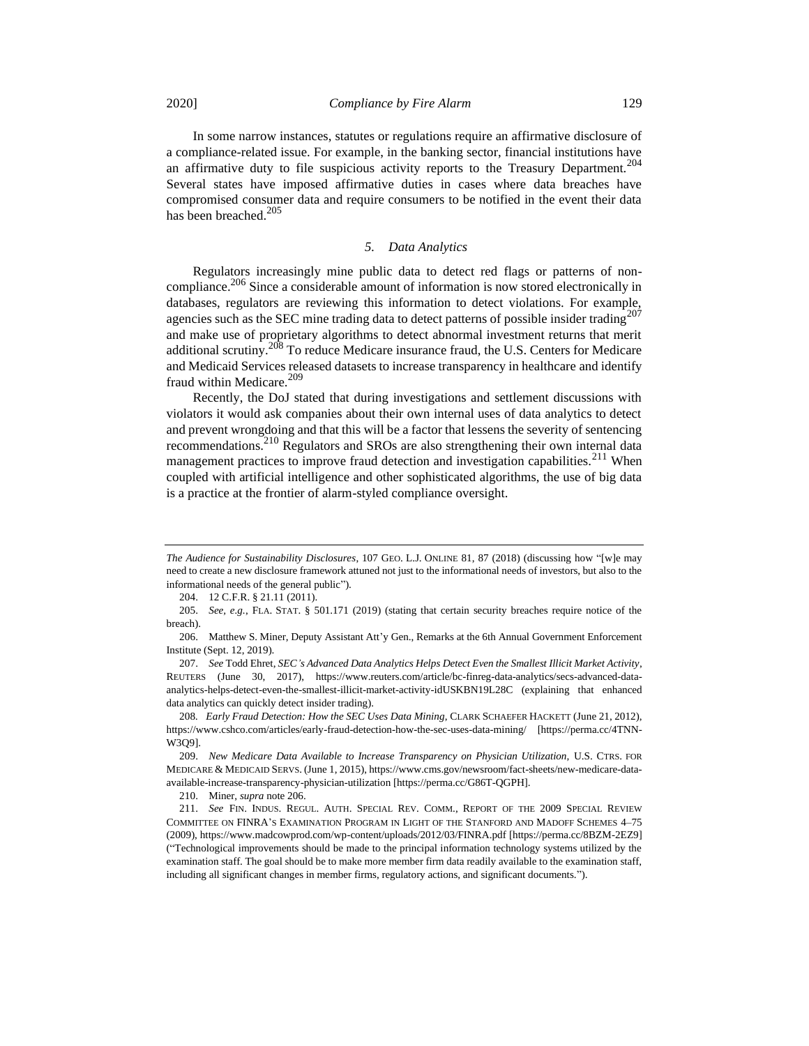In some narrow instances, statutes or regulations require an affirmative disclosure of a compliance-related issue. For example, in the banking sector, financial institutions have an affirmative duty to file suspicious activity reports to the Treasury Department.[204] Several states have imposed affirmative duties in cases where data breaches have compromised consumer data and require consumers to be notified in the event their data has been breached.[205]

### *5. Data Analytics*

Regulators increasingly mine public data to detect red flags or patterns of non-compliance.[206] Since a considerable amount of information is now stored electronically in databases, regulators are reviewing this information to detect violations. For example, agencies such as the SEC mine trading data to detect patterns of possible insider trading[207] and make use of proprietary algorithms to detect abnormal investment returns that merit additional scrutiny.[208] To reduce Medicare insurance fraud, the U.S. Centers for Medicare and Medicaid Services released datasets to increase transparency in healthcare and identify fraud within Medicare.[209]

Recently, the DoJ stated that during investigations and settlement discussions with violators it would ask companies about their own internal uses of data analytics to detect and prevent wrongdoing and that this will be a factor that lessens the severity of sentencing recommendations.[210] Regulators and SROs are also strengthening their own internal data management practices to improve fraud detection and investigation capabilities.[211] When coupled with artificial intelligence and other sophisticated algorithms, the use of big data is a practice at the frontier of alarm-styled compliance oversight.

---

*The Audience for Sustainability Disclosures*, 107 GEO. L.J. ONLINE 81, 87 (2018) (discussing how "[w]e may need to create a new disclosure framework attuned not just to the informational needs of investors, but also to the informational needs of the general public").

204. 12 C.F.R. § 21.11 (2011).

205. *See, e.g.*, FLA. STAT. § 501.171 (2019) (stating that certain security breaches require notice of the breach).

206. Matthew S. Miner, Deputy Assistant Att'y Gen., Remarks at the 6th Annual Government Enforcement Institute (Sept. 12, 2019).

207. *See* Todd Ehret, *SEC's Advanced Data Analytics Helps Detect Even the Smallest Illicit Market Activity*, REUTERS (June 30, 2017), https://www.reuters.com/article/bc-finreg-data-analytics/secs-advanced-data-analytics-helps-detect-even-the-smallest-illicit-market-activity-idUSKBN19L28C (explaining that enhanced data analytics can quickly detect insider trading).

208. *Early Fraud Detection: How the SEC Uses Data Mining*, CLARK SCHAEFER HACKETT (June 21, 2012), https://www.cshco.com/articles/early-fraud-detection-how-the-sec-uses-data-mining/ [https://perma.cc/4TNN-W3Q9].

209. *New Medicare Data Available to Increase Transparency on Physician Utilization*, U.S. CTRS. FOR MEDICARE & MEDICAID SERVS. (June 1, 2015), https://www.cms.gov/newsroom/fact-sheets/new-medicare-data-available-increase-transparency-physician-utilization [https://perma.cc/G86T-QGPH].

210. Miner, *supra* note 206.

211. *See* FIN. INDUS. REGUL. AUTH. SPECIAL REV. COMM., REPORT OF THE 2009 SPECIAL REVIEW COMMITTEE ON FINRA'S EXAMINATION PROGRAM IN LIGHT OF THE STANFORD AND MADOFF SCHEMES 4–75 (2009), https://www.madcowprod.com/wp-content/uploads/2012/03/FINRA.pdf [https://perma.cc/8BZM-2EZ9] ("Technological improvements should be made to the principal information technology systems utilized by the examination staff. The goal should be to make more member firm data readily available to the examination staff, including all significant changes in member firms, regulatory actions, and significant documents.").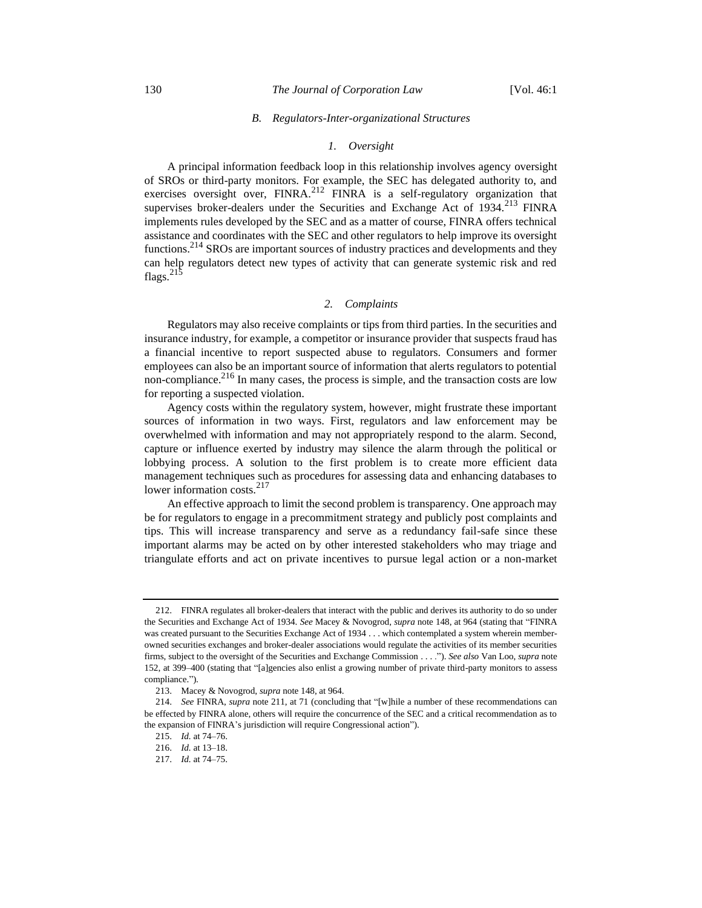### *B. Regulators-Inter-organizational Structures*

#### *1. Oversight*

A principal information feedback loop in this relationship involves agency oversight of SROs or third-party monitors. For example, the SEC has delegated authority to, and exercises oversight over, FINRA.[212] FINRA is a self-regulatory organization that supervises broker-dealers under the Securities and Exchange Act of 1934.[213] FINRA implements rules developed by the SEC and as a matter of course, FINRA offers technical assistance and coordinates with the SEC and other regulators to help improve its oversight functions.[214] SROs are important sources of industry practices and developments and they can help regulators detect new types of activity that can generate systemic risk and red flags.[215]

#### *2. Complaints*

Regulators may also receive complaints or tips from third parties. In the securities and insurance industry, for example, a competitor or insurance provider that suspects fraud has a financial incentive to report suspected abuse to regulators. Consumers and former employees can also be an important source of information that alerts regulators to potential non-compliance.[216] In many cases, the process is simple, and the transaction costs are low for reporting a suspected violation.

Agency costs within the regulatory system, however, might frustrate these important sources of information in two ways. First, regulators and law enforcement may be overwhelmed with information and may not appropriately respond to the alarm. Second, capture or influence exerted by industry may silence the alarm through the political or lobbying process. A solution to the first problem is to create more efficient data management techniques such as procedures for assessing data and enhancing databases to lower information costs.[217]

An effective approach to limit the second problem is transparency. One approach may be for regulators to engage in a precommitment strategy and publicly post complaints and tips. This will increase transparency and serve as a redundancy fail-safe since these important alarms may be acted on by other interested stakeholders who may triage and triangulate efforts and act on private incentives to pursue legal action or a non-market

---

212. FINRA regulates all broker-dealers that interact with the public and derives its authority to do so under the Securities and Exchange Act of 1934. *See* Macey & Novogrod, *supra* note 148, at 964 (stating that "FINRA was created pursuant to the Securities Exchange Act of 1934 . . . which contemplated a system wherein member-owned securities exchanges and broker-dealer associations would regulate the activities of its member securities firms, subject to the oversight of the Securities and Exchange Commission . . . ."). *See also* Van Loo, *supra* note 152, at 399–400 (stating that "[a]gencies also enlist a growing number of private third-party monitors to assess compliance.").

213. Macey & Novogrod, *supra* note 148, at 964.

214. *See* FINRA, *supra* note 211, at 71 (concluding that "[w]hile a number of these recommendations can be effected by FINRA alone, others will require the concurrence of the SEC and a critical recommendation as to the expansion of FINRA's jurisdiction will require Congressional action").

215. *Id.* at 74–76.

216. *Id.* at 13–18.

217. *Id.* at 74–75.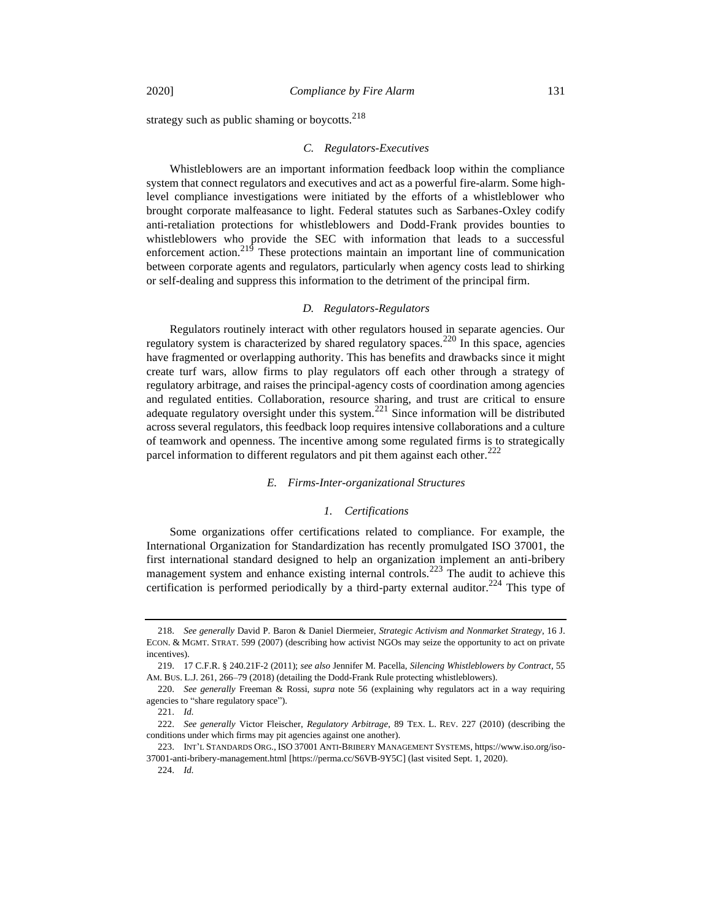strategy such as public shaming or boycotts.[218]

### *C. Regulators-Executives*

Whistleblowers are an important information feedback loop within the compliance system that connect regulators and executives and act as a powerful fire-alarm. Some high-level compliance investigations were initiated by the efforts of a whistleblower who brought corporate malfeasance to light. Federal statutes such as Sarbanes-Oxley codify anti-retaliation protections for whistleblowers and Dodd-Frank provides bounties to whistleblowers who provide the SEC with information that leads to a successful enforcement action.[219] These protections maintain an important line of communication between corporate agents and regulators, particularly when agency costs lead to shirking or self-dealing and suppress this information to the detriment of the principal firm.

### *D. Regulators-Regulators*

Regulators routinely interact with other regulators housed in separate agencies. Our regulatory system is characterized by shared regulatory spaces.[220] In this space, agencies have fragmented or overlapping authority. This has benefits and drawbacks since it might create turf wars, allow firms to play regulators off each other through a strategy of regulatory arbitrage, and raises the principal-agency costs of coordination among agencies and regulated entities. Collaboration, resource sharing, and trust are critical to ensure adequate regulatory oversight under this system.[221] Since information will be distributed across several regulators, this feedback loop requires intensive collaborations and a culture of teamwork and openness. The incentive among some regulated firms is to strategically parcel information to different regulators and pit them against each other.[222]

### *E. Firms-Inter-organizational Structures*

#### *1. Certifications*

Some organizations offer certifications related to compliance. For example, the International Organization for Standardization has recently promulgated ISO 37001, the first international standard designed to help an organization implement an anti-bribery management system and enhance existing internal controls.[223] The audit to achieve this certification is performed periodically by a third-party external auditor.[224] This type of

---

218. *See generally* David P. Baron & Daniel Diermeier, *Strategic Activism and Nonmarket Strategy*, 16 J. ECON. & MGMT. STRAT. 599 (2007) (describing how activist NGOs may seize the opportunity to act on private incentives).

219. 17 C.F.R. § 240.21F-2 (2011); *see also* Jennifer M. Pacella, *Silencing Whistleblowers by Contract*, 55 AM. BUS. L.J. 261, 266–79 (2018) (detailing the Dodd-Frank Rule protecting whistleblowers).

220. *See generally* Freeman & Rossi, *supra* note 56 (explaining why regulators act in a way requiring agencies to "share regulatory space").

221. *Id.*

222. *See generally* Victor Fleischer, *Regulatory Arbitrage*, 89 TEX. L. REV. 227 (2010) (describing the conditions under which firms may pit agencies against one another).

223. INT'L STANDARDS ORG., ISO 37001 ANTI-BRIBERY MANAGEMENT SYSTEMS, https://www.iso.org/iso-37001-anti-bribery-management.html [https://perma.cc/S6VB-9Y5C] (last visited Sept. 1, 2020).

224. *Id.*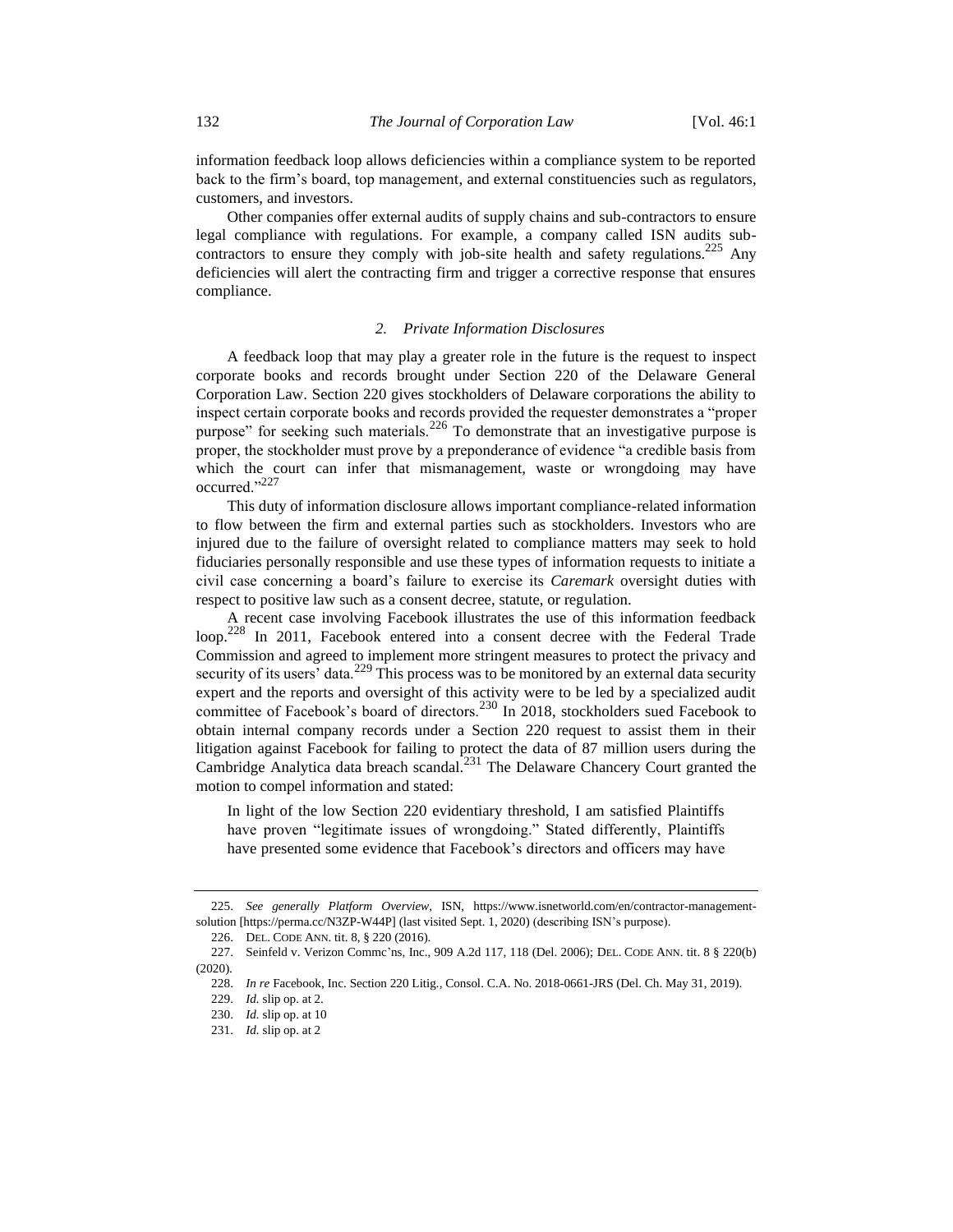information feedback loop allows deficiencies within a compliance system to be reported back to the firm's board, top management, and external constituencies such as regulators, customers, and investors.

Other companies offer external audits of supply chains and sub-contractors to ensure legal compliance with regulations. For example, a company called ISN audits sub-contractors to ensure they comply with job-site health and safety regulations.[225] Any deficiencies will alert the contracting firm and trigger a corrective response that ensures compliance.

### 2. *Private Information Disclosures*

A feedback loop that may play a greater role in the future is the request to inspect corporate books and records brought under Section 220 of the Delaware General Corporation Law. Section 220 gives stockholders of Delaware corporations the ability to inspect certain corporate books and records provided the requester demonstrates a "proper purpose" for seeking such materials.[226] To demonstrate that an investigative purpose is proper, the stockholder must prove by a preponderance of evidence "a credible basis from which the court can infer that mismanagement, waste or wrongdoing may have occurred."[227]

This duty of information disclosure allows important compliance-related information to flow between the firm and external parties such as stockholders. Investors who are injured due to the failure of oversight related to compliance matters may seek to hold fiduciaries personally responsible and use these types of information requests to initiate a civil case concerning a board's failure to exercise its *Caremark* oversight duties with respect to positive law such as a consent decree, statute, or regulation.

A recent case involving Facebook illustrates the use of this information feedback loop.[228] In 2011, Facebook entered into a consent decree with the Federal Trade Commission and agreed to implement more stringent measures to protect the privacy and security of its users' data.[229] This process was to be monitored by an external data security expert and the reports and oversight of this activity were to be led by a specialized audit committee of Facebook's board of directors.[230] In 2018, stockholders sued Facebook to obtain internal company records under a Section 220 request to assist them in their litigation against Facebook for failing to protect the data of 87 million users during the Cambridge Analytica data breach scandal.[231] The Delaware Chancery Court granted the motion to compel information and stated:

> In light of the low Section 220 evidentiary threshold, I am satisfied Plaintiffs have proven "legitimate issues of wrongdoing." Stated differently, Plaintiffs have presented some evidence that Facebook's directors and officers may have

---

225. *See generally Platform Overview*, ISN, https://www.isnetworld.com/en/contractor-management-solution [https://perma.cc/N3ZP-W44P] (last visited Sept. 1, 2020) (describing ISN's purpose).

226. DEL. CODE ANN. tit. 8, § 220 (2016).

227. Seinfeld v. Verizon Commc'ns, Inc., 909 A.2d 117, 118 (Del. 2006); DEL. CODE ANN. tit. 8 § 220(b) (2020).

228. *In re* Facebook, Inc. Section 220 Litig., Consol. C.A. No. 2018-0661-JRS (Del. Ch. May 31, 2019).

229. *Id.* slip op. at 2.

230. *Id.* slip op. at 10

231. *Id.* slip op. at 2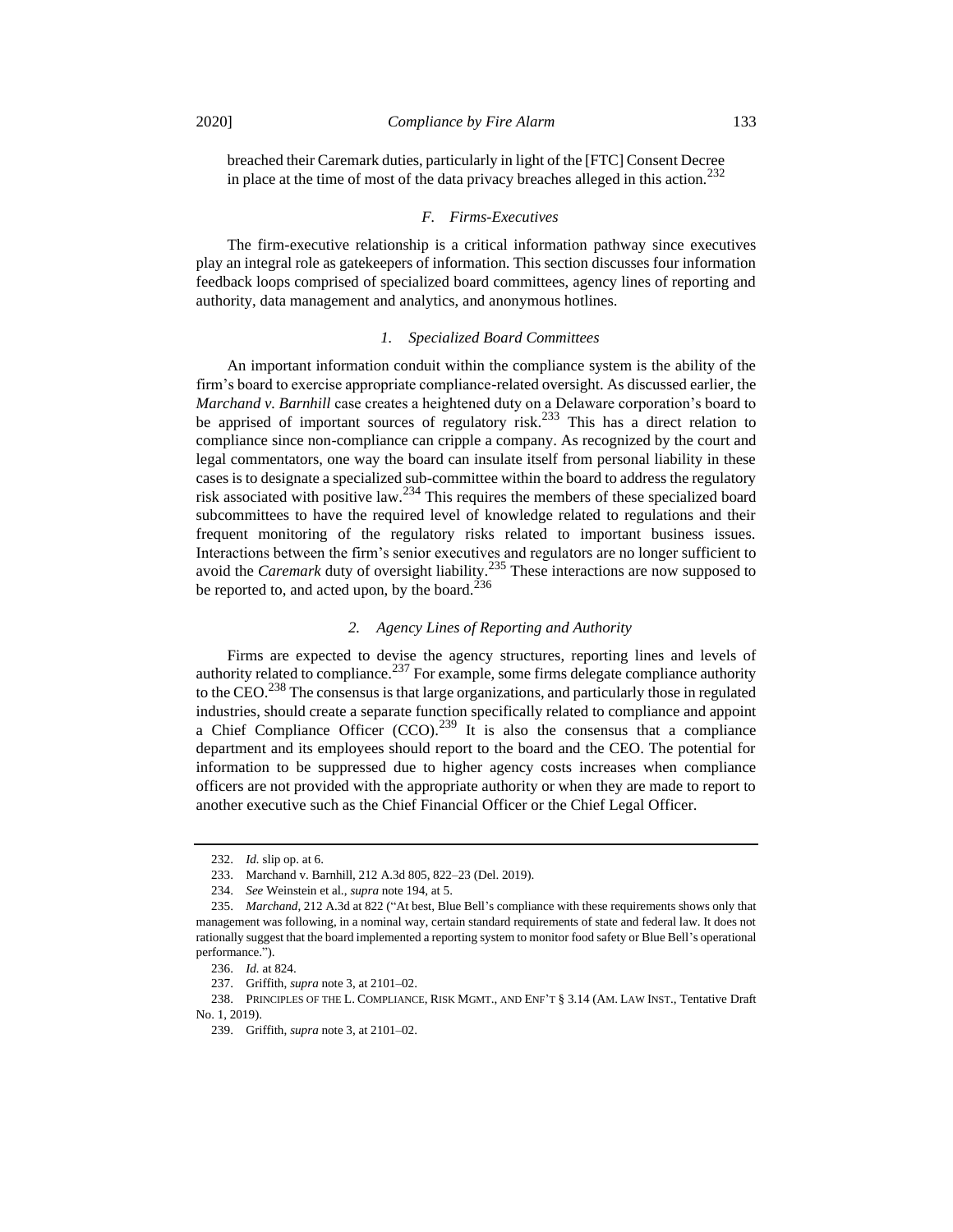breached their Caremark duties, particularly in light of the [FTC] Consent Decree in place at the time of most of the data privacy breaches alleged in this action.[232]

### *F. Firms-Executives*

The firm-executive relationship is a critical information pathway since executives play an integral role as gatekeepers of information. This section discusses four information feedback loops comprised of specialized board committees, agency lines of reporting and authority, data management and analytics, and anonymous hotlines.

#### *1. Specialized Board Committees*

An important information conduit within the compliance system is the ability of the firm's board to exercise appropriate compliance-related oversight. As discussed earlier, the *Marchand v. Barnhill* case creates a heightened duty on a Delaware corporation's board to be apprised of important sources of regulatory risk.[233] This has a direct relation to compliance since non-compliance can cripple a company. As recognized by the court and legal commentators, one way the board can insulate itself from personal liability in these cases is to designate a specialized sub-committee within the board to address the regulatory risk associated with positive law.[234] This requires the members of these specialized board subcommittees to have the required level of knowledge related to regulations and their frequent monitoring of the regulatory risks related to important business issues. Interactions between the firm's senior executives and regulators are no longer sufficient to avoid the *Caremark* duty of oversight liability.[235] These interactions are now supposed to be reported to, and acted upon, by the board.[236]

#### *2. Agency Lines of Reporting and Authority*

Firms are expected to devise the agency structures, reporting lines and levels of authority related to compliance.[237] For example, some firms delegate compliance authority to the CEO.[238] The consensus is that large organizations, and particularly those in regulated industries, should create a separate function specifically related to compliance and appoint a Chief Compliance Officer (CCO).[239] It is also the consensus that a compliance department and its employees should report to the board and the CEO. The potential for information to be suppressed due to higher agency costs increases when compliance officers are not provided with the appropriate authority or when they are made to report to another executive such as the Chief Financial Officer or the Chief Legal Officer.

---

232. *Id.* slip op. at 6.

233. Marchand v. Barnhill, 212 A.3d 805, 822–23 (Del. 2019).

234. *See* Weinstein et al., *supra* note 194, at 5.

235. *Marchand*, 212 A.3d at 822 ("At best, Blue Bell's compliance with these requirements shows only that management was following, in a nominal way, certain standard requirements of state and federal law. It does not rationally suggest that the board implemented a reporting system to monitor food safety or Blue Bell's operational performance.").

236. *Id.* at 824.

237. Griffith, *supra* note 3, at 2101–02.

238. PRINCIPLES OF THE L. COMPLIANCE, RISK MGMT., AND ENF'T § 3.14 (AM. LAW INST., Tentative Draft No. 1, 2019).

239. Griffith, *supra* note 3, at 2101–02.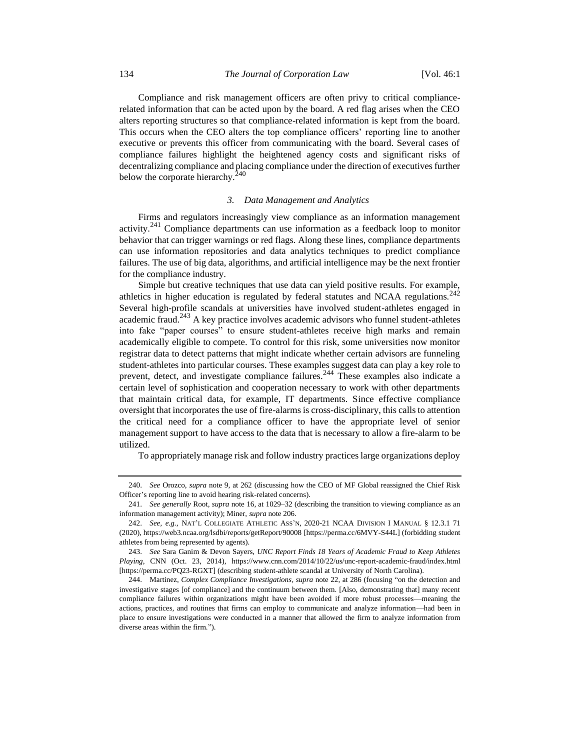Compliance and risk management officers are often privy to critical compliance-related information that can be acted upon by the board. A red flag arises when the CEO alters reporting structures so that compliance-related information is kept from the board. This occurs when the CEO alters the top compliance officers' reporting line to another executive or prevents this officer from communicating with the board. Several cases of compliance failures highlight the heightened agency costs and significant risks of decentralizing compliance and placing compliance under the direction of executives further below the corporate hierarchy.[240]

### *3. Data Management and Analytics*

Firms and regulators increasingly view compliance as an information management activity.[241] Compliance departments can use information as a feedback loop to monitor behavior that can trigger warnings or red flags. Along these lines, compliance departments can use information repositories and data analytics techniques to predict compliance failures. The use of big data, algorithms, and artificial intelligence may be the next frontier for the compliance industry.

Simple but creative techniques that use data can yield positive results. For example, athletics in higher education is regulated by federal statutes and NCAA regulations.[242] Several high-profile scandals at universities have involved student-athletes engaged in academic fraud.[243] A key practice involves academic advisors who funnel student-athletes into fake "paper courses" to ensure student-athletes receive high marks and remain academically eligible to compete. To control for this risk, some universities now monitor registrar data to detect patterns that might indicate whether certain advisors are funneling student-athletes into particular courses. These examples suggest data can play a key role to prevent, detect, and investigate compliance failures.[244] These examples also indicate a certain level of sophistication and cooperation necessary to work with other departments that maintain critical data, for example, IT departments. Since effective compliance oversight that incorporates the use of fire-alarms is cross-disciplinary, this calls to attention the critical need for a compliance officer to have the appropriate level of senior management support to have access to the data that is necessary to allow a fire-alarm to be utilized.

To appropriately manage risk and follow industry practices large organizations deploy

---

240. *See* Orozco, *supra* note 9, at 262 (discussing how the CEO of MF Global reassigned the Chief Risk Officer's reporting line to avoid hearing risk-related concerns).

241. *See generally* Root, *supra* note 16, at 1029–32 (describing the transition to viewing compliance as an information management activity); Miner, *supra* note 206.

242. *See, e.g.*, NAT'L COLLEGIATE ATHLETIC ASS'N, 2020-21 NCAA DIVISION I MANUAL § 12.3.1 71 (2020), https://web3.ncaa.org/lsdbi/reports/getReport/90008 [https://perma.cc/6MVY-S44L] (forbidding student athletes from being represented by agents).

243. *See* Sara Ganim & Devon Sayers, *UNC Report Finds 18 Years of Academic Fraud to Keep Athletes Playing*, CNN (Oct. 23, 2014), https://www.cnn.com/2014/10/22/us/unc-report-academic-fraud/index.html [https://perma.cc/PQ23-RGXT] (describing student-athlete scandal at University of North Carolina).

244. Martinez, *Complex Compliance Investigations*, *supra* note 22, at 286 (focusing "on the detection and investigative stages [of compliance] and the continuum between them. [Also, demonstrating that] many recent compliance failures within organizations might have been avoided if more robust processes—meaning the actions, practices, and routines that firms can employ to communicate and analyze information—had been in place to ensure investigations were conducted in a manner that allowed the firm to analyze information from diverse areas within the firm.").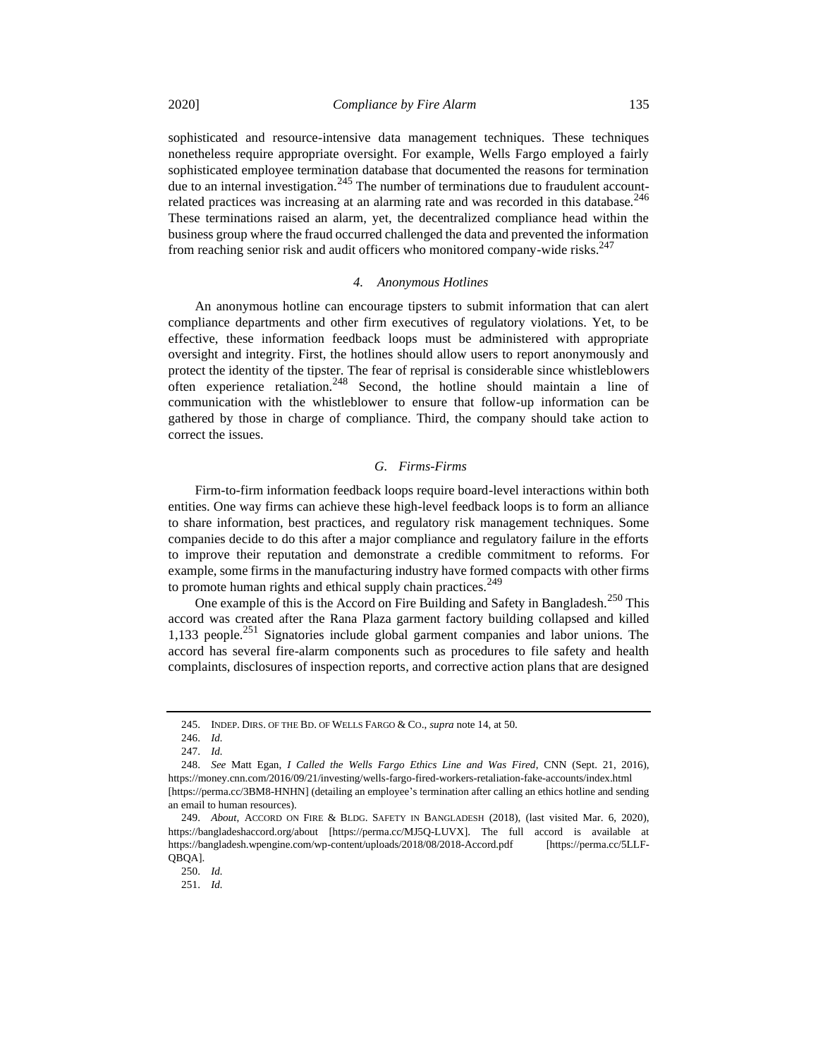sophisticated and resource-intensive data management techniques. These techniques nonetheless require appropriate oversight. For example, Wells Fargo employed a fairly sophisticated employee termination database that documented the reasons for termination due to an internal investigation.[245] The number of terminations due to fraudulent account-related practices was increasing at an alarming rate and was recorded in this database.[246] These terminations raised an alarm, yet, the decentralized compliance head within the business group where the fraud occurred challenged the data and prevented the information from reaching senior risk and audit officers who monitored company-wide risks.[247]

#### *4. Anonymous Hotlines*

An anonymous hotline can encourage tipsters to submit information that can alert compliance departments and other firm executives of regulatory violations. Yet, to be effective, these information feedback loops must be administered with appropriate oversight and integrity. First, the hotlines should allow users to report anonymously and protect the identity of the tipster. The fear of reprisal is considerable since whistleblowers often experience retaliation.[248] Second, the hotline should maintain a line of communication with the whistleblower to ensure that follow-up information can be gathered by those in charge of compliance. Third, the company should take action to correct the issues.

### *G. Firms-Firms*

Firm-to-firm information feedback loops require board-level interactions within both entities. One way firms can achieve these high-level feedback loops is to form an alliance to share information, best practices, and regulatory risk management techniques. Some companies decide to do this after a major compliance and regulatory failure in the efforts to improve their reputation and demonstrate a credible commitment to reforms. For example, some firms in the manufacturing industry have formed compacts with other firms to promote human rights and ethical supply chain practices.[249]

One example of this is the Accord on Fire Building and Safety in Bangladesh.[250] This accord was created after the Rana Plaza garment factory building collapsed and killed 1,133 people.[251] Signatories include global garment companies and labor unions. The accord has several fire-alarm components such as procedures to file safety and health complaints, disclosures of inspection reports, and corrective action plans that are designed

---

245. INDEP. DIRS. OF THE BD. OF WELLS FARGO & CO., *supra* note 14, at 50.

246. *Id.*

247. *Id.*

248. *See* Matt Egan, *I Called the Wells Fargo Ethics Line and Was Fired*, CNN (Sept. 21, 2016), https://money.cnn.com/2016/09/21/investing/wells-fargo-fired-workers-retaliation-fake-accounts/index.html [https://perma.cc/3BM8-HNHN] (detailing an employee's termination after calling an ethics hotline and sending an email to human resources).

249. *About*, ACCORD ON FIRE & BLDG. SAFETY IN BANGLADESH (2018), (last visited Mar. 6, 2020), https://bangladeshaccord.org/about [https://perma.cc/MJ5Q-LUVX]. The full accord is available at https://bangladesh.wpengine.com/wp-content/uploads/2018/08/2018-Accord.pdf [https://perma.cc/5LLF-QBQA].

250. *Id.*

251. *Id.*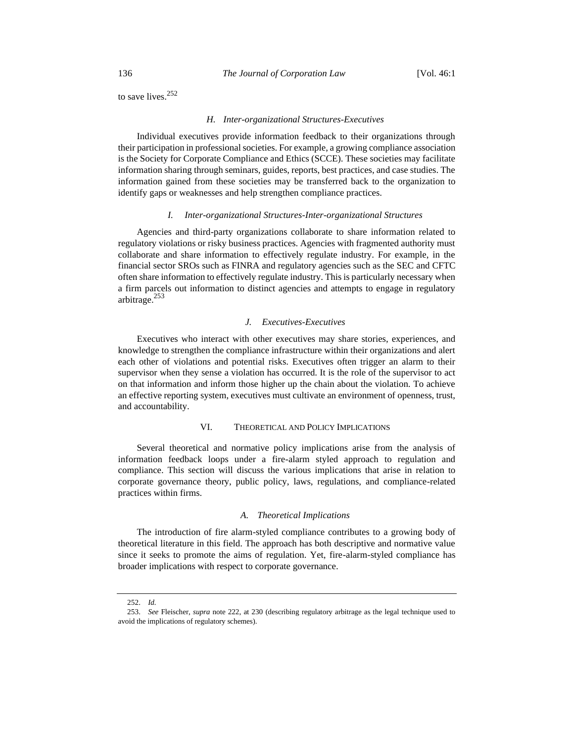to save lives.[252]

### *H. Inter-organizational Structures-Executives*

Individual executives provide information feedback to their organizations through their participation in professional societies. For example, a growing compliance association is the Society for Corporate Compliance and Ethics (SCCE). These societies may facilitate information sharing through seminars, guides, reports, best practices, and case studies. The information gained from these societies may be transferred back to the organization to identify gaps or weaknesses and help strengthen compliance practices.

### *I. Inter-organizational Structures-Inter-organizational Structures*

Agencies and third-party organizations collaborate to share information related to regulatory violations or risky business practices. Agencies with fragmented authority must collaborate and share information to effectively regulate industry. For example, in the financial sector SROs such as FINRA and regulatory agencies such as the SEC and CFTC often share information to effectively regulate industry. This is particularly necessary when a firm parcels out information to distinct agencies and attempts to engage in regulatory arbitrage.[253]

### *J. Executives-Executives*

Executives who interact with other executives may share stories, experiences, and knowledge to strengthen the compliance infrastructure within their organizations and alert each other of violations and potential risks. Executives often trigger an alarm to their supervisor when they sense a violation has occurred. It is the role of the supervisor to act on that information and inform those higher up the chain about the violation. To achieve an effective reporting system, executives must cultivate an environment of openness, trust, and accountability.

## VI. Theoretical and Policy Implications

Several theoretical and normative policy implications arise from the analysis of information feedback loops under a fire-alarm styled approach to regulation and compliance. This section will discuss the various implications that arise in relation to corporate governance theory, public policy, laws, regulations, and compliance-related practices within firms.

### *A. Theoretical Implications*

The introduction of fire alarm-styled compliance contributes to a growing body of theoretical literature in this field. The approach has both descriptive and normative value since it seeks to promote the aims of regulation. Yet, fire-alarm-styled compliance has broader implications with respect to corporate governance.

---

252. *Id.*

253. *See* Fleischer, *supra* note 222, at 230 (describing regulatory arbitrage as the legal technique used to avoid the implications of regulatory schemes).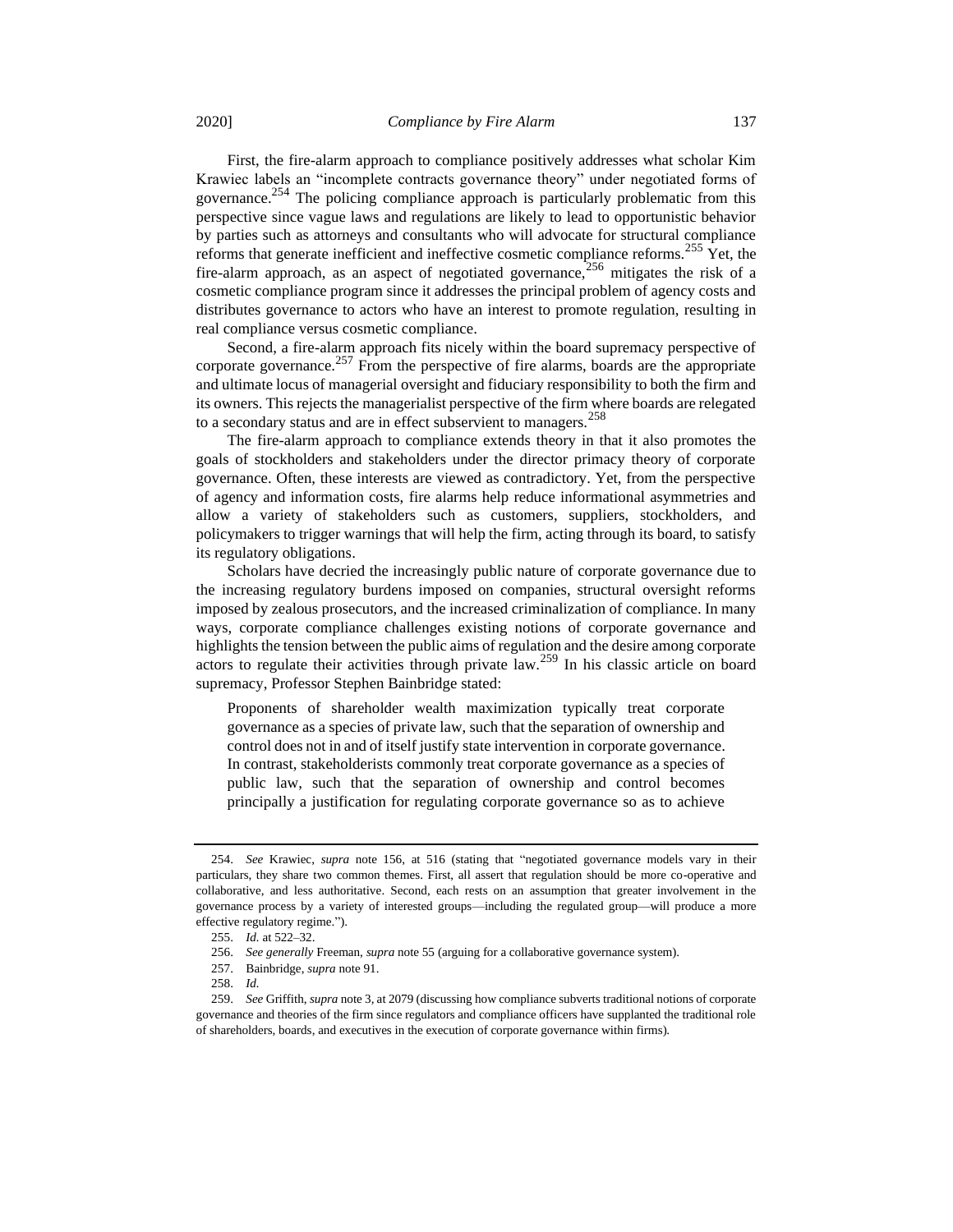First, the fire-alarm approach to compliance positively addresses what scholar Kim Krawiec labels an "incomplete contracts governance theory" under negotiated forms of governance.[254] The policing compliance approach is particularly problematic from this perspective since vague laws and regulations are likely to lead to opportunistic behavior by parties such as attorneys and consultants who will advocate for structural compliance reforms that generate inefficient and ineffective cosmetic compliance reforms.[255] Yet, the fire-alarm approach, as an aspect of negotiated governance,[256] mitigates the risk of a cosmetic compliance program since it addresses the principal problem of agency costs and distributes governance to actors who have an interest to promote regulation, resulting in real compliance versus cosmetic compliance.

Second, a fire-alarm approach fits nicely within the board supremacy perspective of corporate governance.[257] From the perspective of fire alarms, boards are the appropriate and ultimate locus of managerial oversight and fiduciary responsibility to both the firm and its owners. This rejects the managerialist perspective of the firm where boards are relegated to a secondary status and are in effect subservient to managers.[258]

The fire-alarm approach to compliance extends theory in that it also promotes the goals of stockholders and stakeholders under the director primacy theory of corporate governance. Often, these interests are viewed as contradictory. Yet, from the perspective of agency and information costs, fire alarms help reduce informational asymmetries and allow a variety of stakeholders such as customers, suppliers, stockholders, and policymakers to trigger warnings that will help the firm, acting through its board, to satisfy its regulatory obligations.

Scholars have decried the increasingly public nature of corporate governance due to the increasing regulatory burdens imposed on companies, structural oversight reforms imposed by zealous prosecutors, and the increased criminalization of compliance. In many ways, corporate compliance challenges existing notions of corporate governance and highlights the tension between the public aims of regulation and the desire among corporate actors to regulate their activities through private law.[259] In his classic article on board supremacy, Professor Stephen Bainbridge stated:

> Proponents of shareholder wealth maximization typically treat corporate governance as a species of private law, such that the separation of ownership and control does not in and of itself justify state intervention in corporate governance. In contrast, stakeholderists commonly treat corporate governance as a species of public law, such that the separation of ownership and control becomes principally a justification for regulating corporate governance so as to achieve

---

254. *See* Krawiec, *supra* note 156, at 516 (stating that "negotiated governance models vary in their particulars, they share two common themes. First, all assert that regulation should be more co-operative and collaborative, and less authoritative. Second, each rests on an assumption that greater involvement in the governance process by a variety of interested groups—including the regulated group—will produce a more effective regulatory regime.").

255. *Id.* at 522–32.

256. *See generally* Freeman, *supra* note 55 (arguing for a collaborative governance system).

257. Bainbridge, *supra* note 91.

258. *Id.*

259. *See* Griffith, *supra* note 3, at 2079 (discussing how compliance subverts traditional notions of corporate governance and theories of the firm since regulators and compliance officers have supplanted the traditional role of shareholders, boards, and executives in the execution of corporate governance within firms).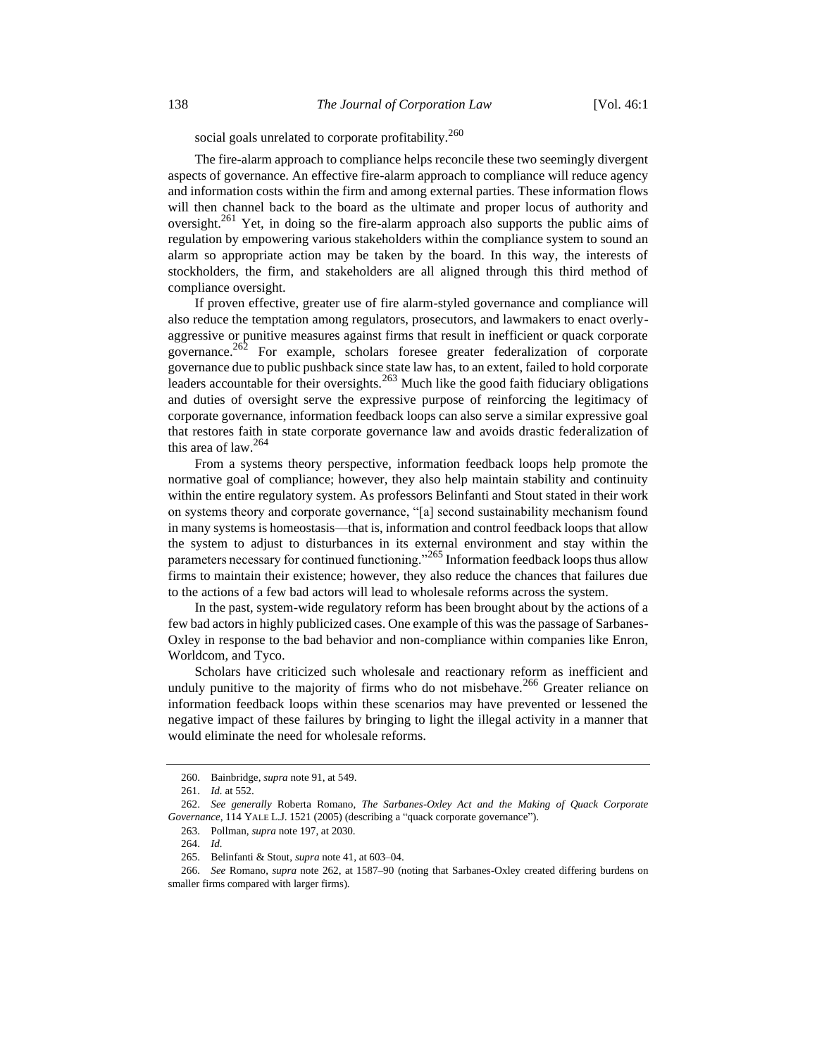social goals unrelated to corporate profitability.[260]

The fire-alarm approach to compliance helps reconcile these two seemingly divergent aspects of governance. An effective fire-alarm approach to compliance will reduce agency and information costs within the firm and among external parties. These information flows will then channel back to the board as the ultimate and proper locus of authority and oversight.[261] Yet, in doing so the fire-alarm approach also supports the public aims of regulation by empowering various stakeholders within the compliance system to sound an alarm so appropriate action may be taken by the board. In this way, the interests of stockholders, the firm, and stakeholders are all aligned through this third method of compliance oversight.

If proven effective, greater use of fire alarm-styled governance and compliance will also reduce the temptation among regulators, prosecutors, and lawmakers to enact overly-aggressive or punitive measures against firms that result in inefficient or quack corporate governance.[262] For example, scholars foresee greater federalization of corporate governance due to public pushback since state law has, to an extent, failed to hold corporate leaders accountable for their oversights.[263] Much like the good faith fiduciary obligations and duties of oversight serve the expressive purpose of reinforcing the legitimacy of corporate governance, information feedback loops can also serve a similar expressive goal that restores faith in state corporate governance law and avoids drastic federalization of this area of law.[264]

From a systems theory perspective, information feedback loops help promote the normative goal of compliance; however, they also help maintain stability and continuity within the entire regulatory system. As professors Belinfanti and Stout stated in their work on systems theory and corporate governance, "[a] second sustainability mechanism found in many systems is homeostasis—that is, information and control feedback loops that allow the system to adjust to disturbances in its external environment and stay within the parameters necessary for continued functioning."[265] Information feedback loops thus allow firms to maintain their existence; however, they also reduce the chances that failures due to the actions of a few bad actors will lead to wholesale reforms across the system.

In the past, system-wide regulatory reform has been brought about by the actions of a few bad actors in highly publicized cases. One example of this was the passage of Sarbanes-Oxley in response to the bad behavior and non-compliance within companies like Enron, Worldcom, and Tyco.

Scholars have criticized such wholesale and reactionary reform as inefficient and unduly punitive to the majority of firms who do not misbehave.[266] Greater reliance on information feedback loops within these scenarios may have prevented or lessened the negative impact of these failures by bringing to light the illegal activity in a manner that would eliminate the need for wholesale reforms.

---

260. Bainbridge, *supra* note 91, at 549.

261. *Id.* at 552.

262. *See generally* Roberta Romano, *The Sarbanes-Oxley Act and the Making of Quack Corporate Governance*, 114 YALE L.J. 1521 (2005) (describing a "quack corporate governance").

263. Pollman, *supra* note 197, at 2030.

264. *Id.*

265. Belinfanti & Stout, *supra* note 41, at 603–04.

266. *See* Romano, *supra* note 262, at 1587–90 (noting that Sarbanes-Oxley created differing burdens on smaller firms compared with larger firms).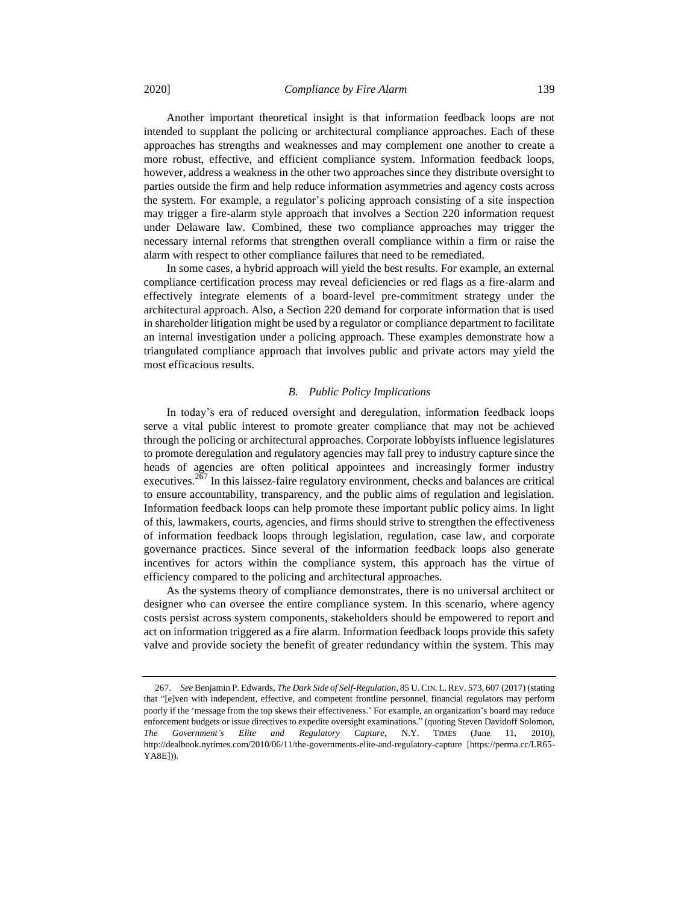Another important theoretical insight is that information feedback loops are not intended to supplant the policing or architectural compliance approaches. Each of these approaches has strengths and weaknesses and may complement one another to create a more robust, effective, and efficient compliance system. Information feedback loops, however, address a weakness in the other two approaches since they distribute oversight to parties outside the firm and help reduce information asymmetries and agency costs across the system. For example, a regulator's policing approach consisting of a site inspection may trigger a fire-alarm style approach that involves a Section 220 information request under Delaware law. Combined, these two compliance approaches may trigger the necessary internal reforms that strengthen overall compliance within a firm or raise the alarm with respect to other compliance failures that need to be remediated.

In some cases, a hybrid approach will yield the best results. For example, an external compliance certification process may reveal deficiencies or red flags as a fire-alarm and effectively integrate elements of a board-level pre-commitment strategy under the architectural approach. Also, a Section 220 demand for corporate information that is used in shareholder litigation might be used by a regulator or compliance department to facilitate an internal investigation under a policing approach. These examples demonstrate how a triangulated compliance approach that involves public and private actors may yield the most efficacious results.

### *B. Public Policy Implications*

In today's era of reduced oversight and deregulation, information feedback loops serve a vital public interest to promote greater compliance that may not be achieved through the policing or architectural approaches. Corporate lobbyists influence legislatures to promote deregulation and regulatory agencies may fall prey to industry capture since the heads of agencies are often political appointees and increasingly former industry executives.[267] In this laissez-faire regulatory environment, checks and balances are critical to ensure accountability, transparency, and the public aims of regulation and legislation. Information feedback loops can help promote these important public policy aims. In light of this, lawmakers, courts, agencies, and firms should strive to strengthen the effectiveness of information feedback loops through legislation, regulation, case law, and corporate governance practices. Since several of the information feedback loops also generate incentives for actors within the compliance system, this approach has the virtue of efficiency compared to the policing and architectural approaches.

As the systems theory of compliance demonstrates, there is no universal architect or designer who can oversee the entire compliance system. In this scenario, where agency costs persist across system components, stakeholders should be empowered to report and act on information triggered as a fire alarm. Information feedback loops provide this safety valve and provide society the benefit of greater redundancy within the system. This may

---

267. *See* Benjamin P. Edwards, *The Dark Side of Self-Regulation*, 85 U. CIN. L. REV. 573, 607 (2017) (stating that "[e]ven with independent, effective, and competent frontline personnel, financial regulators may perform poorly if the 'message from the top skews their effectiveness.' For example, an organization's board may reduce enforcement budgets or issue directives to expedite oversight examinations." (quoting Steven Davidoff Solomon, *The Government's Elite and Regulatory Capture*, N.Y. TIMES (June 11, 2010), http://dealbook.nytimes.com/2010/06/11/the-governments-elite-and-regulatory-capture [https://perma.cc/LR65-YA8E])).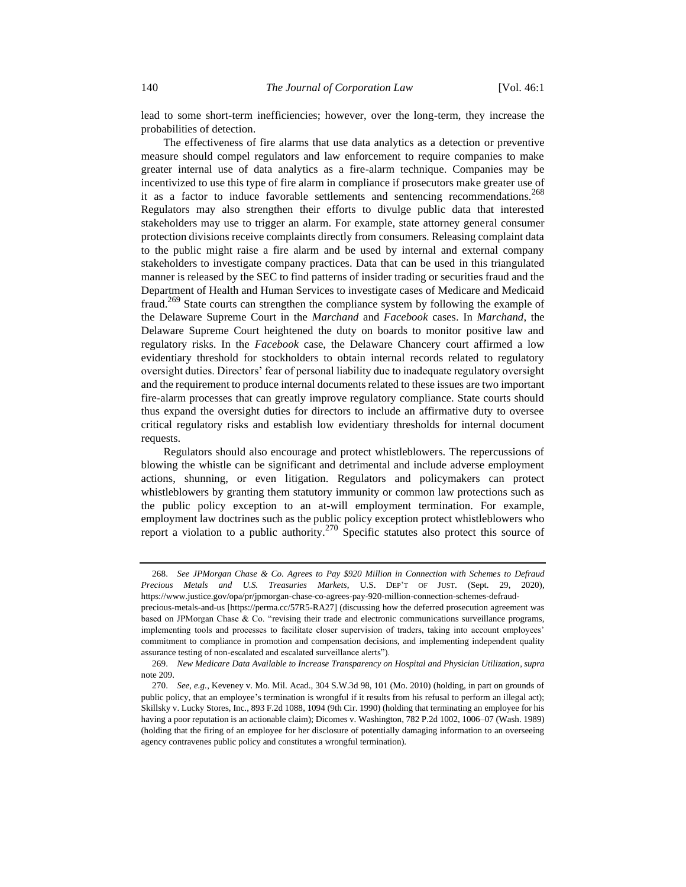lead to some short-term inefficiencies; however, over the long-term, they increase the probabilities of detection.

The effectiveness of fire alarms that use data analytics as a detection or preventive measure should compel regulators and law enforcement to require companies to make greater internal use of data analytics as a fire-alarm technique. Companies may be incentivized to use this type of fire alarm in compliance if prosecutors make greater use of it as a factor to induce favorable settlements and sentencing recommendations.[268] Regulators may also strengthen their efforts to divulge public data that interested stakeholders may use to trigger an alarm. For example, state attorney general consumer protection divisions receive complaints directly from consumers. Releasing complaint data to the public might raise a fire alarm and be used by internal and external company stakeholders to investigate company practices. Data that can be used in this triangulated manner is released by the SEC to find patterns of insider trading or securities fraud and the Department of Health and Human Services to investigate cases of Medicare and Medicaid fraud.[269] State courts can strengthen the compliance system by following the example of the Delaware Supreme Court in the *Marchand* and *Facebook* cases. In *Marchand*, the Delaware Supreme Court heightened the duty on boards to monitor positive law and regulatory risks. In the *Facebook* case, the Delaware Chancery court affirmed a low evidentiary threshold for stockholders to obtain internal records related to regulatory oversight duties. Directors' fear of personal liability due to inadequate regulatory oversight and the requirement to produce internal documents related to these issues are two important fire-alarm processes that can greatly improve regulatory compliance. State courts should thus expand the oversight duties for directors to include an affirmative duty to oversee critical regulatory risks and establish low evidentiary thresholds for internal document requests.

Regulators should also encourage and protect whistleblowers. The repercussions of blowing the whistle can be significant and detrimental and include adverse employment actions, shunning, or even litigation. Regulators and policymakers can protect whistleblowers by granting them statutory immunity or common law protections such as the public policy exception to an at-will employment termination. For example, employment law doctrines such as the public policy exception protect whistleblowers who report a violation to a public authority.[270] Specific statutes also protect this source of

---

268. *See JPMorgan Chase & Co. Agrees to Pay $920 Million in Connection with Schemes to Defraud Precious Metals and U.S. Treasuries Markets*, U.S. DEP'T OF JUST. (Sept. 29, 2020), https://www.justice.gov/opa/pr/jpmorgan-chase-co-agrees-pay-920-million-connection-schemes-defraud-precious-metals-and-us [https://perma.cc/57R5-RA27] (discussing how the deferred prosecution agreement was based on JPMorgan Chase & Co. "revising their trade and electronic communications surveillance programs, implementing tools and processes to facilitate closer supervision of traders, taking into account employees' commitment to compliance in promotion and compensation decisions, and implementing independent quality assurance testing of non-escalated and escalated surveillance alerts").

269. *New Medicare Data Available to Increase Transparency on Hospital and Physician Utilization*, *supra* note 209.

270. *See, e.g.*, Keveney v. Mo. Mil. Acad., 304 S.W.3d 98, 101 (Mo. 2010) (holding, in part on grounds of public policy, that an employee's termination is wrongful if it results from his refusal to perform an illegal act); Skillsky v. Lucky Stores, Inc., 893 F.2d 1088, 1094 (9th Cir. 1990) (holding that terminating an employee for his having a poor reputation is an actionable claim); Dicomes v. Washington, 782 P.2d 1002, 1006–07 (Wash. 1989) (holding that the firing of an employee for her disclosure of potentially damaging information to an overseeing agency contravenes public policy and constitutes a wrongful termination).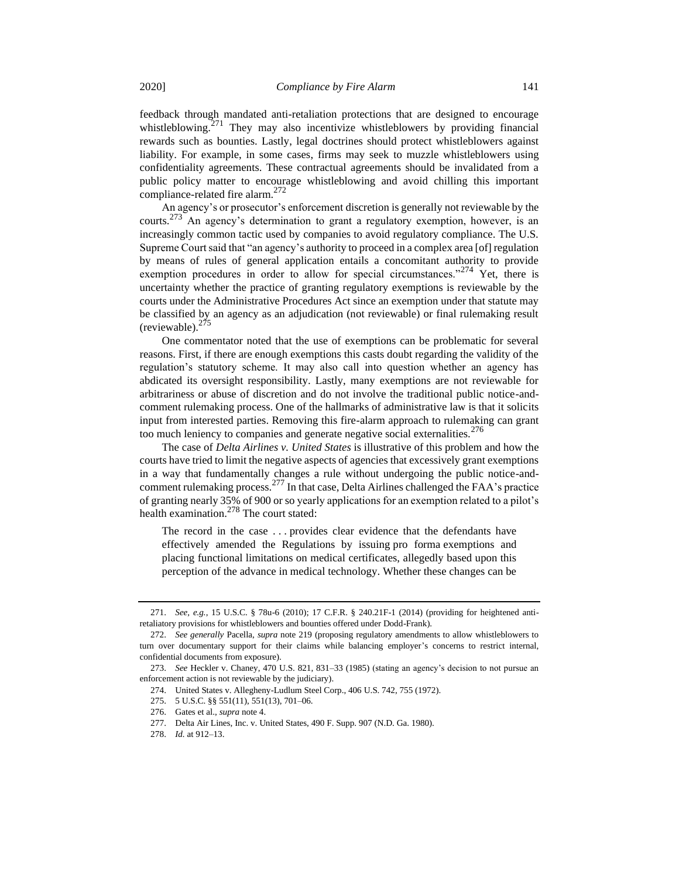feedback through mandated anti-retaliation protections that are designed to encourage whistleblowing.[271] They may also incentivize whistleblowers by providing financial rewards such as bounties. Lastly, legal doctrines should protect whistleblowers against liability. For example, in some cases, firms may seek to muzzle whistleblowers using confidentiality agreements. These contractual agreements should be invalidated from a public policy matter to encourage whistleblowing and avoid chilling this important compliance-related fire alarm.[272]

An agency's or prosecutor's enforcement discretion is generally not reviewable by the courts.[273] An agency's determination to grant a regulatory exemption, however, is an increasingly common tactic used by companies to avoid regulatory compliance. The U.S. Supreme Court said that "an agency's authority to proceed in a complex area [of] regulation by means of rules of general application entails a concomitant authority to provide exemption procedures in order to allow for special circumstances."[274] Yet, there is uncertainty whether the practice of granting regulatory exemptions is reviewable by the courts under the Administrative Procedures Act since an exemption under that statute may be classified by an agency as an adjudication (not reviewable) or final rulemaking result (reviewable).[275]

One commentator noted that the use of exemptions can be problematic for several reasons. First, if there are enough exemptions this casts doubt regarding the validity of the regulation's statutory scheme. It may also call into question whether an agency has abdicated its oversight responsibility. Lastly, many exemptions are not reviewable for arbitrariness or abuse of discretion and do not involve the traditional public notice-and-comment rulemaking process. One of the hallmarks of administrative law is that it solicits input from interested parties. Removing this fire-alarm approach to rulemaking can grant too much leniency to companies and generate negative social externalities.[276]

The case of *Delta Airlines v. United States* is illustrative of this problem and how the courts have tried to limit the negative aspects of agencies that excessively grant exemptions in a way that fundamentally changes a rule without undergoing the public notice-and-comment rulemaking process.[277] In that case, Delta Airlines challenged the FAA's practice of granting nearly 35% of 900 or so yearly applications for an exemption related to a pilot's health examination.[278] The court stated:

> The record in the case . . . provides clear evidence that the defendants have effectively amended the Regulations by issuing pro forma exemptions and placing functional limitations on medical certificates, allegedly based upon this perception of the advance in medical technology. Whether these changes can be

---

271. *See, e.g.*, 15 U.S.C. § 78u-6 (2010); 17 C.F.R. § 240.21F-1 (2014) (providing for heightened anti-retaliatory provisions for whistleblowers and bounties offered under Dodd-Frank).

272. *See generally* Pacella, *supra* note 219 (proposing regulatory amendments to allow whistleblowers to turn over documentary support for their claims while balancing employer's concerns to restrict internal, confidential documents from exposure).

273. *See* Heckler v. Chaney, 470 U.S. 821, 831–33 (1985) (stating an agency's decision to not pursue an enforcement action is not reviewable by the judiciary).

274. United States v. Allegheny-Ludlum Steel Corp., 406 U.S. 742, 755 (1972).

275. 5 U.S.C. §§ 551(11), 551(13), 701–06.

276. Gates et al., *supra* note 4.

277. Delta Air Lines, Inc. v. United States, 490 F. Supp. 907 (N.D. Ga. 1980).

278. *Id.* at 912–13.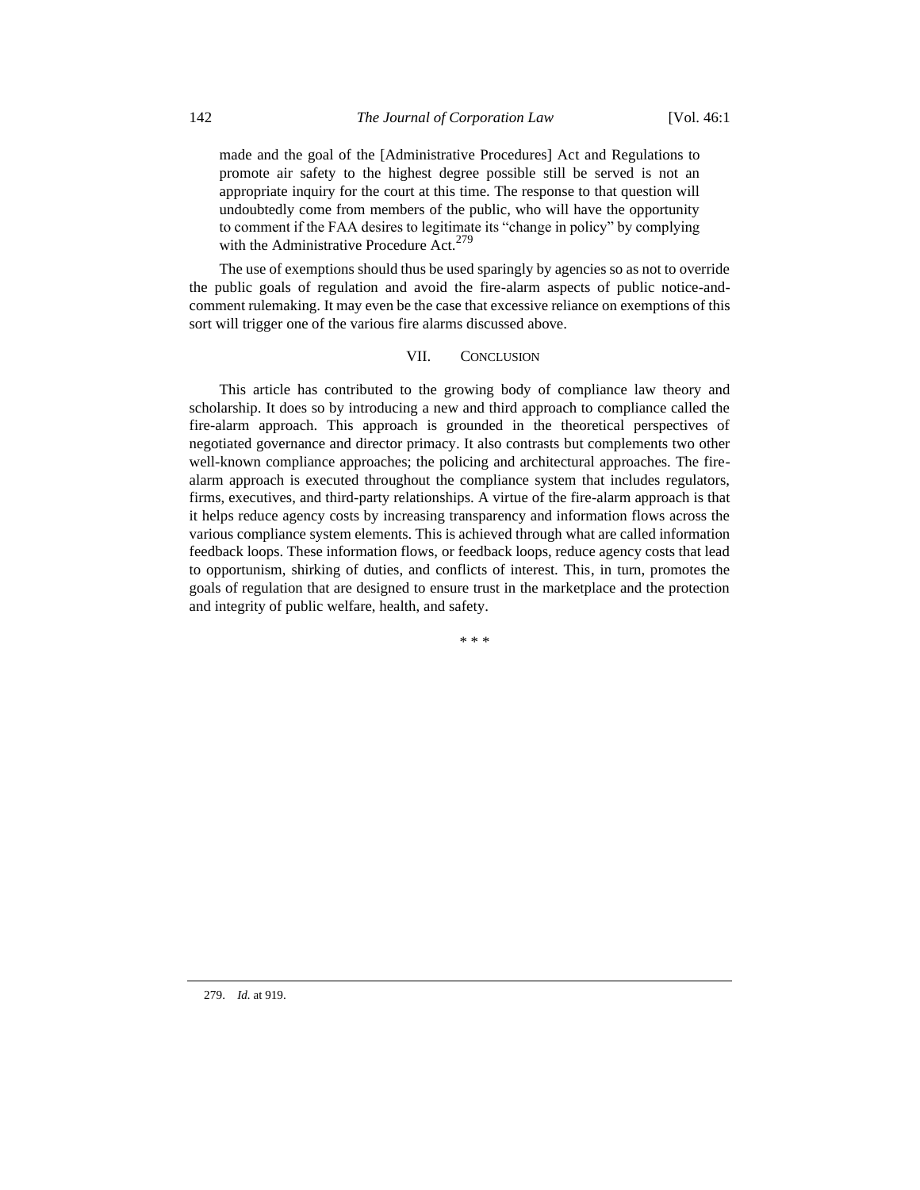> made and the goal of the [Administrative Procedures] Act and Regulations to promote air safety to the highest degree possible still be served is not an appropriate inquiry for the court at this time. The response to that question will undoubtedly come from members of the public, who will have the opportunity to comment if the FAA desires to legitimate its "change in policy" by complying with the Administrative Procedure Act.[279]

The use of exemptions should thus be used sparingly by agencies so as not to override the public goals of regulation and avoid the fire-alarm aspects of public notice-and-comment rulemaking. It may even be the case that excessive reliance on exemptions of this sort will trigger one of the various fire alarms discussed above.

## VII. CONCLUSION

This article has contributed to the growing body of compliance law theory and scholarship. It does so by introducing a new and third approach to compliance called the fire-alarm approach. This approach is grounded in the theoretical perspectives of negotiated governance and director primacy. It also contrasts but complements two other well-known compliance approaches; the policing and architectural approaches. The fire-alarm approach is executed throughout the compliance system that includes regulators, firms, executives, and third-party relationships. A virtue of the fire-alarm approach is that it helps reduce agency costs by increasing transparency and information flows across the various compliance system elements. This is achieved through what are called information feedback loops. These information flows, or feedback loops, reduce agency costs that lead to opportunism, shirking of duties, and conflicts of interest. This, in turn, promotes the goals of regulation that are designed to ensure trust in the marketplace and the protection and integrity of public welfare, health, and safety.

\* \* \*

---

279. *Id.* at 919.